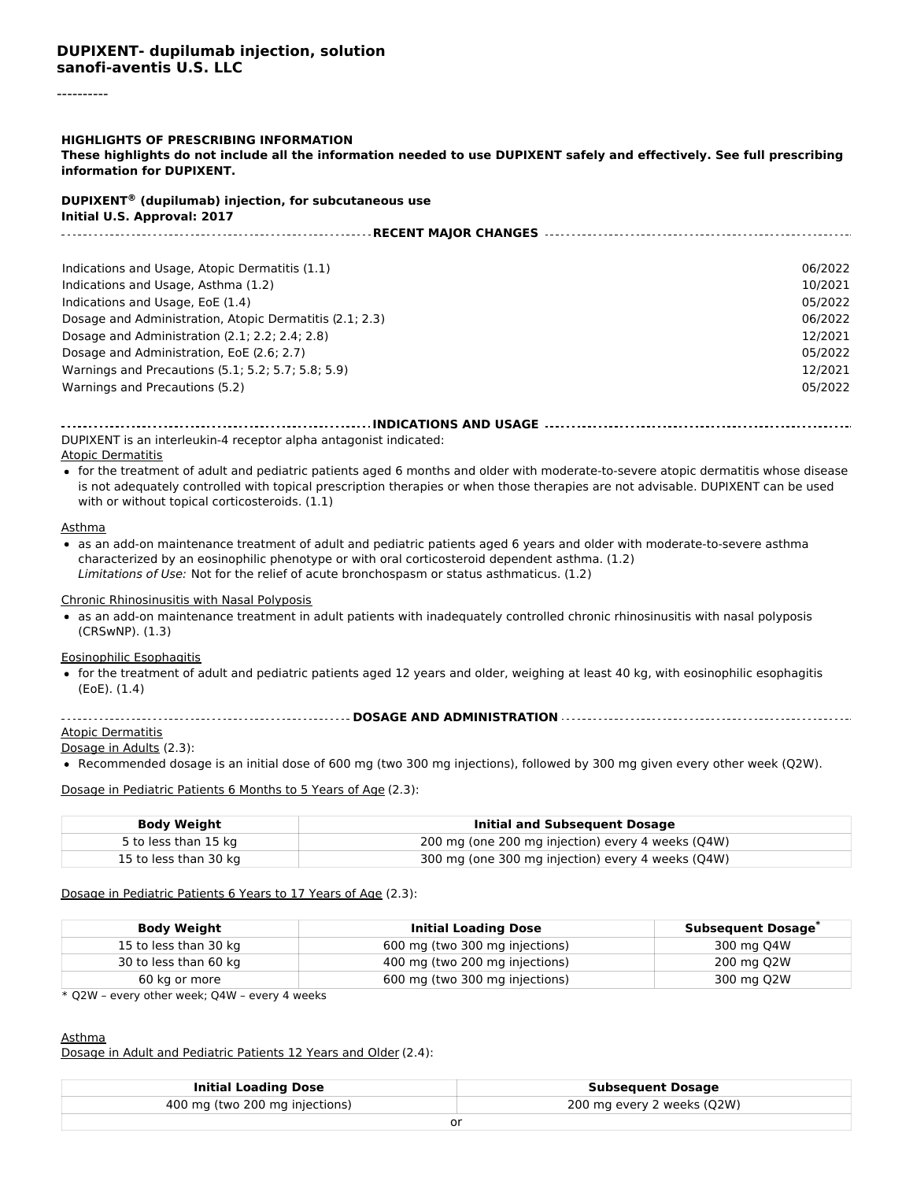# DUPIXENT- dupilumab injection, solution
# sanofi-aventis U.S. LLC

----------

## HIGHLIGHTS OF PRESCRIBING INFORMATION

**These highlights do not include all the information needed to use DUPIXENT safely and effectively. See full prescribing information for DUPIXENT.**

**DUPIXENT® (dupilumab) injection, for subcutaneous use**
**Initial U.S. Approval: 2017**

### RECENT MAJOR CHANGES

| | |
|---|---|
| Indications and Usage, Atopic Dermatitis (1.1) | 06/2022 |
| Indications and Usage, Asthma (1.2) | 10/2021 |
| Indications and Usage, EoE (1.4) | 05/2022 |
| Dosage and Administration, Atopic Dermatitis (2.1; 2.3) | 06/2022 |
| Dosage and Administration (2.1; 2.2; 2.4; 2.8) | 12/2021 |
| Dosage and Administration, EoE (2.6; 2.7) | 05/2022 |
| Warnings and Precautions (5.1; 5.2; 5.7; 5.8; 5.9) | 12/2021 |
| Warnings and Precautions (5.2) | 05/2022 |

### INDICATIONS AND USAGE

DUPIXENT is an interleukin-4 receptor alpha antagonist indicated:

Atopic Dermatitis

- for the treatment of adult and pediatric patients aged 6 months and older with moderate-to-severe atopic dermatitis whose disease is not adequately controlled with topical prescription therapies or when those therapies are not advisable. DUPIXENT can be used with or without topical corticosteroids. (1.1)

Asthma

- as an add-on maintenance treatment of adult and pediatric patients aged 6 years and older with moderate-to-severe asthma characterized by an eosinophilic phenotype or with oral corticosteroid dependent asthma. (1.2)
  *Limitations of Use:* Not for the relief of acute bronchospasm or status asthmaticus. (1.2)

Chronic Rhinosinusitis with Nasal Polyposis

- as an add-on maintenance treatment in adult patients with inadequately controlled chronic rhinosinusitis with nasal polyposis (CRSwNP). (1.3)

Eosinophilic Esophagitis

- for the treatment of adult and pediatric patients aged 12 years and older, weighing at least 40 kg, with eosinophilic esophagitis (EoE). (1.4)

### DOSAGE AND ADMINISTRATION

Atopic Dermatitis

Dosage in Adults (2.3):

- Recommended dosage is an initial dose of 600 mg (two 300 mg injections), followed by 300 mg given every other week (Q2W).

Dosage in Pediatric Patients 6 Months to 5 Years of Age (2.3):

| Body Weight | Initial and Subsequent Dosage |
|---|---|
| 5 to less than 15 kg | 200 mg (one 200 mg injection) every 4 weeks (Q4W) |
| 15 to less than 30 kg | 300 mg (one 300 mg injection) every 4 weeks (Q4W) |

Dosage in Pediatric Patients 6 Years to 17 Years of Age (2.3):

| Body Weight | Initial Loading Dose | Subsequent Dosage* |
|---|---|---|
| 15 to less than 30 kg | 600 mg (two 300 mg injections) | 300 mg Q4W |
| 30 to less than 60 kg | 400 mg (two 200 mg injections) | 200 mg Q2W |
| 60 kg or more | 600 mg (two 300 mg injections) | 300 mg Q2W |

\* Q2W – every other week; Q4W – every 4 weeks

Asthma

Dosage in Adult and Pediatric Patients 12 Years and Older (2.4):

| Initial Loading Dose | Subsequent Dosage |
|---|---|
| 400 mg (two 200 mg injections) | 200 mg every 2 weeks (Q2W) |
| or | |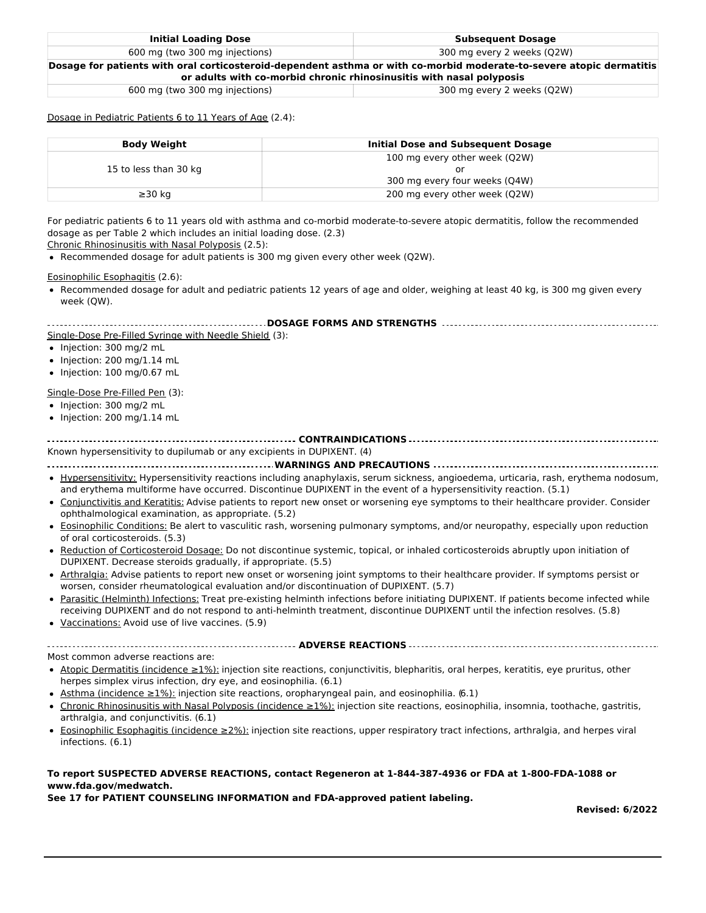| Initial Loading Dose | Subsequent Dosage |
|---|---|
| 600 mg (two 300 mg injections) | 300 mg every 2 weeks (Q2W) |
| **Dosage for patients with oral corticosteroid-dependent asthma or with co-morbid moderate-to-severe atopic dermatitis or adults with co-morbid chronic rhinosinusitis with nasal polyposis** | |
| 600 mg (two 300 mg injections) | 300 mg every 2 weeks (Q2W) |

Dosage in Pediatric Patients 6 to 11 Years of Age (2.4):

| Body Weight | Initial Dose and Subsequent Dosage |
|---|---|
| 15 to less than 30 kg | 100 mg every other week (Q2W) or 300 mg every four weeks (Q4W) |
| ≥30 kg | 200 mg every other week (Q2W) |

For pediatric patients 6 to 11 years old with asthma and co-morbid moderate-to-severe atopic dermatitis, follow the recommended dosage as per Table 2 which includes an initial loading dose. (2.3)

Chronic Rhinosinusitis with Nasal Polyposis (2.5):

- Recommended dosage for adult patients is 300 mg given every other week (Q2W).

Eosinophilic Esophagitis (2.6):

- Recommended dosage for adult and pediatric patients 12 years of age and older, weighing at least 40 kg, is 300 mg given every week (QW).

## DOSAGE FORMS AND STRENGTHS

Single-Dose Pre-Filled Syringe with Needle Shield (3):

- Injection: 300 mg/2 mL
- Injection: 200 mg/1.14 mL
- Injection: 100 mg/0.67 mL

Single-Dose Pre-Filled Pen (3):

- Injection: 300 mg/2 mL
- Injection: 200 mg/1.14 mL

## CONTRAINDICATIONS

Known hypersensitivity to dupilumab or any excipients in DUPIXENT. (4)

## WARNINGS AND PRECAUTIONS

- Hypersensitivity: Hypersensitivity reactions including anaphylaxis, serum sickness, angioedema, urticaria, rash, erythema nodosum, and erythema multiforme have occurred. Discontinue DUPIXENT in the event of a hypersensitivity reaction. (5.1)
- Conjunctivitis and Keratitis: Advise patients to report new onset or worsening eye symptoms to their healthcare provider. Consider ophthalmological examination, as appropriate. (5.2)
- Eosinophilic Conditions: Be alert to vasculitic rash, worsening pulmonary symptoms, and/or neuropathy, especially upon reduction of oral corticosteroids. (5.3)
- Reduction of Corticosteroid Dosage: Do not discontinue systemic, topical, or inhaled corticosteroids abruptly upon initiation of DUPIXENT. Decrease steroids gradually, if appropriate. (5.5)
- Arthralgia: Advise patients to report new onset or worsening joint symptoms to their healthcare provider. If symptoms persist or worsen, consider rheumatological evaluation and/or discontinuation of DUPIXENT. (5.7)
- Parasitic (Helminth) Infections: Treat pre-existing helminth infections before initiating DUPIXENT. If patients become infected while receiving DUPIXENT and do not respond to anti-helminth treatment, discontinue DUPIXENT until the infection resolves. (5.8)
- Vaccinations: Avoid use of live vaccines. (5.9)

## ADVERSE REACTIONS

Most common adverse reactions are:

- Atopic Dermatitis (incidence ≥1%): injection site reactions, conjunctivitis, blepharitis, oral herpes, keratitis, eye pruritus, other herpes simplex virus infection, dry eye, and eosinophilia. (6.1)
- Asthma (incidence ≥1%): injection site reactions, oropharyngeal pain, and eosinophilia. (6.1)
- Chronic Rhinosinusitis with Nasal Polyposis (incidence ≥1%): injection site reactions, eosinophilia, insomnia, toothache, gastritis, arthralgia, and conjunctivitis. (6.1)
- Eosinophilic Esophagitis (incidence ≥2%): injection site reactions, upper respiratory tract infections, arthralgia, and herpes viral infections. (6.1)

**To report SUSPECTED ADVERSE REACTIONS, contact Regeneron at 1-844-387-4936 or FDA at 1-800-FDA-1088 or www.fda.gov/medwatch.**

**See 17 for PATIENT COUNSELING INFORMATION and FDA-approved patient labeling.**

**Revised: 6/2022**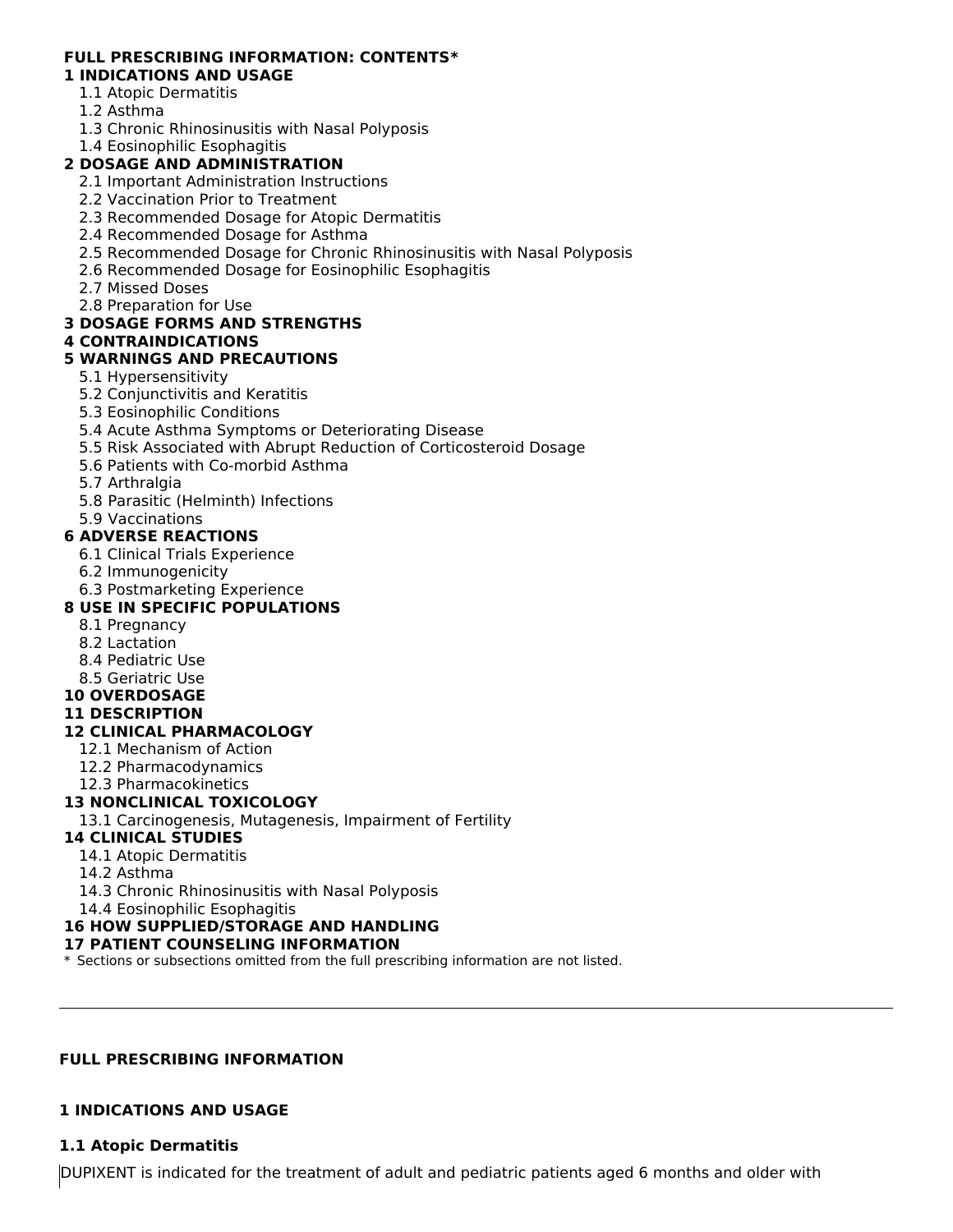**FULL PRESCRIBING INFORMATION: CONTENTS***

**1 INDICATIONS AND USAGE**

- 1.1 Atopic Dermatitis
- 1.2 Asthma
- 1.3 Chronic Rhinosinusitis with Nasal Polyposis
- 1.4 Eosinophilic Esophagitis

**2 DOSAGE AND ADMINISTRATION**

- 2.1 Important Administration Instructions
- 2.2 Vaccination Prior to Treatment
- 2.3 Recommended Dosage for Atopic Dermatitis
- 2.4 Recommended Dosage for Asthma
- 2.5 Recommended Dosage for Chronic Rhinosinusitis with Nasal Polyposis
- 2.6 Recommended Dosage for Eosinophilic Esophagitis
- 2.7 Missed Doses
- 2.8 Preparation for Use

**3 DOSAGE FORMS AND STRENGTHS**

**4 CONTRAINDICATIONS**

**5 WARNINGS AND PRECAUTIONS**

- 5.1 Hypersensitivity
- 5.2 Conjunctivitis and Keratitis
- 5.3 Eosinophilic Conditions
- 5.4 Acute Asthma Symptoms or Deteriorating Disease
- 5.5 Risk Associated with Abrupt Reduction of Corticosteroid Dosage
- 5.6 Patients with Co-morbid Asthma
- 5.7 Arthralgia
- 5.8 Parasitic (Helminth) Infections
- 5.9 Vaccinations

**6 ADVERSE REACTIONS**

- 6.1 Clinical Trials Experience
- 6.2 Immunogenicity
- 6.3 Postmarketing Experience

**8 USE IN SPECIFIC POPULATIONS**

- 8.1 Pregnancy
- 8.2 Lactation
- 8.4 Pediatric Use
- 8.5 Geriatric Use

**10 OVERDOSAGE**

**11 DESCRIPTION**

**12 CLINICAL PHARMACOLOGY**

- 12.1 Mechanism of Action
- 12.2 Pharmacodynamics
- 12.3 Pharmacokinetics

**13 NONCLINICAL TOXICOLOGY**

- 13.1 Carcinogenesis, Mutagenesis, Impairment of Fertility

**14 CLINICAL STUDIES**

- 14.1 Atopic Dermatitis
- 14.2 Asthma
- 14.3 Chronic Rhinosinusitis with Nasal Polyposis
- 14.4 Eosinophilic Esophagitis

**16 HOW SUPPLIED/STORAGE AND HANDLING**

**17 PATIENT COUNSELING INFORMATION**

* Sections or subsections omitted from the full prescribing information are not listed.

---

## FULL PRESCRIBING INFORMATION

## 1 INDICATIONS AND USAGE

### 1.1 Atopic Dermatitis

DUPIXENT is indicated for the treatment of adult and pediatric patients aged 6 months and older with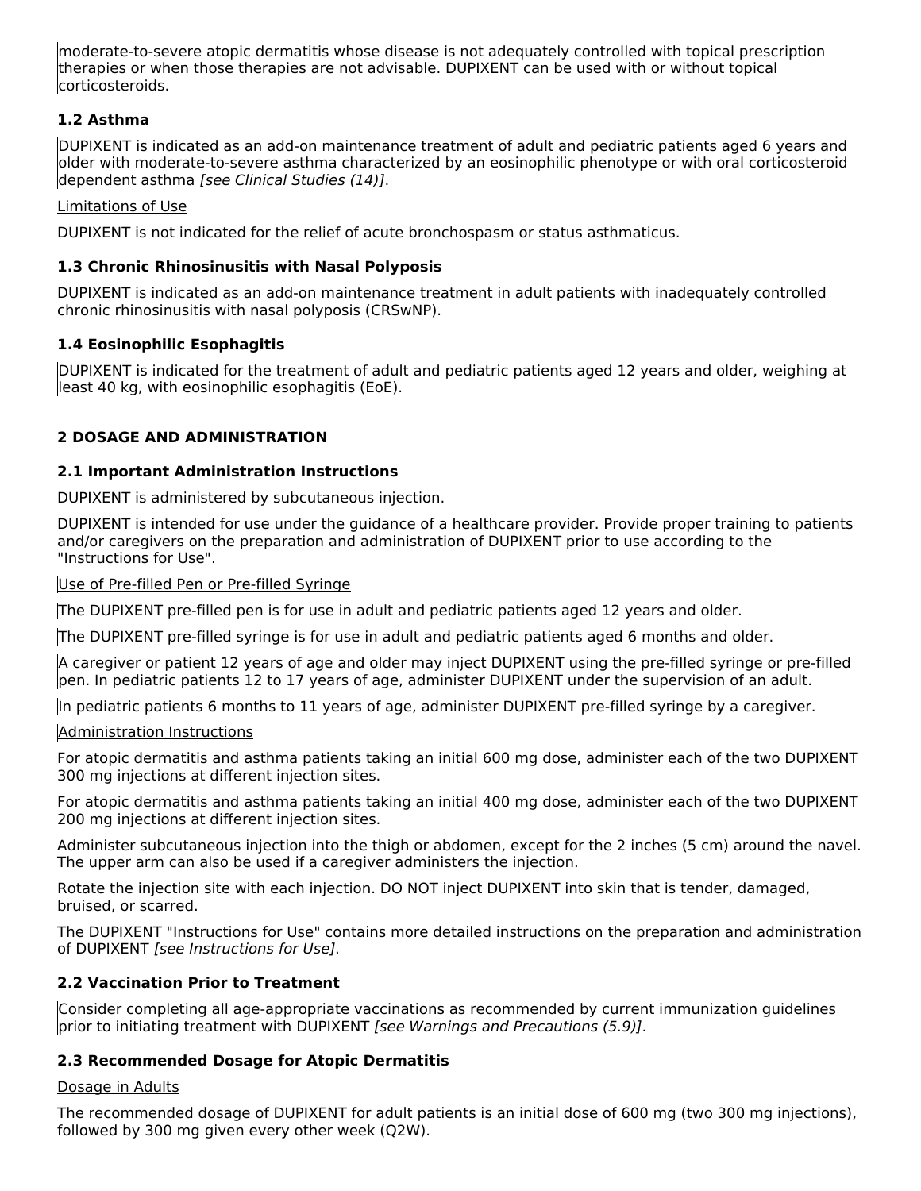moderate-to-severe atopic dermatitis whose disease is not adequately controlled with topical prescription therapies or when those therapies are not advisable. DUPIXENT can be used with or without topical corticosteroids.

### 1.2 Asthma

DUPIXENT is indicated as an add-on maintenance treatment of adult and pediatric patients aged 6 years and older with moderate-to-severe asthma characterized by an eosinophilic phenotype or with oral corticosteroid dependent asthma *[see Clinical Studies (14)]*.

Limitations of Use

DUPIXENT is not indicated for the relief of acute bronchospasm or status asthmaticus.

### 1.3 Chronic Rhinosinusitis with Nasal Polyposis

DUPIXENT is indicated as an add-on maintenance treatment in adult patients with inadequately controlled chronic rhinosinusitis with nasal polyposis (CRSwNP).

### 1.4 Eosinophilic Esophagitis

DUPIXENT is indicated for the treatment of adult and pediatric patients aged 12 years and older, weighing at least 40 kg, with eosinophilic esophagitis (EoE).

## 2 DOSAGE AND ADMINISTRATION

### 2.1 Important Administration Instructions

DUPIXENT is administered by subcutaneous injection.

DUPIXENT is intended for use under the guidance of a healthcare provider. Provide proper training to patients and/or caregivers on the preparation and administration of DUPIXENT prior to use according to the "Instructions for Use".

Use of Pre-filled Pen or Pre-filled Syringe

The DUPIXENT pre-filled pen is for use in adult and pediatric patients aged 12 years and older.

The DUPIXENT pre-filled syringe is for use in adult and pediatric patients aged 6 months and older.

A caregiver or patient 12 years of age and older may inject DUPIXENT using the pre-filled syringe or pre-filled pen. In pediatric patients 12 to 17 years of age, administer DUPIXENT under the supervision of an adult.

In pediatric patients 6 months to 11 years of age, administer DUPIXENT pre-filled syringe by a caregiver.

Administration Instructions

For atopic dermatitis and asthma patients taking an initial 600 mg dose, administer each of the two DUPIXENT 300 mg injections at different injection sites.

For atopic dermatitis and asthma patients taking an initial 400 mg dose, administer each of the two DUPIXENT 200 mg injections at different injection sites.

Administer subcutaneous injection into the thigh or abdomen, except for the 2 inches (5 cm) around the navel. The upper arm can also be used if a caregiver administers the injection.

Rotate the injection site with each injection. DO NOT inject DUPIXENT into skin that is tender, damaged, bruised, or scarred.

The DUPIXENT "Instructions for Use" contains more detailed instructions on the preparation and administration of DUPIXENT *[see Instructions for Use]*.

### 2.2 Vaccination Prior to Treatment

Consider completing all age-appropriate vaccinations as recommended by current immunization guidelines prior to initiating treatment with DUPIXENT *[see Warnings and Precautions (5.9)]*.

### 2.3 Recommended Dosage for Atopic Dermatitis

Dosage in Adults

The recommended dosage of DUPIXENT for adult patients is an initial dose of 600 mg (two 300 mg injections), followed by 300 mg given every other week (Q2W).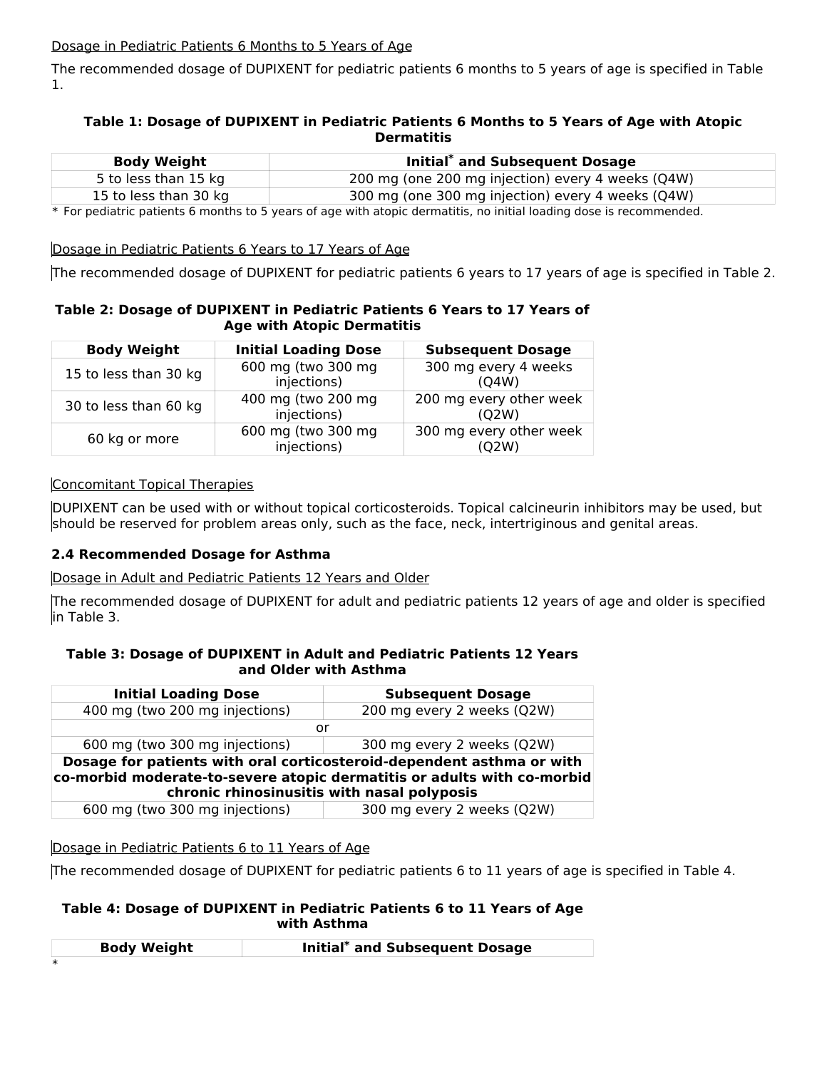Dosage in Pediatric Patients 6 Months to 5 Years of Age

The recommended dosage of DUPIXENT for pediatric patients 6 months to 5 years of age is specified in Table 1.

**Table 1: Dosage of DUPIXENT in Pediatric Patients 6 Months to 5 Years of Age with Atopic Dermatitis**

| Body Weight | Initial* and Subsequent Dosage |
|---|---|
| 5 to less than 15 kg | 200 mg (one 200 mg injection) every 4 weeks (Q4W) |
| 15 to less than 30 kg | 300 mg (one 300 mg injection) every 4 weeks (Q4W) |

\* For pediatric patients 6 months to 5 years of age with atopic dermatitis, no initial loading dose is recommended.

Dosage in Pediatric Patients 6 Years to 17 Years of Age

The recommended dosage of DUPIXENT for pediatric patients 6 years to 17 years of age is specified in Table 2.

**Table 2: Dosage of DUPIXENT in Pediatric Patients 6 Years to 17 Years of Age with Atopic Dermatitis**

| Body Weight | Initial Loading Dose | Subsequent Dosage |
|---|---|---|
| 15 to less than 30 kg | 600 mg (two 300 mg injections) | 300 mg every 4 weeks (Q4W) |
| 30 to less than 60 kg | 400 mg (two 200 mg injections) | 200 mg every other week (Q2W) |
| 60 kg or more | 600 mg (two 300 mg injections) | 300 mg every other week (Q2W) |

Concomitant Topical Therapies

DUPIXENT can be used with or without topical corticosteroids. Topical calcineurin inhibitors may be used, but should be reserved for problem areas only, such as the face, neck, intertriginous and genital areas.

### 2.4 Recommended Dosage for Asthma

Dosage in Adult and Pediatric Patients 12 Years and Older

The recommended dosage of DUPIXENT for adult and pediatric patients 12 years of age and older is specified in Table 3.

**Table 3: Dosage of DUPIXENT in Adult and Pediatric Patients 12 Years and Older with Asthma**

| Initial Loading Dose | Subsequent Dosage |
|---|---|
| 400 mg (two 200 mg injections) | 200 mg every 2 weeks (Q2W) |
| or | |
| 600 mg (two 300 mg injections) | 300 mg every 2 weeks (Q2W) |
| **Dosage for patients with oral corticosteroid-dependent asthma or with co-morbid moderate-to-severe atopic dermatitis or adults with co-morbid chronic rhinosinusitis with nasal polyposis** | |
| 600 mg (two 300 mg injections) | 300 mg every 2 weeks (Q2W) |

Dosage in Pediatric Patients 6 to 11 Years of Age

The recommended dosage of DUPIXENT for pediatric patients 6 to 11 years of age is specified in Table 4.

**Table 4: Dosage of DUPIXENT in Pediatric Patients 6 to 11 Years of Age with Asthma**

| Body Weight | Initial* and Subsequent Dosage |
|---|---|

\*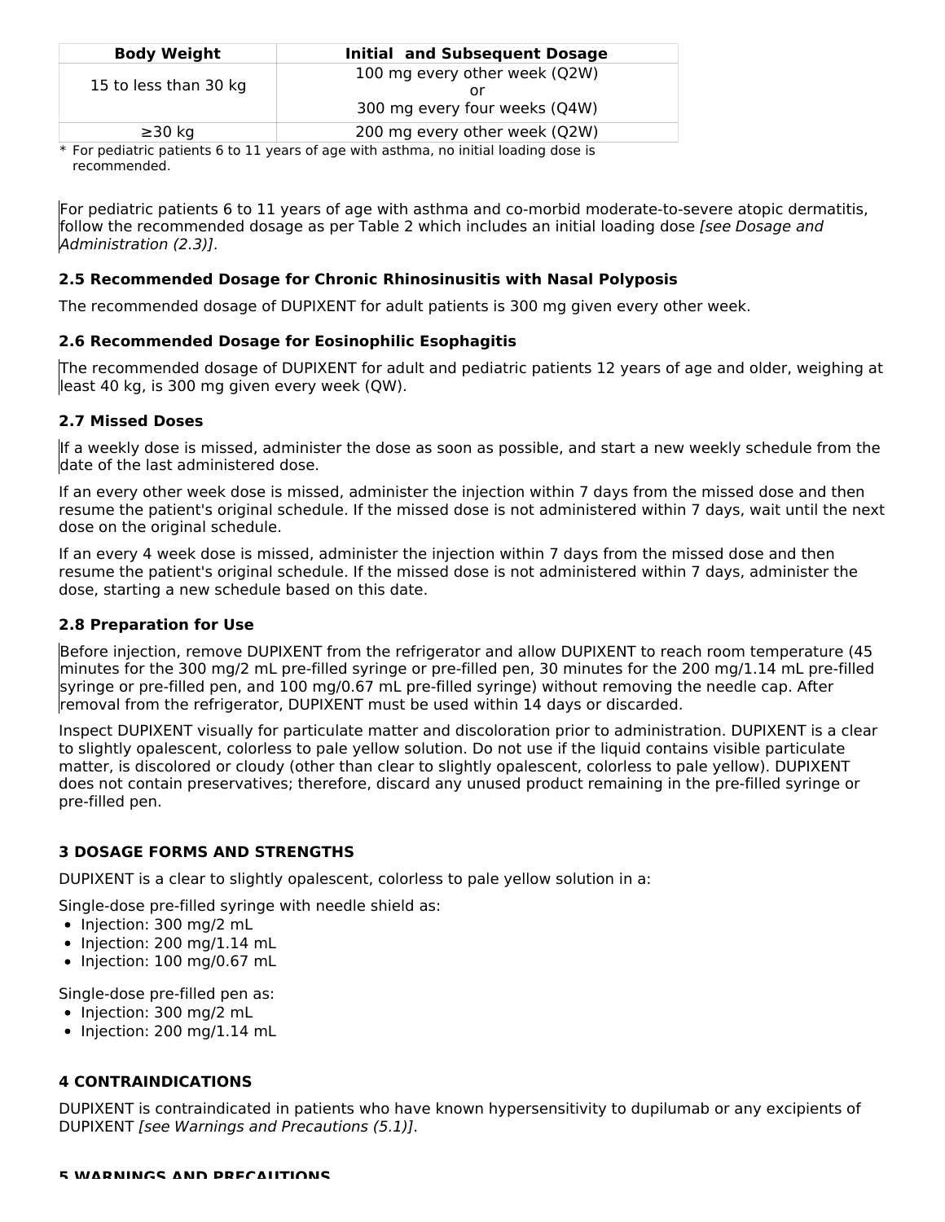| Body Weight | Initial and Subsequent Dosage |
|---|---|
| 15 to less than 30 kg | 100 mg every other week (Q2W)<br>or<br>300 mg every four weeks (Q4W) |
| ≥30 kg | 200 mg every other week (Q2W) |

* For pediatric patients 6 to 11 years of age with asthma, no initial loading dose is recommended.

For pediatric patients 6 to 11 years of age with asthma and co-morbid moderate-to-severe atopic dermatitis, follow the recommended dosage as per Table 2 which includes an initial loading dose *[see Dosage and Administration (2.3)]*.

### 2.5 Recommended Dosage for Chronic Rhinosinusitis with Nasal Polyposis

The recommended dosage of DUPIXENT for adult patients is 300 mg given every other week.

### 2.6 Recommended Dosage for Eosinophilic Esophagitis

The recommended dosage of DUPIXENT for adult and pediatric patients 12 years of age and older, weighing at least 40 kg, is 300 mg given every week (QW).

### 2.7 Missed Doses

If a weekly dose is missed, administer the dose as soon as possible, and start a new weekly schedule from the date of the last administered dose.

If an every other week dose is missed, administer the injection within 7 days from the missed dose and then resume the patient's original schedule. If the missed dose is not administered within 7 days, wait until the next dose on the original schedule.

If an every 4 week dose is missed, administer the injection within 7 days from the missed dose and then resume the patient's original schedule. If the missed dose is not administered within 7 days, administer the dose, starting a new schedule based on this date.

### 2.8 Preparation for Use

Before injection, remove DUPIXENT from the refrigerator and allow DUPIXENT to reach room temperature (45 minutes for the 300 mg/2 mL pre-filled syringe or pre-filled pen, 30 minutes for the 200 mg/1.14 mL pre-filled syringe or pre-filled pen, and 100 mg/0.67 mL pre-filled syringe) without removing the needle cap. After removal from the refrigerator, DUPIXENT must be used within 14 days or discarded.

Inspect DUPIXENT visually for particulate matter and discoloration prior to administration. DUPIXENT is a clear to slightly opalescent, colorless to pale yellow solution. Do not use if the liquid contains visible particulate matter, is discolored or cloudy (other than clear to slightly opalescent, colorless to pale yellow). DUPIXENT does not contain preservatives; therefore, discard any unused product remaining in the pre-filled syringe or pre-filled pen.

## 3 DOSAGE FORMS AND STRENGTHS

DUPIXENT is a clear to slightly opalescent, colorless to pale yellow solution in a:

Single-dose pre-filled syringe with needle shield as:
- Injection: 300 mg/2 mL
- Injection: 200 mg/1.14 mL
- Injection: 100 mg/0.67 mL

Single-dose pre-filled pen as:
- Injection: 300 mg/2 mL
- Injection: 200 mg/1.14 mL

## 4 CONTRAINDICATIONS

DUPIXENT is contraindicated in patients who have known hypersensitivity to dupilumab or any excipients of DUPIXENT *[see Warnings and Precautions (5.1)]*.

## 5 WARNINGS AND PRECAUTIONS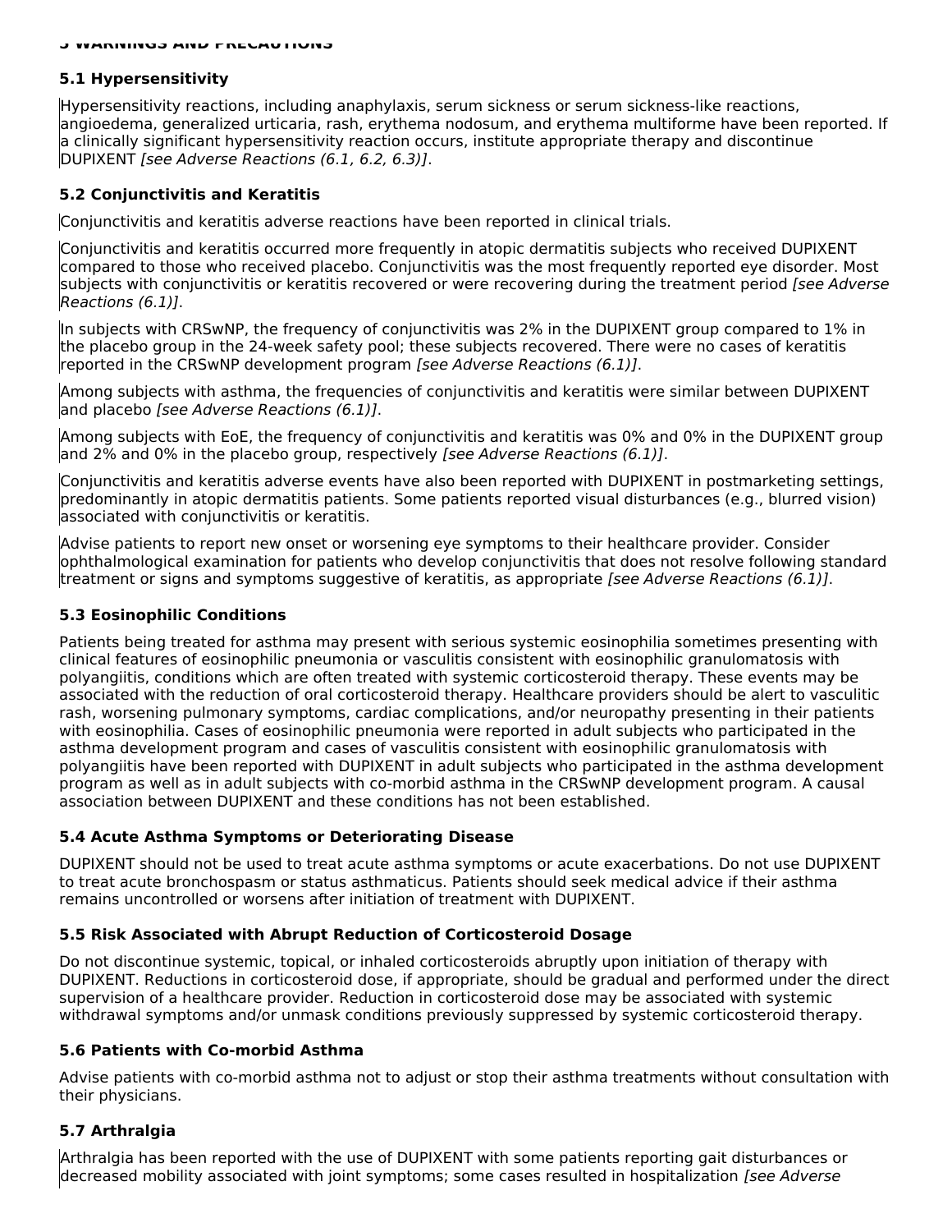## 5 WARNINGS AND PRECAUTIONS

### 5.1 Hypersensitivity

Hypersensitivity reactions, including anaphylaxis, serum sickness or serum sickness-like reactions, angioedema, generalized urticaria, rash, erythema nodosum, and erythema multiforme have been reported. If a clinically significant hypersensitivity reaction occurs, institute appropriate therapy and discontinue DUPIXENT *[see Adverse Reactions (6.1, 6.2, 6.3)]*.

### 5.2 Conjunctivitis and Keratitis

Conjunctivitis and keratitis adverse reactions have been reported in clinical trials.

Conjunctivitis and keratitis occurred more frequently in atopic dermatitis subjects who received DUPIXENT compared to those who received placebo. Conjunctivitis was the most frequently reported eye disorder. Most subjects with conjunctivitis or keratitis recovered or were recovering during the treatment period *[see Adverse Reactions (6.1)]*.

In subjects with CRSwNP, the frequency of conjunctivitis was 2% in the DUPIXENT group compared to 1% in the placebo group in the 24-week safety pool; these subjects recovered. There were no cases of keratitis reported in the CRSwNP development program *[see Adverse Reactions (6.1)]*.

Among subjects with asthma, the frequencies of conjunctivitis and keratitis were similar between DUPIXENT and placebo *[see Adverse Reactions (6.1)]*.

Among subjects with EoE, the frequency of conjunctivitis and keratitis was 0% and 0% in the DUPIXENT group and 2% and 0% in the placebo group, respectively *[see Adverse Reactions (6.1)]*.

Conjunctivitis and keratitis adverse events have also been reported with DUPIXENT in postmarketing settings, predominantly in atopic dermatitis patients. Some patients reported visual disturbances (e.g., blurred vision) associated with conjunctivitis or keratitis.

Advise patients to report new onset or worsening eye symptoms to their healthcare provider. Consider ophthalmological examination for patients who develop conjunctivitis that does not resolve following standard treatment or signs and symptoms suggestive of keratitis, as appropriate *[see Adverse Reactions (6.1)]*.

### 5.3 Eosinophilic Conditions

Patients being treated for asthma may present with serious systemic eosinophilia sometimes presenting with clinical features of eosinophilic pneumonia or vasculitis consistent with eosinophilic granulomatosis with polyangiitis, conditions which are often treated with systemic corticosteroid therapy. These events may be associated with the reduction of oral corticosteroid therapy. Healthcare providers should be alert to vasculitic rash, worsening pulmonary symptoms, cardiac complications, and/or neuropathy presenting in their patients with eosinophilia. Cases of eosinophilic pneumonia were reported in adult subjects who participated in the asthma development program and cases of vasculitis consistent with eosinophilic granulomatosis with polyangiitis have been reported with DUPIXENT in adult subjects who participated in the asthma development program as well as in adult subjects with co-morbid asthma in the CRSwNP development program. A causal association between DUPIXENT and these conditions has not been established.

### 5.4 Acute Asthma Symptoms or Deteriorating Disease

DUPIXENT should not be used to treat acute asthma symptoms or acute exacerbations. Do not use DUPIXENT to treat acute bronchospasm or status asthmaticus. Patients should seek medical advice if their asthma remains uncontrolled or worsens after initiation of treatment with DUPIXENT.

### 5.5 Risk Associated with Abrupt Reduction of Corticosteroid Dosage

Do not discontinue systemic, topical, or inhaled corticosteroids abruptly upon initiation of therapy with DUPIXENT. Reductions in corticosteroid dose, if appropriate, should be gradual and performed under the direct supervision of a healthcare provider. Reduction in corticosteroid dose may be associated with systemic withdrawal symptoms and/or unmask conditions previously suppressed by systemic corticosteroid therapy.

### 5.6 Patients with Co-morbid Asthma

Advise patients with co-morbid asthma not to adjust or stop their asthma treatments without consultation with their physicians.

### 5.7 Arthralgia

Arthralgia has been reported with the use of DUPIXENT with some patients reporting gait disturbances or decreased mobility associated with joint symptoms; some cases resulted in hospitalization *[see Adverse*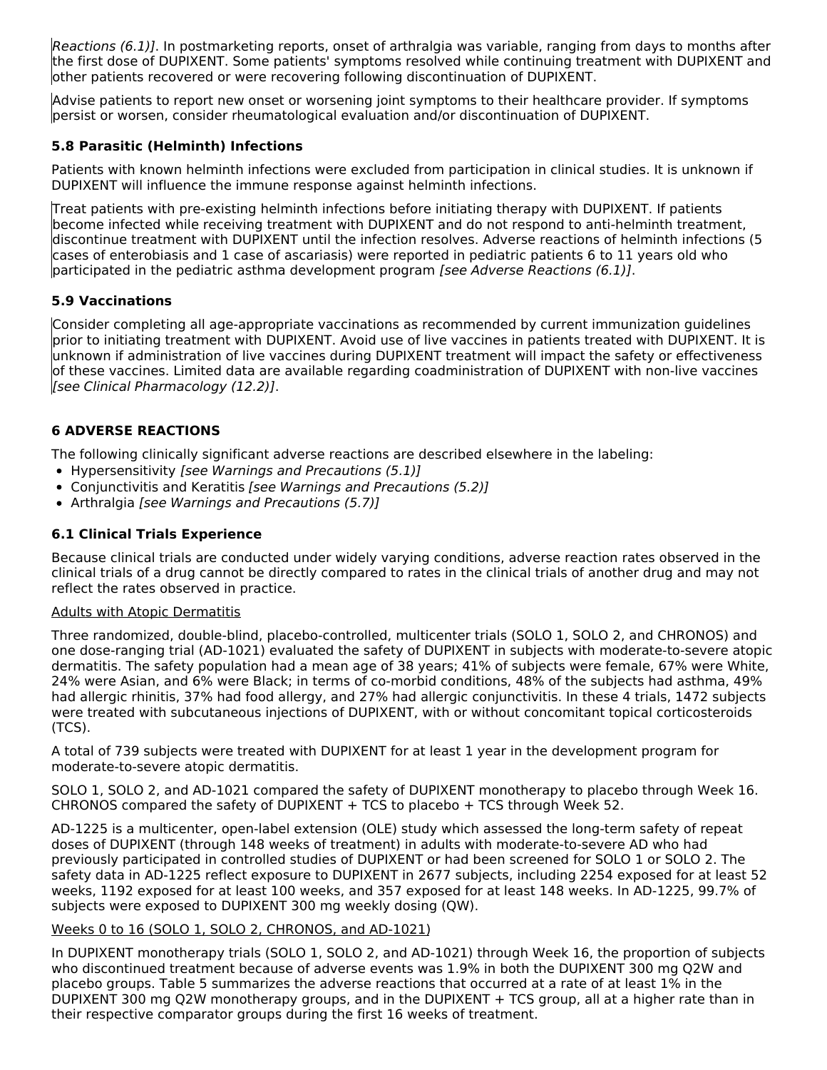*Reactions (6.1)]*. In postmarketing reports, onset of arthralgia was variable, ranging from days to months after the first dose of DUPIXENT. Some patients' symptoms resolved while continuing treatment with DUPIXENT and other patients recovered or were recovering following discontinuation of DUPIXENT.

Advise patients to report new onset or worsening joint symptoms to their healthcare provider. If symptoms persist or worsen, consider rheumatological evaluation and/or discontinuation of DUPIXENT.

### 5.8 Parasitic (Helminth) Infections

Patients with known helminth infections were excluded from participation in clinical studies. It is unknown if DUPIXENT will influence the immune response against helminth infections.

Treat patients with pre-existing helminth infections before initiating therapy with DUPIXENT. If patients become infected while receiving treatment with DUPIXENT and do not respond to anti-helminth treatment, discontinue treatment with DUPIXENT until the infection resolves. Adverse reactions of helminth infections (5 cases of enterobiasis and 1 case of ascariasis) were reported in pediatric patients 6 to 11 years old who participated in the pediatric asthma development program *[see Adverse Reactions (6.1)]*.

### 5.9 Vaccinations

Consider completing all age-appropriate vaccinations as recommended by current immunization guidelines prior to initiating treatment with DUPIXENT. Avoid use of live vaccines in patients treated with DUPIXENT. It is unknown if administration of live vaccines during DUPIXENT treatment will impact the safety or effectiveness of these vaccines. Limited data are available regarding coadministration of DUPIXENT with non-live vaccines *[see Clinical Pharmacology (12.2)]*.

## 6 ADVERSE REACTIONS

The following clinically significant adverse reactions are described elsewhere in the labeling:

- Hypersensitivity *[see Warnings and Precautions (5.1)]*
- Conjunctivitis and Keratitis *[see Warnings and Precautions (5.2)]*
- Arthralgia *[see Warnings and Precautions (5.7)]*

### 6.1 Clinical Trials Experience

Because clinical trials are conducted under widely varying conditions, adverse reaction rates observed in the clinical trials of a drug cannot be directly compared to rates in the clinical trials of another drug and may not reflect the rates observed in practice.

<u>Adults with Atopic Dermatitis</u>

Three randomized, double-blind, placebo-controlled, multicenter trials (SOLO 1, SOLO 2, and CHRONOS) and one dose-ranging trial (AD-1021) evaluated the safety of DUPIXENT in subjects with moderate-to-severe atopic dermatitis. The safety population had a mean age of 38 years; 41% of subjects were female, 67% were White, 24% were Asian, and 6% were Black; in terms of co-morbid conditions, 48% of the subjects had asthma, 49% had allergic rhinitis, 37% had food allergy, and 27% had allergic conjunctivitis. In these 4 trials, 1472 subjects were treated with subcutaneous injections of DUPIXENT, with or without concomitant topical corticosteroids (TCS).

A total of 739 subjects were treated with DUPIXENT for at least 1 year in the development program for moderate-to-severe atopic dermatitis.

SOLO 1, SOLO 2, and AD-1021 compared the safety of DUPIXENT monotherapy to placebo through Week 16. CHRONOS compared the safety of DUPIXENT + TCS to placebo + TCS through Week 52.

AD-1225 is a multicenter, open-label extension (OLE) study which assessed the long-term safety of repeat doses of DUPIXENT (through 148 weeks of treatment) in adults with moderate-to-severe AD who had previously participated in controlled studies of DUPIXENT or had been screened for SOLO 1 or SOLO 2. The safety data in AD-1225 reflect exposure to DUPIXENT in 2677 subjects, including 2254 exposed for at least 52 weeks, 1192 exposed for at least 100 weeks, and 357 exposed for at least 148 weeks. In AD-1225, 99.7% of subjects were exposed to DUPIXENT 300 mg weekly dosing (QW).

<u>Weeks 0 to 16 (SOLO 1, SOLO 2, CHRONOS, and AD-1021)</u>

In DUPIXENT monotherapy trials (SOLO 1, SOLO 2, and AD-1021) through Week 16, the proportion of subjects who discontinued treatment because of adverse events was 1.9% in both the DUPIXENT 300 mg Q2W and placebo groups. Table 5 summarizes the adverse reactions that occurred at a rate of at least 1% in the DUPIXENT 300 mg Q2W monotherapy groups, and in the DUPIXENT + TCS group, all at a higher rate than in their respective comparator groups during the first 16 weeks of treatment.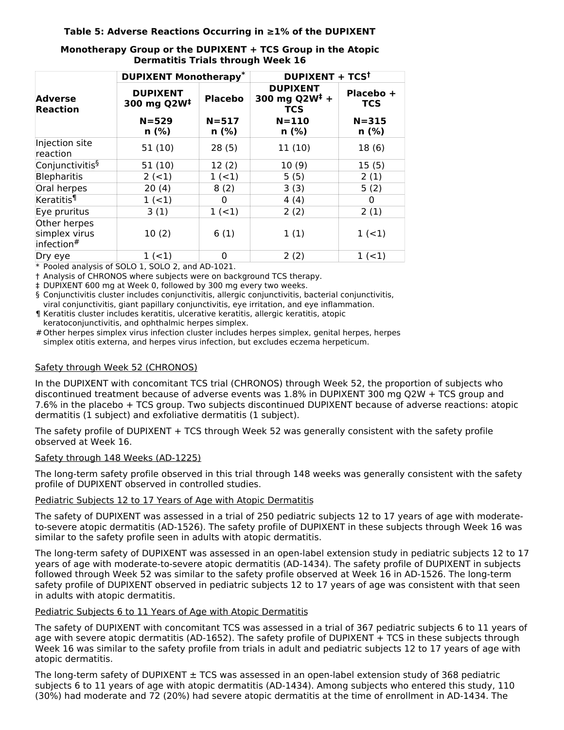**Table 5: Adverse Reactions Occurring in ≥1% of the DUPIXENT Monotherapy Group or the DUPIXENT + TCS Group in the Atopic Dermatitis Trials through Week 16**

| Adverse Reaction | DUPIXENT Monotherapy* | | DUPIXENT + TCS† | |
|---|---|---|---|---|
| | DUPIXENT 300 mg Q2W‡ N=529 n (%) | Placebo N=517 n (%) | DUPIXENT 300 mg Q2W‡ + TCS N=110 n (%) | Placebo + TCS N=315 n (%) |
| Injection site reaction | 51 (10) | 28 (5) | 11 (10) | 18 (6) |
| Conjunctivitis§ | 51 (10) | 12 (2) | 10 (9) | 15 (5) |
| Blepharitis | 2 (<1) | 1 (<1) | 5 (5) | 2 (1) |
| Oral herpes | 20 (4) | 8 (2) | 3 (3) | 5 (2) |
| Keratitis¶ | 1 (<1) | 0 | 4 (4) | 0 |
| Eye pruritus | 3 (1) | 1 (<1) | 2 (2) | 2 (1) |
| Other herpes simplex virus infection# | 10 (2) | 6 (1) | 1 (1) | 1 (<1) |
| Dry eye | 1 (<1) | 0 | 2 (2) | 1 (<1) |

\* Pooled analysis of SOLO 1, SOLO 2, and AD-1021.
† Analysis of CHRONOS where subjects were on background TCS therapy.
‡ DUPIXENT 600 mg at Week 0, followed by 300 mg every two weeks.
§ Conjunctivitis cluster includes conjunctivitis, allergic conjunctivitis, bacterial conjunctivitis, viral conjunctivitis, giant papillary conjunctivitis, eye irritation, and eye inflammation.
¶ Keratitis cluster includes keratitis, ulcerative keratitis, allergic keratitis, atopic keratoconjunctivitis, and ophthalmic herpes simplex.
\# Other herpes simplex virus infection cluster includes herpes simplex, genital herpes, herpes simplex otitis externa, and herpes virus infection, but excludes eczema herpeticum.

Safety through Week 52 (CHRONOS)

In the DUPIXENT with concomitant TCS trial (CHRONOS) through Week 52, the proportion of subjects who discontinued treatment because of adverse events was 1.8% in DUPIXENT 300 mg Q2W + TCS group and 7.6% in the placebo + TCS group. Two subjects discontinued DUPIXENT because of adverse reactions: atopic dermatitis (1 subject) and exfoliative dermatitis (1 subject).

The safety profile of DUPIXENT + TCS through Week 52 was generally consistent with the safety profile observed at Week 16.

Safety through 148 Weeks (AD-1225)

The long-term safety profile observed in this trial through 148 weeks was generally consistent with the safety profile of DUPIXENT observed in controlled studies.

Pediatric Subjects 12 to 17 Years of Age with Atopic Dermatitis

The safety of DUPIXENT was assessed in a trial of 250 pediatric subjects 12 to 17 years of age with moderate-to-severe atopic dermatitis (AD-1526). The safety profile of DUPIXENT in these subjects through Week 16 was similar to the safety profile seen in adults with atopic dermatitis.

The long-term safety of DUPIXENT was assessed in an open-label extension study in pediatric subjects 12 to 17 years of age with moderate-to-severe atopic dermatitis (AD-1434). The safety profile of DUPIXENT in subjects followed through Week 52 was similar to the safety profile observed at Week 16 in AD-1526. The long-term safety profile of DUPIXENT observed in pediatric subjects 12 to 17 years of age was consistent with that seen in adults with atopic dermatitis.

Pediatric Subjects 6 to 11 Years of Age with Atopic Dermatitis

The safety of DUPIXENT with concomitant TCS was assessed in a trial of 367 pediatric subjects 6 to 11 years of age with severe atopic dermatitis (AD-1652). The safety profile of DUPIXENT + TCS in these subjects through Week 16 was similar to the safety profile from trials in adult and pediatric subjects 12 to 17 years of age with atopic dermatitis.

The long-term safety of DUPIXENT ± TCS was assessed in an open-label extension study of 368 pediatric subjects 6 to 11 years of age with atopic dermatitis (AD-1434). Among subjects who entered this study, 110 (30%) had moderate and 72 (20%) had severe atopic dermatitis at the time of enrollment in AD-1434. The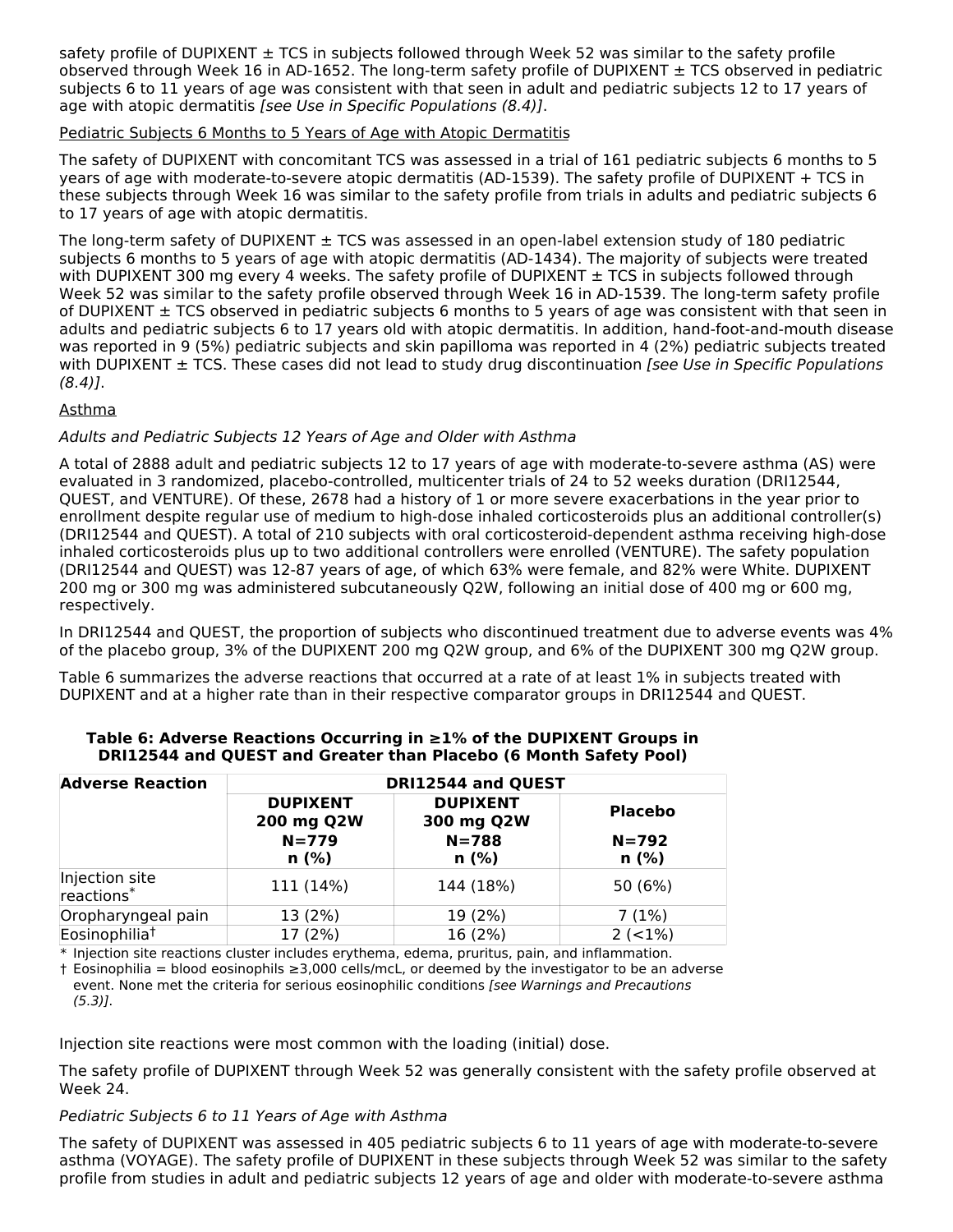safety profile of DUPIXENT ± TCS in subjects followed through Week 52 was similar to the safety profile observed through Week 16 in AD-1652. The long-term safety profile of DUPIXENT ± TCS observed in pediatric subjects 6 to 11 years of age was consistent with that seen in adult and pediatric subjects 12 to 17 years of age with atopic dermatitis *[see Use in Specific Populations (8.4)]*.

Pediatric Subjects 6 Months to 5 Years of Age with Atopic Dermatitis

The safety of DUPIXENT with concomitant TCS was assessed in a trial of 161 pediatric subjects 6 months to 5 years of age with moderate-to-severe atopic dermatitis (AD-1539). The safety profile of DUPIXENT + TCS in these subjects through Week 16 was similar to the safety profile from trials in adults and pediatric subjects 6 to 17 years of age with atopic dermatitis.

The long-term safety of DUPIXENT ± TCS was assessed in an open-label extension study of 180 pediatric subjects 6 months to 5 years of age with atopic dermatitis (AD-1434). The majority of subjects were treated with DUPIXENT 300 mg every 4 weeks. The safety profile of DUPIXENT ± TCS in subjects followed through Week 52 was similar to the safety profile observed through Week 16 in AD-1539. The long-term safety profile of DUPIXENT ± TCS observed in pediatric subjects 6 months to 5 years of age was consistent with that seen in adults and pediatric subjects 6 to 17 years old with atopic dermatitis. In addition, hand-foot-and-mouth disease was reported in 9 (5%) pediatric subjects and skin papilloma was reported in 4 (2%) pediatric subjects treated with DUPIXENT ± TCS. These cases did not lead to study drug discontinuation *[see Use in Specific Populations (8.4)]*.

Asthma

*Adults and Pediatric Subjects 12 Years of Age and Older with Asthma*

A total of 2888 adult and pediatric subjects 12 to 17 years of age with moderate-to-severe asthma (AS) were evaluated in 3 randomized, placebo-controlled, multicenter trials of 24 to 52 weeks duration (DRI12544, QUEST, and VENTURE). Of these, 2678 had a history of 1 or more severe exacerbations in the year prior to enrollment despite regular use of medium to high-dose inhaled corticosteroids plus an additional controller(s) (DRI12544 and QUEST). A total of 210 subjects with oral corticosteroid-dependent asthma receiving high-dose inhaled corticosteroids plus up to two additional controllers were enrolled (VENTURE). The safety population (DRI12544 and QUEST) was 12-87 years of age, of which 63% were female, and 82% were White. DUPIXENT 200 mg or 300 mg was administered subcutaneously Q2W, following an initial dose of 400 mg or 600 mg, respectively.

In DRI12544 and QUEST, the proportion of subjects who discontinued treatment due to adverse events was 4% of the placebo group, 3% of the DUPIXENT 200 mg Q2W group, and 6% of the DUPIXENT 300 mg Q2W group.

Table 6 summarizes the adverse reactions that occurred at a rate of at least 1% in subjects treated with DUPIXENT and at a higher rate than in their respective comparator groups in DRI12544 and QUEST.

**Table 6: Adverse Reactions Occurring in ≥1% of the DUPIXENT Groups in DRI12544 and QUEST and Greater than Placebo (6 Month Safety Pool)**

| Adverse Reaction | DRI12544 and QUEST | | |
|---|---|---|---|
| | DUPIXENT 200 mg Q2W N=779 n (%) | DUPIXENT 300 mg Q2W N=788 n (%) | Placebo N=792 n (%) |
| Injection site reactions* | 111 (14%) | 144 (18%) | 50 (6%) |
| Oropharyngeal pain | 13 (2%) | 19 (2%) | 7 (1%) |
| Eosinophilia† | 17 (2%) | 16 (2%) | 2 (<1%) |

\* Injection site reactions cluster includes erythema, edema, pruritus, pain, and inflammation.
† Eosinophilia = blood eosinophils ≥3,000 cells/mcL, or deemed by the investigator to be an adverse event. None met the criteria for serious eosinophilic conditions *[see Warnings and Precautions (5.3)]*.

Injection site reactions were most common with the loading (initial) dose.

The safety profile of DUPIXENT through Week 52 was generally consistent with the safety profile observed at Week 24.

*Pediatric Subjects 6 to 11 Years of Age with Asthma*

The safety of DUPIXENT was assessed in 405 pediatric subjects 6 to 11 years of age with moderate-to-severe asthma (VOYAGE). The safety profile of DUPIXENT in these subjects through Week 52 was similar to the safety profile from studies in adult and pediatric subjects 12 years of age and older with moderate-to-severe asthma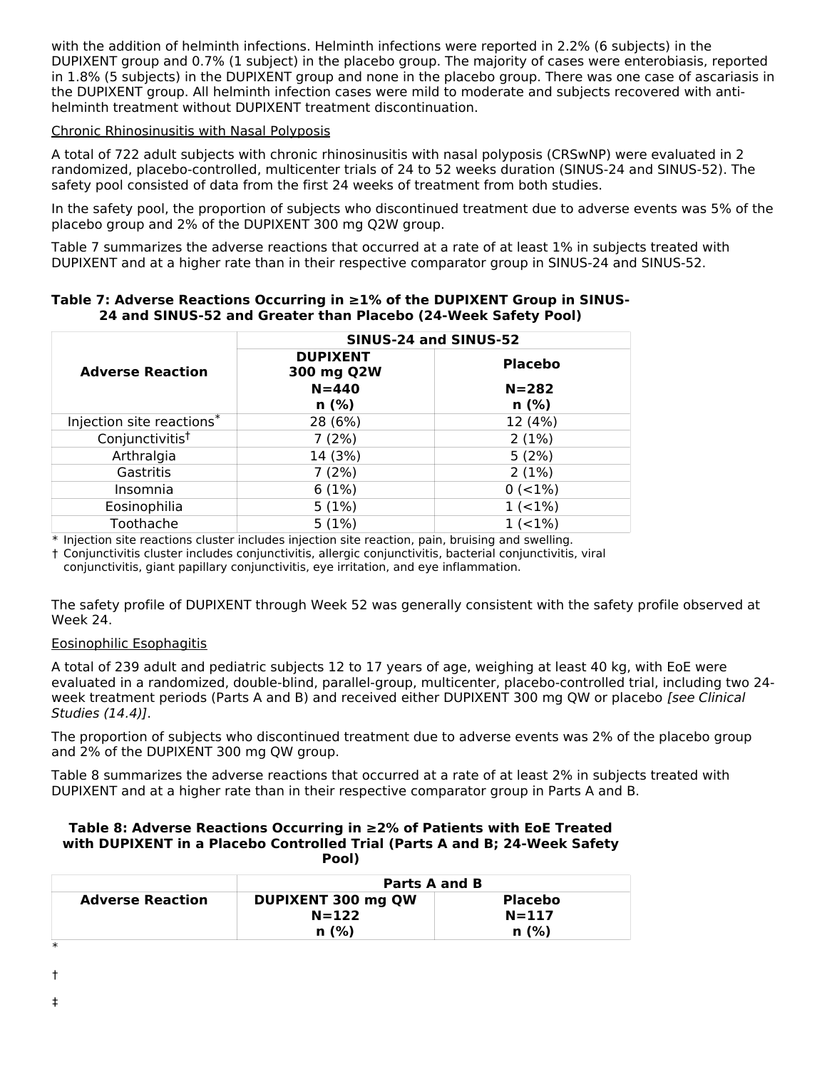with the addition of helminth infections. Helminth infections were reported in 2.2% (6 subjects) in the DUPIXENT group and 0.7% (1 subject) in the placebo group. The majority of cases were enterobiasis, reported in 1.8% (5 subjects) in the DUPIXENT group and none in the placebo group. There was one case of ascariasis in the DUPIXENT group. All helminth infection cases were mild to moderate and subjects recovered with anti-helminth treatment without DUPIXENT treatment discontinuation.

Chronic Rhinosinusitis with Nasal Polyposis

A total of 722 adult subjects with chronic rhinosinusitis with nasal polyposis (CRSwNP) were evaluated in 2 randomized, placebo-controlled, multicenter trials of 24 to 52 weeks duration (SINUS-24 and SINUS-52). The safety pool consisted of data from the first 24 weeks of treatment from both studies.

In the safety pool, the proportion of subjects who discontinued treatment due to adverse events was 5% of the placebo group and 2% of the DUPIXENT 300 mg Q2W group.

Table 7 summarizes the adverse reactions that occurred at a rate of at least 1% in subjects treated with DUPIXENT and at a higher rate than in their respective comparator group in SINUS-24 and SINUS-52.

**Table 7: Adverse Reactions Occurring in ≥1% of the DUPIXENT Group in SINUS-24 and SINUS-52 and Greater than Placebo (24-Week Safety Pool)**

| Adverse Reaction | SINUS-24 and SINUS-52 | |
|---|---|---|
| | DUPIXENT 300 mg Q2W N=440 n (%) | Placebo N=282 n (%) |
| Injection site reactions* | 28 (6%) | 12 (4%) |
| Conjunctivitis† | 7 (2%) | 2 (1%) |
| Arthralgia | 14 (3%) | 5 (2%) |
| Gastritis | 7 (2%) | 2 (1%) |
| Insomnia | 6 (1%) | 0 (<1%) |
| Eosinophilia | 5 (1%) | 1 (<1%) |
| Toothache | 5 (1%) | 1 (<1%) |

\* Injection site reactions cluster includes injection site reaction, pain, bruising and swelling.
† Conjunctivitis cluster includes conjunctivitis, allergic conjunctivitis, bacterial conjunctivitis, viral conjunctivitis, giant papillary conjunctivitis, eye irritation, and eye inflammation.

The safety profile of DUPIXENT through Week 52 was generally consistent with the safety profile observed at Week 24.

Eosinophilic Esophagitis

A total of 239 adult and pediatric subjects 12 to 17 years of age, weighing at least 40 kg, with EoE were evaluated in a randomized, double-blind, parallel-group, multicenter, placebo-controlled trial, including two 24-week treatment periods (Parts A and B) and received either DUPIXENT 300 mg QW or placebo *[see Clinical Studies (14.4)]*.

The proportion of subjects who discontinued treatment due to adverse events was 2% of the placebo group and 2% of the DUPIXENT 300 mg QW group.

Table 8 summarizes the adverse reactions that occurred at a rate of at least 2% in subjects treated with DUPIXENT and at a higher rate than in their respective comparator group in Parts A and B.

**Table 8: Adverse Reactions Occurring in ≥2% of Patients with EoE Treated with DUPIXENT in a Placebo Controlled Trial (Parts A and B; 24-Week Safety Pool)**

| Adverse Reaction | Parts A and B | |
|---|---|---|
| | DUPIXENT 300 mg QW N=122 n (%) | Placebo N=117 n (%) |

*

†

‡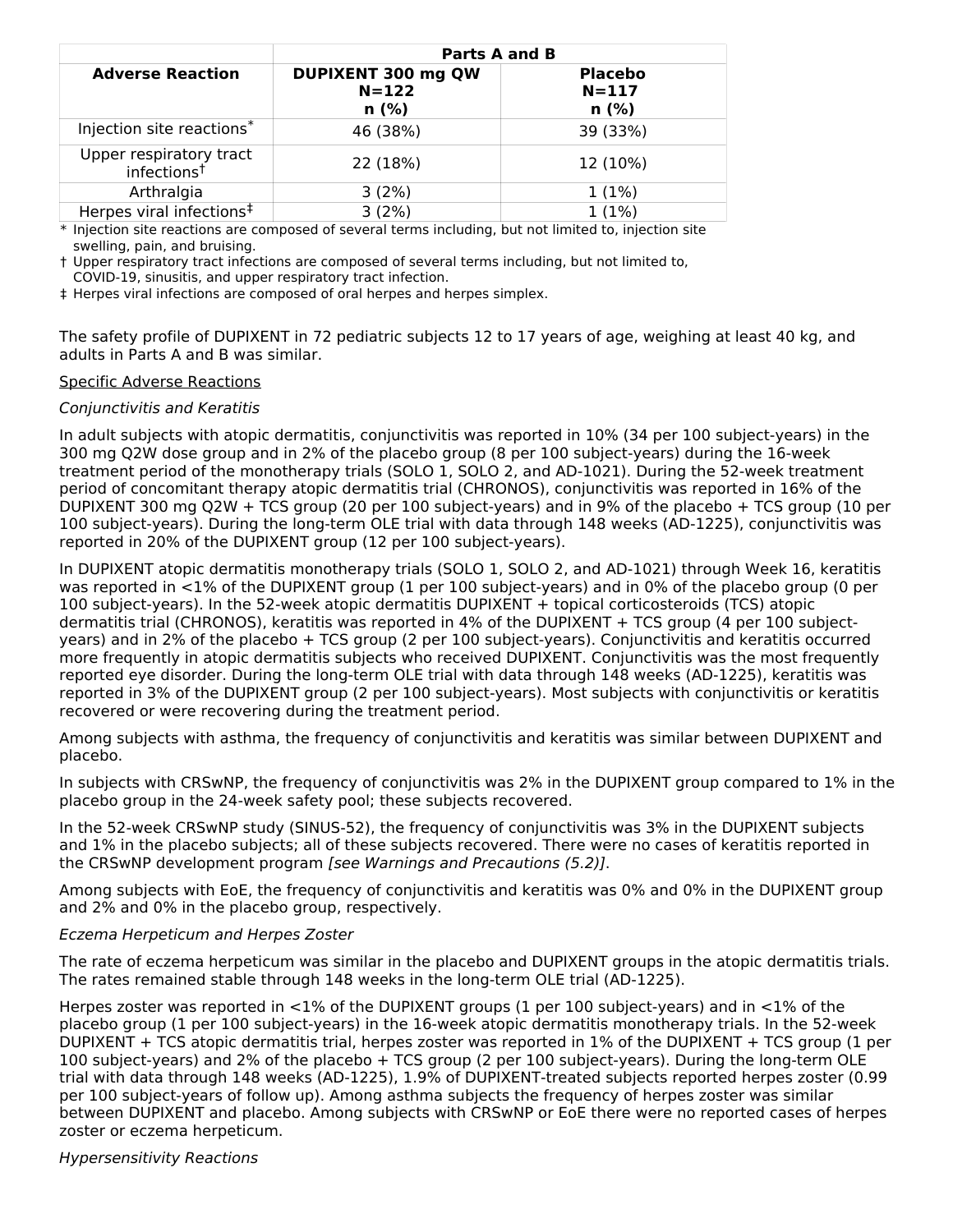| Adverse Reaction | Parts A and B | |
|---|---|---|
| | **DUPIXENT 300 mg QW N=122 n (%)** | **Placebo N=117 n (%)** |
| Injection site reactions* | 46 (38%) | 39 (33%) |
| Upper respiratory tract infections† | 22 (18%) | 12 (10%) |
| Arthralgia | 3 (2%) | 1 (1%) |
| Herpes viral infections‡ | 3 (2%) | 1 (1%) |

\* Injection site reactions are composed of several terms including, but not limited to, injection site swelling, pain, and bruising.

† Upper respiratory tract infections are composed of several terms including, but not limited to, COVID-19, sinusitis, and upper respiratory tract infection.

‡ Herpes viral infections are composed of oral herpes and herpes simplex.

The safety profile of DUPIXENT in 72 pediatric subjects 12 to 17 years of age, weighing at least 40 kg, and adults in Parts A and B was similar.

Specific Adverse Reactions

*Conjunctivitis and Keratitis*

In adult subjects with atopic dermatitis, conjunctivitis was reported in 10% (34 per 100 subject-years) in the 300 mg Q2W dose group and in 2% of the placebo group (8 per 100 subject-years) during the 16-week treatment period of the monotherapy trials (SOLO 1, SOLO 2, and AD-1021). During the 52-week treatment period of concomitant therapy atopic dermatitis trial (CHRONOS), conjunctivitis was reported in 16% of the DUPIXENT 300 mg Q2W + TCS group (20 per 100 subject-years) and in 9% of the placebo + TCS group (10 per 100 subject-years). During the long-term OLE trial with data through 148 weeks (AD-1225), conjunctivitis was reported in 20% of the DUPIXENT group (12 per 100 subject-years).

In DUPIXENT atopic dermatitis monotherapy trials (SOLO 1, SOLO 2, and AD-1021) through Week 16, keratitis was reported in <1% of the DUPIXENT group (1 per 100 subject-years) and in 0% of the placebo group (0 per 100 subject-years). In the 52-week atopic dermatitis DUPIXENT + topical corticosteroids (TCS) atopic dermatitis trial (CHRONOS), keratitis was reported in 4% of the DUPIXENT + TCS group (4 per 100 subject-years) and in 2% of the placebo + TCS group (2 per 100 subject-years). Conjunctivitis and keratitis occurred more frequently in atopic dermatitis subjects who received DUPIXENT. Conjunctivitis was the most frequently reported eye disorder. During the long-term OLE trial with data through 148 weeks (AD-1225), keratitis was reported in 3% of the DUPIXENT group (2 per 100 subject-years). Most subjects with conjunctivitis or keratitis recovered or were recovering during the treatment period.

Among subjects with asthma, the frequency of conjunctivitis and keratitis was similar between DUPIXENT and placebo.

In subjects with CRSwNP, the frequency of conjunctivitis was 2% in the DUPIXENT group compared to 1% in the placebo group in the 24-week safety pool; these subjects recovered.

In the 52-week CRSwNP study (SINUS-52), the frequency of conjunctivitis was 3% in the DUPIXENT subjects and 1% in the placebo subjects; all of these subjects recovered. There were no cases of keratitis reported in the CRSwNP development program *[see Warnings and Precautions (5.2)]*.

Among subjects with EoE, the frequency of conjunctivitis and keratitis was 0% and 0% in the DUPIXENT group and 2% and 0% in the placebo group, respectively.

*Eczema Herpeticum and Herpes Zoster*

The rate of eczema herpeticum was similar in the placebo and DUPIXENT groups in the atopic dermatitis trials. The rates remained stable through 148 weeks in the long-term OLE trial (AD-1225).

Herpes zoster was reported in <1% of the DUPIXENT groups (1 per 100 subject-years) and in <1% of the placebo group (1 per 100 subject-years) in the 16-week atopic dermatitis monotherapy trials. In the 52-week DUPIXENT + TCS atopic dermatitis trial, herpes zoster was reported in 1% of the DUPIXENT + TCS group (1 per 100 subject-years) and 2% of the placebo + TCS group (2 per 100 subject-years). During the long-term OLE trial with data through 148 weeks (AD-1225), 1.9% of DUPIXENT-treated subjects reported herpes zoster (0.99 per 100 subject-years of follow up). Among asthma subjects the frequency of herpes zoster was similar between DUPIXENT and placebo. Among subjects with CRSwNP or EoE there were no reported cases of herpes zoster or eczema herpeticum.

*Hypersensitivity Reactions*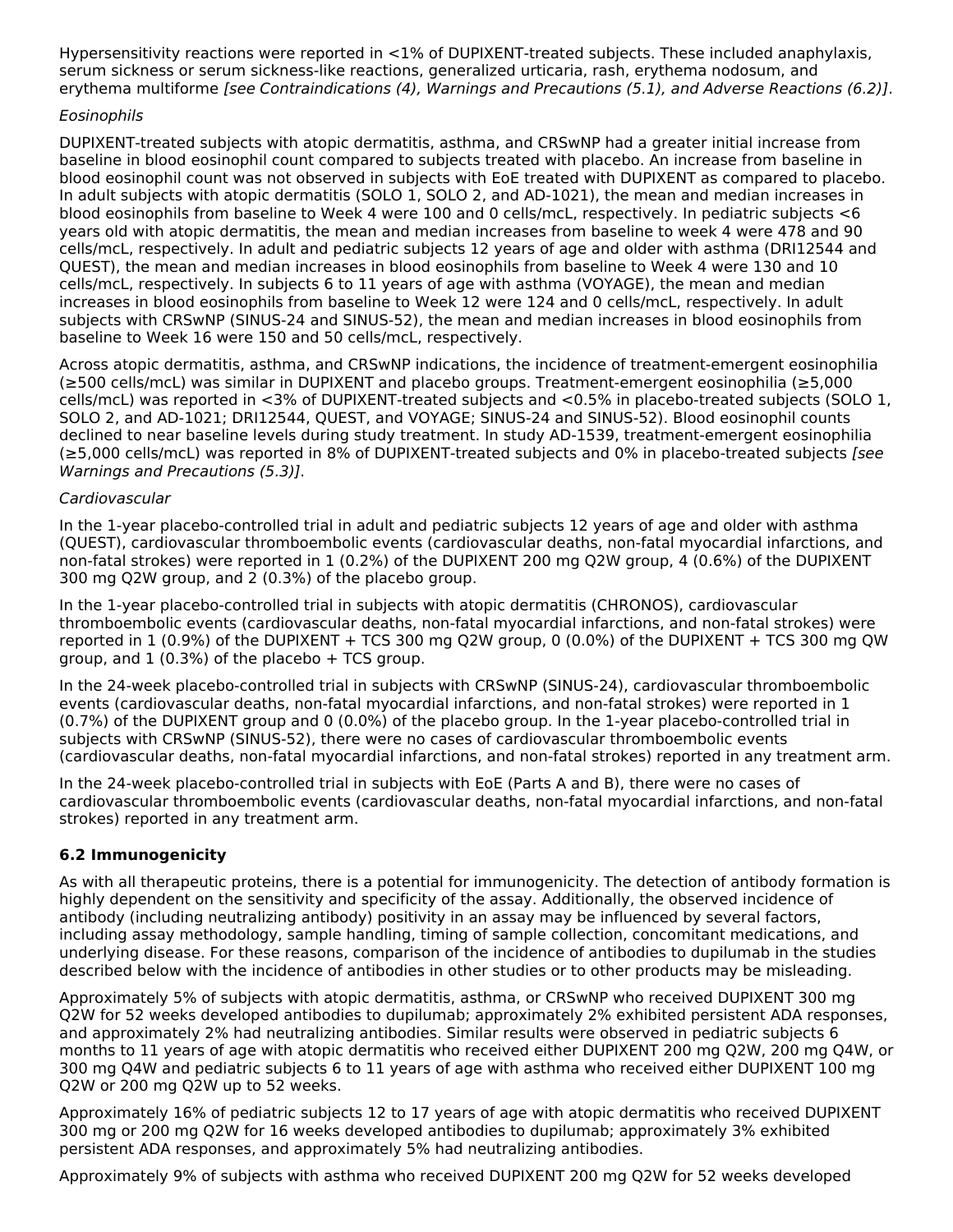Hypersensitivity reactions were reported in <1% of DUPIXENT-treated subjects. These included anaphylaxis, serum sickness or serum sickness-like reactions, generalized urticaria, rash, erythema nodosum, and erythema multiforme *[see Contraindications (4), Warnings and Precautions (5.1), and Adverse Reactions (6.2)]*.

*Eosinophils*

DUPIXENT-treated subjects with atopic dermatitis, asthma, and CRSwNP had a greater initial increase from baseline in blood eosinophil count compared to subjects treated with placebo. An increase from baseline in blood eosinophil count was not observed in subjects with EoE treated with DUPIXENT as compared to placebo. In adult subjects with atopic dermatitis (SOLO 1, SOLO 2, and AD-1021), the mean and median increases in blood eosinophils from baseline to Week 4 were 100 and 0 cells/mcL, respectively. In pediatric subjects <6 years old with atopic dermatitis, the mean and median increases from baseline to week 4 were 478 and 90 cells/mcL, respectively. In adult and pediatric subjects 12 years of age and older with asthma (DRI12544 and QUEST), the mean and median increases in blood eosinophils from baseline to Week 4 were 130 and 10 cells/mcL, respectively. In subjects 6 to 11 years of age with asthma (VOYAGE), the mean and median increases in blood eosinophils from baseline to Week 12 were 124 and 0 cells/mcL, respectively. In adult subjects with CRSwNP (SINUS-24 and SINUS-52), the mean and median increases in blood eosinophils from baseline to Week 16 were 150 and 50 cells/mcL, respectively.

Across atopic dermatitis, asthma, and CRSwNP indications, the incidence of treatment-emergent eosinophilia (≥500 cells/mcL) was similar in DUPIXENT and placebo groups. Treatment-emergent eosinophilia (≥5,000 cells/mcL) was reported in <3% of DUPIXENT-treated subjects and <0.5% in placebo-treated subjects (SOLO 1, SOLO 2, and AD-1021; DRI12544, QUEST, and VOYAGE; SINUS-24 and SINUS-52). Blood eosinophil counts declined to near baseline levels during study treatment. In study AD-1539, treatment-emergent eosinophilia (≥5,000 cells/mcL) was reported in 8% of DUPIXENT-treated subjects and 0% in placebo-treated subjects *[see Warnings and Precautions (5.3)]*.

*Cardiovascular*

In the 1-year placebo-controlled trial in adult and pediatric subjects 12 years of age and older with asthma (QUEST), cardiovascular thromboembolic events (cardiovascular deaths, non-fatal myocardial infarctions, and non-fatal strokes) were reported in 1 (0.2%) of the DUPIXENT 200 mg Q2W group, 4 (0.6%) of the DUPIXENT 300 mg Q2W group, and 2 (0.3%) of the placebo group.

In the 1-year placebo-controlled trial in subjects with atopic dermatitis (CHRONOS), cardiovascular thromboembolic events (cardiovascular deaths, non-fatal myocardial infarctions, and non-fatal strokes) were reported in 1 (0.9%) of the DUPIXENT + TCS 300 mg Q2W group, 0 (0.0%) of the DUPIXENT + TCS 300 mg QW group, and 1 (0.3%) of the placebo + TCS group.

In the 24-week placebo-controlled trial in subjects with CRSwNP (SINUS-24), cardiovascular thromboembolic events (cardiovascular deaths, non-fatal myocardial infarctions, and non-fatal strokes) were reported in 1 (0.7%) of the DUPIXENT group and 0 (0.0%) of the placebo group. In the 1-year placebo-controlled trial in subjects with CRSwNP (SINUS-52), there were no cases of cardiovascular thromboembolic events (cardiovascular deaths, non-fatal myocardial infarctions, and non-fatal strokes) reported in any treatment arm.

In the 24-week placebo-controlled trial in subjects with EoE (Parts A and B), there were no cases of cardiovascular thromboembolic events (cardiovascular deaths, non-fatal myocardial infarctions, and non-fatal strokes) reported in any treatment arm.

### 6.2 Immunogenicity

As with all therapeutic proteins, there is a potential for immunogenicity. The detection of antibody formation is highly dependent on the sensitivity and specificity of the assay. Additionally, the observed incidence of antibody (including neutralizing antibody) positivity in an assay may be influenced by several factors, including assay methodology, sample handling, timing of sample collection, concomitant medications, and underlying disease. For these reasons, comparison of the incidence of antibodies to dupilumab in the studies described below with the incidence of antibodies in other studies or to other products may be misleading.

Approximately 5% of subjects with atopic dermatitis, asthma, or CRSwNP who received DUPIXENT 300 mg Q2W for 52 weeks developed antibodies to dupilumab; approximately 2% exhibited persistent ADA responses, and approximately 2% had neutralizing antibodies. Similar results were observed in pediatric subjects 6 months to 11 years of age with atopic dermatitis who received either DUPIXENT 200 mg Q2W, 200 mg Q4W, or 300 mg Q4W and pediatric subjects 6 to 11 years of age with asthma who received either DUPIXENT 100 mg Q2W or 200 mg Q2W up to 52 weeks.

Approximately 16% of pediatric subjects 12 to 17 years of age with atopic dermatitis who received DUPIXENT 300 mg or 200 mg Q2W for 16 weeks developed antibodies to dupilumab; approximately 3% exhibited persistent ADA responses, and approximately 5% had neutralizing antibodies.

Approximately 9% of subjects with asthma who received DUPIXENT 200 mg Q2W for 52 weeks developed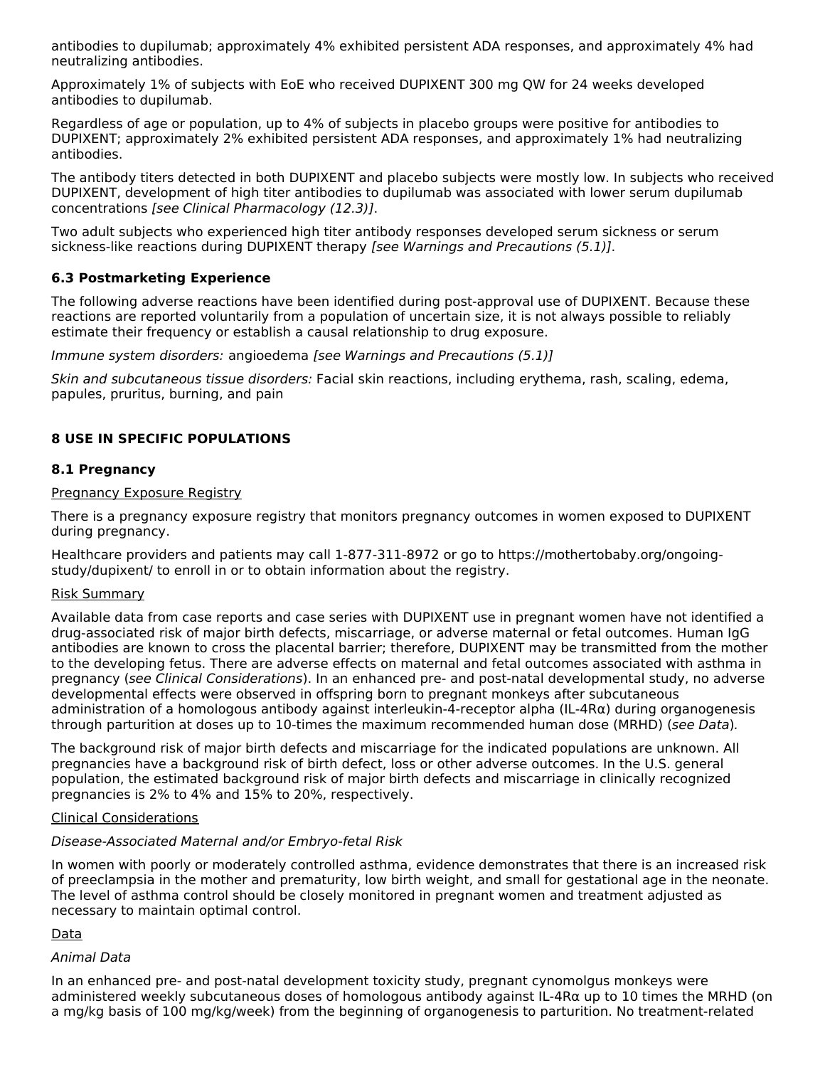antibodies to dupilumab; approximately 4% exhibited persistent ADA responses, and approximately 4% had neutralizing antibodies.

Approximately 1% of subjects with EoE who received DUPIXENT 300 mg QW for 24 weeks developed antibodies to dupilumab.

Regardless of age or population, up to 4% of subjects in placebo groups were positive for antibodies to DUPIXENT; approximately 2% exhibited persistent ADA responses, and approximately 1% had neutralizing antibodies.

The antibody titers detected in both DUPIXENT and placebo subjects were mostly low. In subjects who received DUPIXENT, development of high titer antibodies to dupilumab was associated with lower serum dupilumab concentrations *[see Clinical Pharmacology (12.3)]*.

Two adult subjects who experienced high titer antibody responses developed serum sickness or serum sickness-like reactions during DUPIXENT therapy *[see Warnings and Precautions (5.1)]*.

### 6.3 Postmarketing Experience

The following adverse reactions have been identified during post-approval use of DUPIXENT. Because these reactions are reported voluntarily from a population of uncertain size, it is not always possible to reliably estimate their frequency or establish a causal relationship to drug exposure.

*Immune system disorders:* angioedema *[see Warnings and Precautions (5.1)]*

*Skin and subcutaneous tissue disorders:* Facial skin reactions, including erythema, rash, scaling, edema, papules, pruritus, burning, and pain

## 8 USE IN SPECIFIC POPULATIONS

### 8.1 Pregnancy

Pregnancy Exposure Registry

There is a pregnancy exposure registry that monitors pregnancy outcomes in women exposed to DUPIXENT during pregnancy.

Healthcare providers and patients may call 1-877-311-8972 or go to https://mothertobaby.org/ongoing-study/dupixent/ to enroll in or to obtain information about the registry.

Risk Summary

Available data from case reports and case series with DUPIXENT use in pregnant women have not identified a drug-associated risk of major birth defects, miscarriage, or adverse maternal or fetal outcomes. Human IgG antibodies are known to cross the placental barrier; therefore, DUPIXENT may be transmitted from the mother to the developing fetus. There are adverse effects on maternal and fetal outcomes associated with asthma in pregnancy (*see Clinical Considerations*). In an enhanced pre- and post-natal developmental study, no adverse developmental effects were observed in offspring born to pregnant monkeys after subcutaneous administration of a homologous antibody against interleukin-4-receptor alpha (IL-4Rα) during organogenesis through parturition at doses up to 10-times the maximum recommended human dose (MRHD) (*see Data*).

The background risk of major birth defects and miscarriage for the indicated populations are unknown. All pregnancies have a background risk of birth defect, loss or other adverse outcomes. In the U.S. general population, the estimated background risk of major birth defects and miscarriage in clinically recognized pregnancies is 2% to 4% and 15% to 20%, respectively.

Clinical Considerations

*Disease-Associated Maternal and/or Embryo-fetal Risk*

In women with poorly or moderately controlled asthma, evidence demonstrates that there is an increased risk of preeclampsia in the mother and prematurity, low birth weight, and small for gestational age in the neonate. The level of asthma control should be closely monitored in pregnant women and treatment adjusted as necessary to maintain optimal control.

Data

*Animal Data*

In an enhanced pre- and post-natal development toxicity study, pregnant cynomolgus monkeys were administered weekly subcutaneous doses of homologous antibody against IL-4Rα up to 10 times the MRHD (on a mg/kg basis of 100 mg/kg/week) from the beginning of organogenesis to parturition. No treatment-related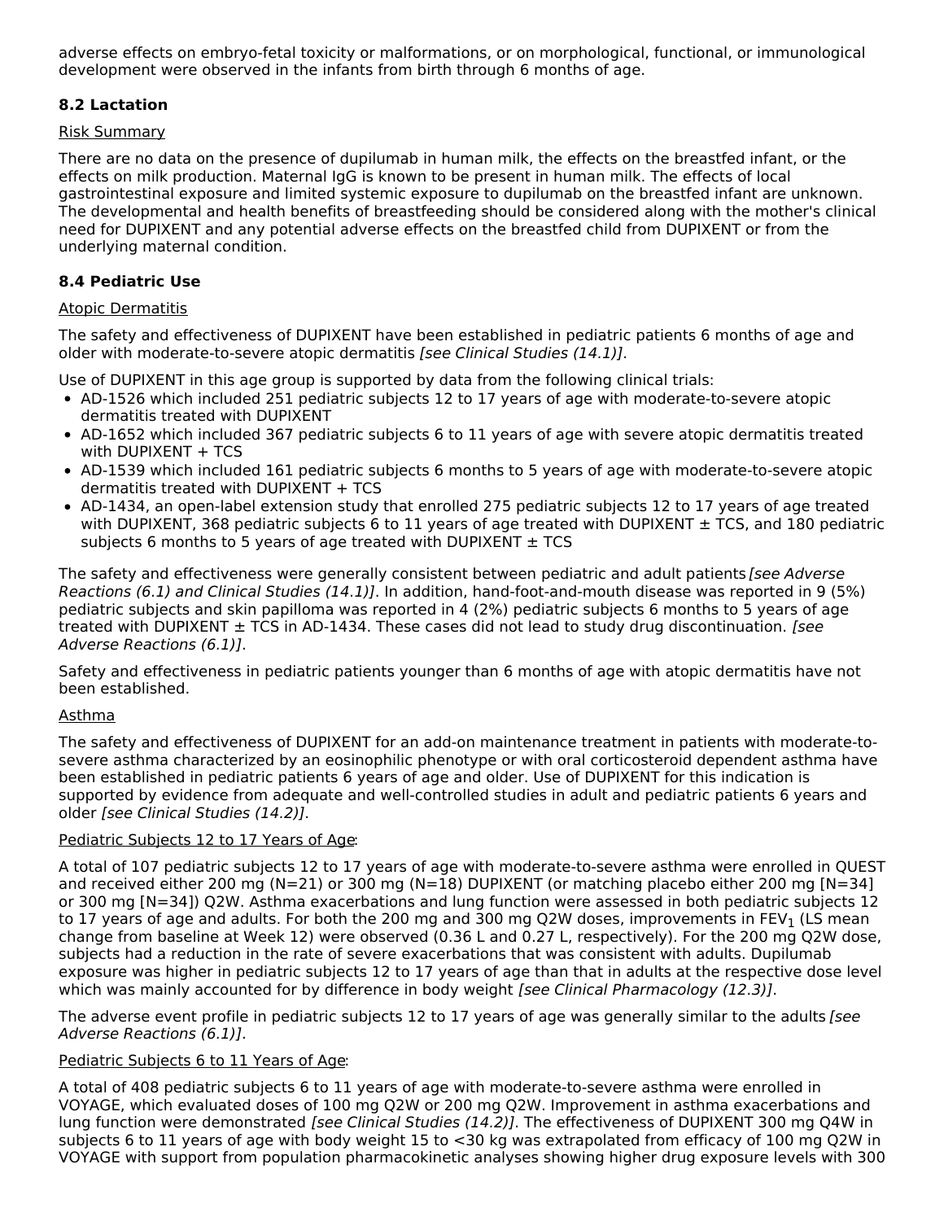adverse effects on embryo-fetal toxicity or malformations, or on morphological, functional, or immunological development were observed in the infants from birth through 6 months of age.

### 8.2 Lactation

Risk Summary

There are no data on the presence of dupilumab in human milk, the effects on the breastfed infant, or the effects on milk production. Maternal IgG is known to be present in human milk. The effects of local gastrointestinal exposure and limited systemic exposure to dupilumab on the breastfed infant are unknown. The developmental and health benefits of breastfeeding should be considered along with the mother's clinical need for DUPIXENT and any potential adverse effects on the breastfed child from DUPIXENT or from the underlying maternal condition.

### 8.4 Pediatric Use

Atopic Dermatitis

The safety and effectiveness of DUPIXENT have been established in pediatric patients 6 months of age and older with moderate-to-severe atopic dermatitis *[see Clinical Studies (14.1)]*.

Use of DUPIXENT in this age group is supported by data from the following clinical trials:

- AD-1526 which included 251 pediatric subjects 12 to 17 years of age with moderate-to-severe atopic dermatitis treated with DUPIXENT
- AD-1652 which included 367 pediatric subjects 6 to 11 years of age with severe atopic dermatitis treated with DUPIXENT + TCS
- AD-1539 which included 161 pediatric subjects 6 months to 5 years of age with moderate-to-severe atopic dermatitis treated with DUPIXENT + TCS
- AD-1434, an open-label extension study that enrolled 275 pediatric subjects 12 to 17 years of age treated with DUPIXENT, 368 pediatric subjects 6 to 11 years of age treated with DUPIXENT ± TCS, and 180 pediatric subjects 6 months to 5 years of age treated with DUPIXENT ± TCS

The safety and effectiveness were generally consistent between pediatric and adult patients *[see Adverse Reactions (6.1) and Clinical Studies (14.1)]*. In addition, hand-foot-and-mouth disease was reported in 9 (5%) pediatric subjects and skin papilloma was reported in 4 (2%) pediatric subjects 6 months to 5 years of age treated with DUPIXENT ± TCS in AD-1434. These cases did not lead to study drug discontinuation. *[see Adverse Reactions (6.1)]*.

Safety and effectiveness in pediatric patients younger than 6 months of age with atopic dermatitis have not been established.

Asthma

The safety and effectiveness of DUPIXENT for an add-on maintenance treatment in patients with moderate-to-severe asthma characterized by an eosinophilic phenotype or with oral corticosteroid dependent asthma have been established in pediatric patients 6 years of age and older. Use of DUPIXENT for this indication is supported by evidence from adequate and well-controlled studies in adult and pediatric patients 6 years and older *[see Clinical Studies (14.2)]*.

Pediatric Subjects 12 to 17 Years of Age:

A total of 107 pediatric subjects 12 to 17 years of age with moderate-to-severe asthma were enrolled in QUEST and received either 200 mg (N=21) or 300 mg (N=18) DUPIXENT (or matching placebo either 200 mg [N=34] or 300 mg [N=34]) Q2W. Asthma exacerbations and lung function were assessed in both pediatric subjects 12 to 17 years of age and adults. For both the 200 mg and 300 mg Q2W doses, improvements in $FEV_1$ (LS mean change from baseline at Week 12) were observed (0.36 L and 0.27 L, respectively). For the 200 mg Q2W dose, subjects had a reduction in the rate of severe exacerbations that was consistent with adults. Dupilumab exposure was higher in pediatric subjects 12 to 17 years of age than that in adults at the respective dose level which was mainly accounted for by difference in body weight *[see Clinical Pharmacology (12.3)]*.

The adverse event profile in pediatric subjects 12 to 17 years of age was generally similar to the adults *[see Adverse Reactions (6.1)]*.

Pediatric Subjects 6 to 11 Years of Age:

A total of 408 pediatric subjects 6 to 11 years of age with moderate-to-severe asthma were enrolled in VOYAGE, which evaluated doses of 100 mg Q2W or 200 mg Q2W. Improvement in asthma exacerbations and lung function were demonstrated *[see Clinical Studies (14.2)]*. The effectiveness of DUPIXENT 300 mg Q4W in subjects 6 to 11 years of age with body weight 15 to <30 kg was extrapolated from efficacy of 100 mg Q2W in VOYAGE with support from population pharmacokinetic analyses showing higher drug exposure levels with 300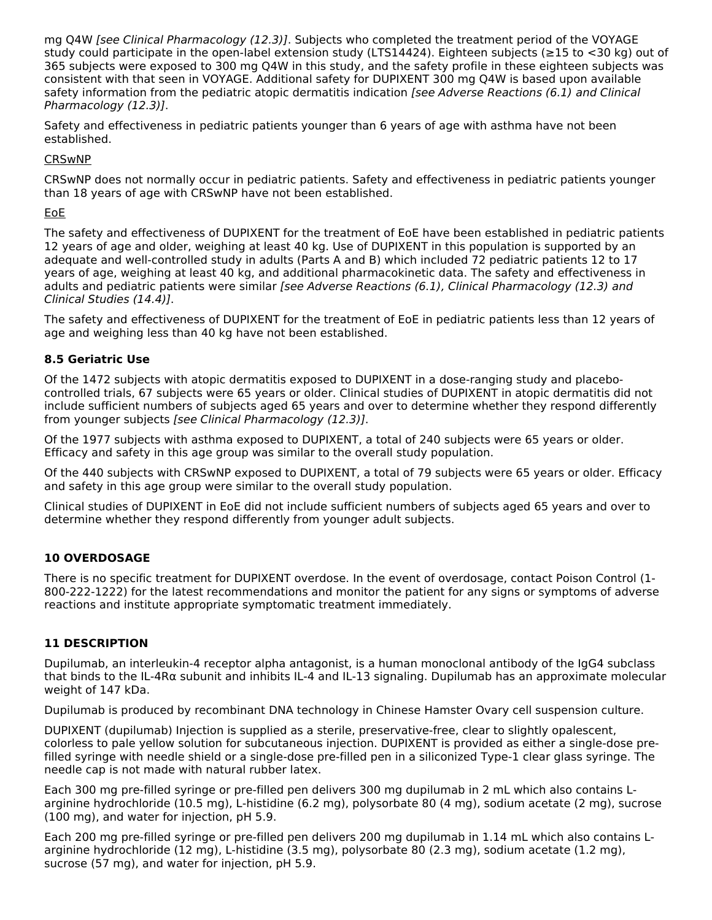mg Q4W *[see Clinical Pharmacology (12.3)]*. Subjects who completed the treatment period of the VOYAGE study could participate in the open-label extension study (LTS14424). Eighteen subjects (≥15 to <30 kg) out of 365 subjects were exposed to 300 mg Q4W in this study, and the safety profile in these eighteen subjects was consistent with that seen in VOYAGE. Additional safety for DUPIXENT 300 mg Q4W is based upon available safety information from the pediatric atopic dermatitis indication *[see Adverse Reactions (6.1) and Clinical Pharmacology (12.3)]*.

Safety and effectiveness in pediatric patients younger than 6 years of age with asthma have not been established.

CRSwNP

CRSwNP does not normally occur in pediatric patients. Safety and effectiveness in pediatric patients younger than 18 years of age with CRSwNP have not been established.

EoE

The safety and effectiveness of DUPIXENT for the treatment of EoE have been established in pediatric patients 12 years of age and older, weighing at least 40 kg. Use of DUPIXENT in this population is supported by an adequate and well-controlled study in adults (Parts A and B) which included 72 pediatric patients 12 to 17 years of age, weighing at least 40 kg, and additional pharmacokinetic data. The safety and effectiveness in adults and pediatric patients were similar *[see Adverse Reactions (6.1), Clinical Pharmacology (12.3) and Clinical Studies (14.4)]*.

The safety and effectiveness of DUPIXENT for the treatment of EoE in pediatric patients less than 12 years of age and weighing less than 40 kg have not been established.

### 8.5 Geriatric Use

Of the 1472 subjects with atopic dermatitis exposed to DUPIXENT in a dose-ranging study and placebo-controlled trials, 67 subjects were 65 years or older. Clinical studies of DUPIXENT in atopic dermatitis did not include sufficient numbers of subjects aged 65 years and over to determine whether they respond differently from younger subjects *[see Clinical Pharmacology (12.3)]*.

Of the 1977 subjects with asthma exposed to DUPIXENT, a total of 240 subjects were 65 years or older. Efficacy and safety in this age group was similar to the overall study population.

Of the 440 subjects with CRSwNP exposed to DUPIXENT, a total of 79 subjects were 65 years or older. Efficacy and safety in this age group were similar to the overall study population.

Clinical studies of DUPIXENT in EoE did not include sufficient numbers of subjects aged 65 years and over to determine whether they respond differently from younger adult subjects.

## 10 OVERDOSAGE

There is no specific treatment for DUPIXENT overdose. In the event of overdosage, contact Poison Control (1-800-222-1222) for the latest recommendations and monitor the patient for any signs or symptoms of adverse reactions and institute appropriate symptomatic treatment immediately.

## 11 DESCRIPTION

Dupilumab, an interleukin-4 receptor alpha antagonist, is a human monoclonal antibody of the IgG4 subclass that binds to the IL-4Rα subunit and inhibits IL-4 and IL-13 signaling. Dupilumab has an approximate molecular weight of 147 kDa.

Dupilumab is produced by recombinant DNA technology in Chinese Hamster Ovary cell suspension culture.

DUPIXENT (dupilumab) Injection is supplied as a sterile, preservative-free, clear to slightly opalescent, colorless to pale yellow solution for subcutaneous injection. DUPIXENT is provided as either a single-dose pre-filled syringe with needle shield or a single-dose pre-filled pen in a siliconized Type-1 clear glass syringe. The needle cap is not made with natural rubber latex.

Each 300 mg pre-filled syringe or pre-filled pen delivers 300 mg dupilumab in 2 mL which also contains L-arginine hydrochloride (10.5 mg), L-histidine (6.2 mg), polysorbate 80 (4 mg), sodium acetate (2 mg), sucrose (100 mg), and water for injection, pH 5.9.

Each 200 mg pre-filled syringe or pre-filled pen delivers 200 mg dupilumab in 1.14 mL which also contains L-arginine hydrochloride (12 mg), L-histidine (3.5 mg), polysorbate 80 (2.3 mg), sodium acetate (1.2 mg), sucrose (57 mg), and water for injection, pH 5.9.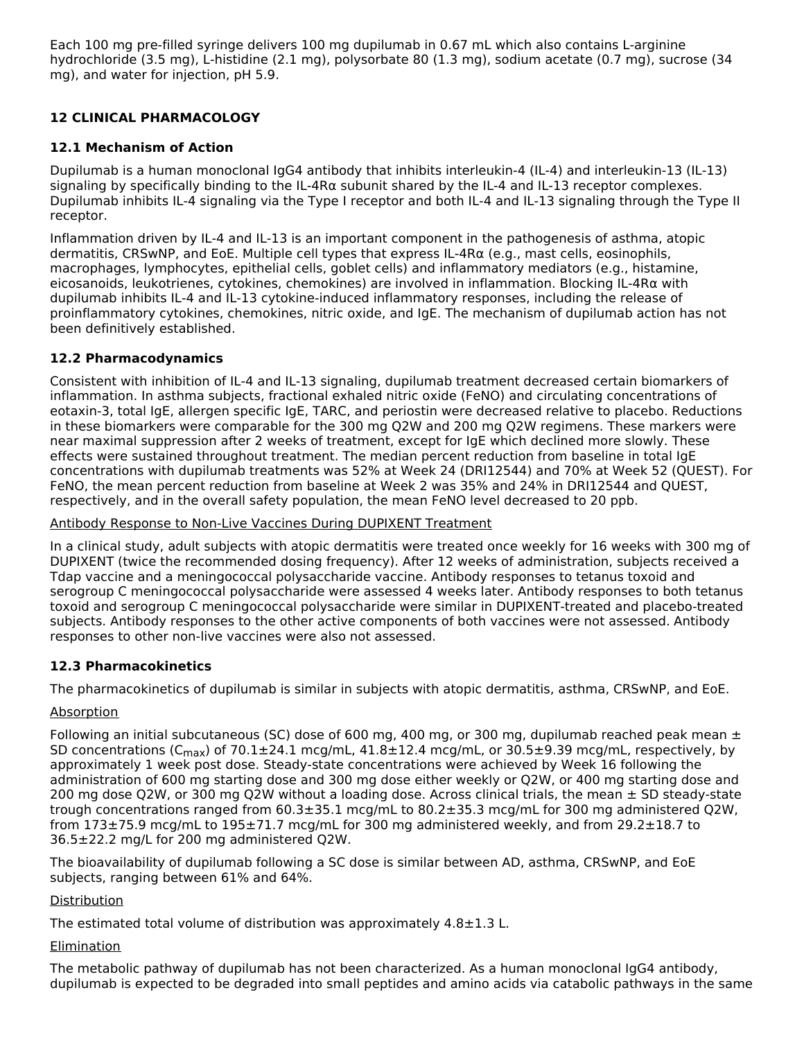Each 100 mg pre-filled syringe delivers 100 mg dupilumab in 0.67 mL which also contains L-arginine hydrochloride (3.5 mg), L-histidine (2.1 mg), polysorbate 80 (1.3 mg), sodium acetate (0.7 mg), sucrose (34 mg), and water for injection, pH 5.9.

## 12 CLINICAL PHARMACOLOGY

### 12.1 Mechanism of Action

Dupilumab is a human monoclonal IgG4 antibody that inhibits interleukin-4 (IL-4) and interleukin-13 (IL-13) signaling by specifically binding to the IL-4Rα subunit shared by the IL-4 and IL-13 receptor complexes. Dupilumab inhibits IL-4 signaling via the Type I receptor and both IL-4 and IL-13 signaling through the Type II receptor.

Inflammation driven by IL-4 and IL-13 is an important component in the pathogenesis of asthma, atopic dermatitis, CRSwNP, and EoE. Multiple cell types that express IL-4Rα (e.g., mast cells, eosinophils, macrophages, lymphocytes, epithelial cells, goblet cells) and inflammatory mediators (e.g., histamine, eicosanoids, leukotrienes, cytokines, chemokines) are involved in inflammation. Blocking IL-4Rα with dupilumab inhibits IL-4 and IL-13 cytokine-induced inflammatory responses, including the release of proinflammatory cytokines, chemokines, nitric oxide, and IgE. The mechanism of dupilumab action has not been definitively established.

### 12.2 Pharmacodynamics

Consistent with inhibition of IL-4 and IL-13 signaling, dupilumab treatment decreased certain biomarkers of inflammation. In asthma subjects, fractional exhaled nitric oxide (FeNO) and circulating concentrations of eotaxin-3, total IgE, allergen specific IgE, TARC, and periostin were decreased relative to placebo. Reductions in these biomarkers were comparable for the 300 mg Q2W and 200 mg Q2W regimens. These markers were near maximal suppression after 2 weeks of treatment, except for IgE which declined more slowly. These effects were sustained throughout treatment. The median percent reduction from baseline in total IgE concentrations with dupilumab treatments was 52% at Week 24 (DRI12544) and 70% at Week 52 (QUEST). For FeNO, the mean percent reduction from baseline at Week 2 was 35% and 24% in DRI12544 and QUEST, respectively, and in the overall safety population, the mean FeNO level decreased to 20 ppb.

<u>Antibody Response to Non-Live Vaccines During DUPIXENT Treatment</u>

In a clinical study, adult subjects with atopic dermatitis were treated once weekly for 16 weeks with 300 mg of DUPIXENT (twice the recommended dosing frequency). After 12 weeks of administration, subjects received a Tdap vaccine and a meningococcal polysaccharide vaccine. Antibody responses to tetanus toxoid and serogroup C meningococcal polysaccharide were assessed 4 weeks later. Antibody responses to both tetanus toxoid and serogroup C meningococcal polysaccharide were similar in DUPIXENT-treated and placebo-treated subjects. Antibody responses to the other active components of both vaccines were not assessed. Antibody responses to other non-live vaccines were also not assessed.

### 12.3 Pharmacokinetics

The pharmacokinetics of dupilumab is similar in subjects with atopic dermatitis, asthma, CRSwNP, and EoE.

<u>Absorption</u>

Following an initial subcutaneous (SC) dose of 600 mg, 400 mg, or 300 mg, dupilumab reached peak mean ± SD concentrations ($C_{max}$) of 70.1±24.1 mcg/mL, 41.8±12.4 mcg/mL, or 30.5±9.39 mcg/mL, respectively, by approximately 1 week post dose. Steady-state concentrations were achieved by Week 16 following the administration of 600 mg starting dose and 300 mg dose either weekly or Q2W, or 400 mg starting dose and 200 mg dose Q2W, or 300 mg Q2W without a loading dose. Across clinical trials, the mean ± SD steady-state trough concentrations ranged from 60.3±35.1 mcg/mL to 80.2±35.3 mcg/mL for 300 mg administered Q2W, from 173±75.9 mcg/mL to 195±71.7 mcg/mL for 300 mg administered weekly, and from 29.2±18.7 to 36.5±22.2 mg/L for 200 mg administered Q2W.

The bioavailability of dupilumab following a SC dose is similar between AD, asthma, CRSwNP, and EoE subjects, ranging between 61% and 64%.

<u>Distribution</u>

The estimated total volume of distribution was approximately 4.8±1.3 L.

<u>Elimination</u>

The metabolic pathway of dupilumab has not been characterized. As a human monoclonal IgG4 antibody, dupilumab is expected to be degraded into small peptides and amino acids via catabolic pathways in the same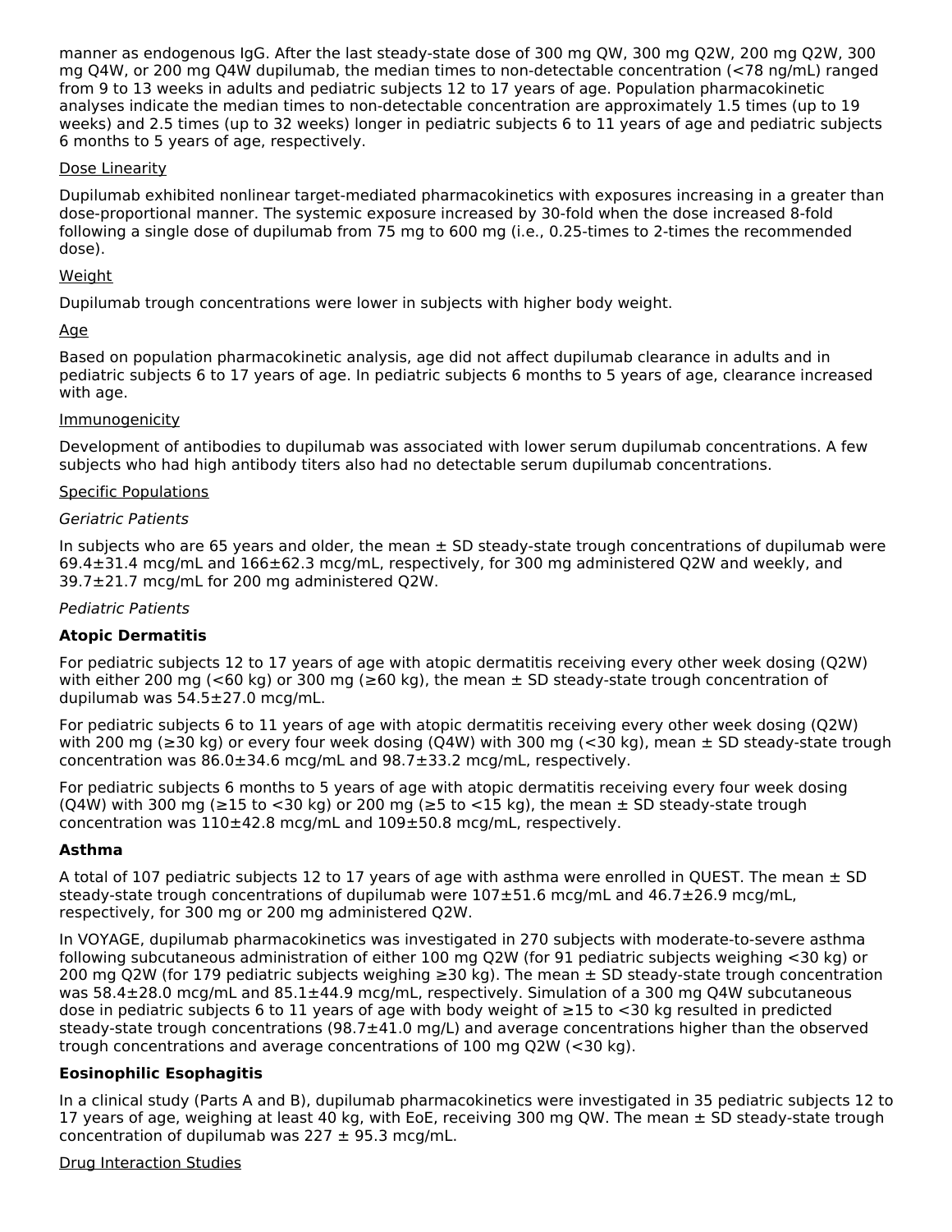manner as endogenous IgG. After the last steady-state dose of 300 mg QW, 300 mg Q2W, 200 mg Q2W, 300 mg Q4W, or 200 mg Q4W dupilumab, the median times to non-detectable concentration (<78 ng/mL) ranged from 9 to 13 weeks in adults and pediatric subjects 12 to 17 years of age. Population pharmacokinetic analyses indicate the median times to non-detectable concentration are approximately 1.5 times (up to 19 weeks) and 2.5 times (up to 32 weeks) longer in pediatric subjects 6 to 11 years of age and pediatric subjects 6 months to 5 years of age, respectively.

Dose Linearity

Dupilumab exhibited nonlinear target-mediated pharmacokinetics with exposures increasing in a greater than dose-proportional manner. The systemic exposure increased by 30-fold when the dose increased 8-fold following a single dose of dupilumab from 75 mg to 600 mg (i.e., 0.25-times to 2-times the recommended dose).

Weight

Dupilumab trough concentrations were lower in subjects with higher body weight.

Age

Based on population pharmacokinetic analysis, age did not affect dupilumab clearance in adults and in pediatric subjects 6 to 17 years of age. In pediatric subjects 6 months to 5 years of age, clearance increased with age.

Immunogenicity

Development of antibodies to dupilumab was associated with lower serum dupilumab concentrations. A few subjects who had high antibody titers also had no detectable serum dupilumab concentrations.

Specific Populations

*Geriatric Patients*

In subjects who are 65 years and older, the mean ± SD steady-state trough concentrations of dupilumab were 69.4±31.4 mcg/mL and 166±62.3 mcg/mL, respectively, for 300 mg administered Q2W and weekly, and 39.7±21.7 mcg/mL for 200 mg administered Q2W.

*Pediatric Patients*

**Atopic Dermatitis**

For pediatric subjects 12 to 17 years of age with atopic dermatitis receiving every other week dosing (Q2W) with either 200 mg (<60 kg) or 300 mg (≥60 kg), the mean ± SD steady-state trough concentration of dupilumab was 54.5±27.0 mcg/mL.

For pediatric subjects 6 to 11 years of age with atopic dermatitis receiving every other week dosing (Q2W) with 200 mg (≥30 kg) or every four week dosing (Q4W) with 300 mg (<30 kg), mean ± SD steady-state trough concentration was 86.0±34.6 mcg/mL and 98.7±33.2 mcg/mL, respectively.

For pediatric subjects 6 months to 5 years of age with atopic dermatitis receiving every four week dosing (Q4W) with 300 mg (≥15 to <30 kg) or 200 mg (≥5 to <15 kg), the mean ± SD steady-state trough concentration was 110±42.8 mcg/mL and 109±50.8 mcg/mL, respectively.

**Asthma**

A total of 107 pediatric subjects 12 to 17 years of age with asthma were enrolled in QUEST. The mean ± SD steady-state trough concentrations of dupilumab were 107±51.6 mcg/mL and 46.7±26.9 mcg/mL, respectively, for 300 mg or 200 mg administered Q2W.

In VOYAGE, dupilumab pharmacokinetics was investigated in 270 subjects with moderate-to-severe asthma following subcutaneous administration of either 100 mg Q2W (for 91 pediatric subjects weighing <30 kg) or 200 mg Q2W (for 179 pediatric subjects weighing ≥30 kg). The mean ± SD steady-state trough concentration was 58.4±28.0 mcg/mL and 85.1±44.9 mcg/mL, respectively. Simulation of a 300 mg Q4W subcutaneous dose in pediatric subjects 6 to 11 years of age with body weight of ≥15 to <30 kg resulted in predicted steady-state trough concentrations (98.7±41.0 mg/L) and average concentrations higher than the observed trough concentrations and average concentrations of 100 mg Q2W (<30 kg).

**Eosinophilic Esophagitis**

In a clinical study (Parts A and B), dupilumab pharmacokinetics were investigated in 35 pediatric subjects 12 to 17 years of age, weighing at least 40 kg, with EoE, receiving 300 mg QW. The mean ± SD steady-state trough concentration of dupilumab was 227 ± 95.3 mcg/mL.

Drug Interaction Studies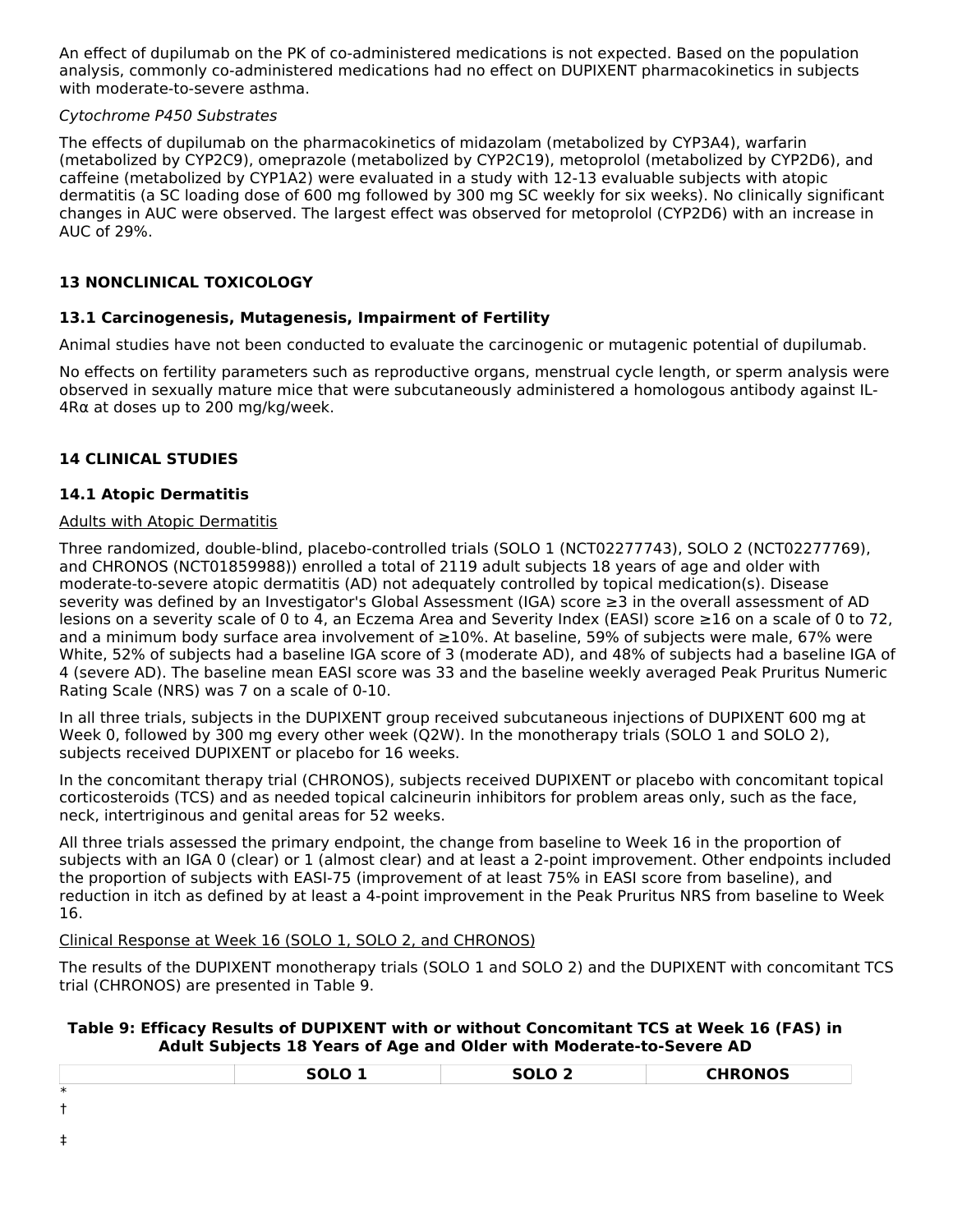An effect of dupilumab on the PK of co-administered medications is not expected. Based on the population analysis, commonly co-administered medications had no effect on DUPIXENT pharmacokinetics in subjects with moderate-to-severe asthma.

*Cytochrome P450 Substrates*

The effects of dupilumab on the pharmacokinetics of midazolam (metabolized by CYP3A4), warfarin (metabolized by CYP2C9), omeprazole (metabolized by CYP2C19), metoprolol (metabolized by CYP2D6), and caffeine (metabolized by CYP1A2) were evaluated in a study with 12-13 evaluable subjects with atopic dermatitis (a SC loading dose of 600 mg followed by 300 mg SC weekly for six weeks). No clinically significant changes in AUC were observed. The largest effect was observed for metoprolol (CYP2D6) with an increase in AUC of 29%.

## 13 NONCLINICAL TOXICOLOGY

### 13.1 Carcinogenesis, Mutagenesis, Impairment of Fertility

Animal studies have not been conducted to evaluate the carcinogenic or mutagenic potential of dupilumab.

No effects on fertility parameters such as reproductive organs, menstrual cycle length, or sperm analysis were observed in sexually mature mice that were subcutaneously administered a homologous antibody against IL-4Rα at doses up to 200 mg/kg/week.

## 14 CLINICAL STUDIES

### 14.1 Atopic Dermatitis

Adults with Atopic Dermatitis

Three randomized, double-blind, placebo-controlled trials (SOLO 1 (NCT02277743), SOLO 2 (NCT02277769), and CHRONOS (NCT01859988)) enrolled a total of 2119 adult subjects 18 years of age and older with moderate-to-severe atopic dermatitis (AD) not adequately controlled by topical medication(s). Disease severity was defined by an Investigator's Global Assessment (IGA) score ≥3 in the overall assessment of AD lesions on a severity scale of 0 to 4, an Eczema Area and Severity Index (EASI) score ≥16 on a scale of 0 to 72, and a minimum body surface area involvement of ≥10%. At baseline, 59% of subjects were male, 67% were White, 52% of subjects had a baseline IGA score of 3 (moderate AD), and 48% of subjects had a baseline IGA of 4 (severe AD). The baseline mean EASI score was 33 and the baseline weekly averaged Peak Pruritus Numeric Rating Scale (NRS) was 7 on a scale of 0-10.

In all three trials, subjects in the DUPIXENT group received subcutaneous injections of DUPIXENT 600 mg at Week 0, followed by 300 mg every other week (Q2W). In the monotherapy trials (SOLO 1 and SOLO 2), subjects received DUPIXENT or placebo for 16 weeks.

In the concomitant therapy trial (CHRONOS), subjects received DUPIXENT or placebo with concomitant topical corticosteroids (TCS) and as needed topical calcineurin inhibitors for problem areas only, such as the face, neck, intertriginous and genital areas for 52 weeks.

All three trials assessed the primary endpoint, the change from baseline to Week 16 in the proportion of subjects with an IGA 0 (clear) or 1 (almost clear) and at least a 2-point improvement. Other endpoints included the proportion of subjects with EASI-75 (improvement of at least 75% in EASI score from baseline), and reduction in itch as defined by at least a 4-point improvement in the Peak Pruritus NRS from baseline to Week 16.

Clinical Response at Week 16 (SOLO 1, SOLO 2, and CHRONOS)

The results of the DUPIXENT monotherapy trials (SOLO 1 and SOLO 2) and the DUPIXENT with concomitant TCS trial (CHRONOS) are presented in Table 9.

**Table 9: Efficacy Results of DUPIXENT with or without Concomitant TCS at Week 16 (FAS) in Adult Subjects 18 Years of Age and Older with Moderate-to-Severe AD**

| | SOLO 1 | SOLO 2 | CHRONOS |
|---|---|---|---|

*

†

‡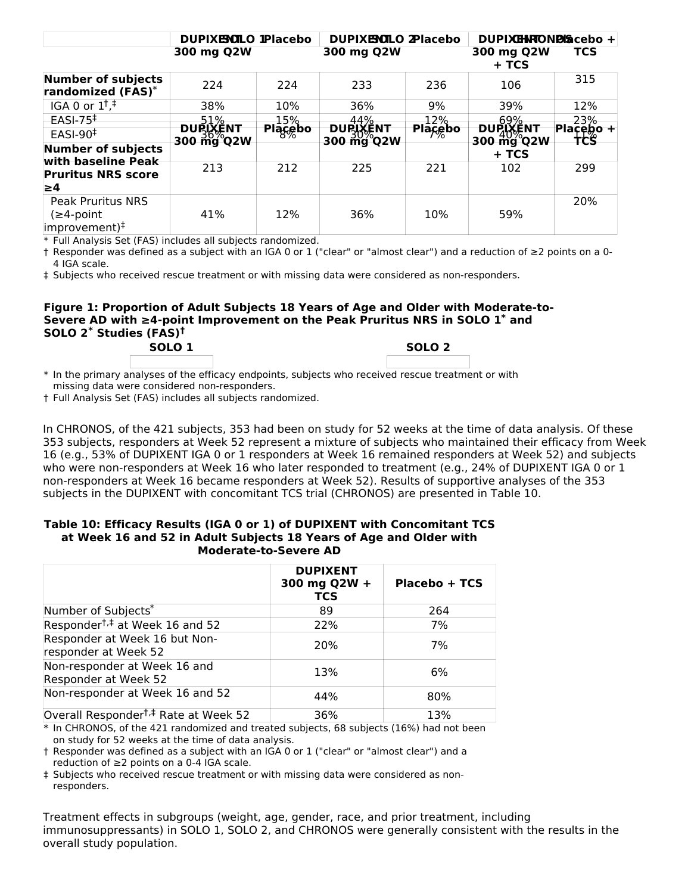| | SOLO 1 | | SOLO 2 | | CHRONOS | |
|---|---|---|---|---|---|---|
| | DUPIXENT 300 mg Q2W | Placebo | DUPIXENT 300 mg Q2W | Placebo | DUPIXENT 300 mg Q2W + TCS | Placebo + TCS |
| Number of subjects randomized (FAS)* | 224 | 224 | 233 | 236 | 106 | 315 |
| IGA 0 or 1†,‡ | 38% | 10% | 36% | 9% | 39% | 12% |
| EASI-75‡ | 51% | 15% | 44% | 12% | 69% | 23% |
| EASI-90‡ | 36% | 8% | 30% | 7% | 40% | 11% |
| | DUPIXENT 300 mg Q2W | Placebo | DUPIXENT 300 mg Q2W | Placebo | DUPIXENT 300 mg Q2W + TCS | Placebo + TCS |
| Number of subjects with baseline Peak Pruritus NRS score ≥4 | 213 | 212 | 225 | 221 | 102 | 299 |
| Peak Pruritus NRS (≥4-point improvement)‡ | 41% | 12% | 36% | 10% | 59% | 20% |

\* Full Analysis Set (FAS) includes all subjects randomized.
† Responder was defined as a subject with an IGA 0 or 1 ("clear" or "almost clear") and a reduction of ≥2 points on a 0-4 IGA scale.
‡ Subjects who received rescue treatment or with missing data were considered as non-responders.

**Figure 1: Proportion of Adult Subjects 18 Years of Age and Older with Moderate-to-Severe AD with ≥4-point Improvement on the Peak Pruritus NRS in SOLO 1* and SOLO 2* Studies (FAS)†**

**SOLO 1** **SOLO 2**

\* In the primary analyses of the efficacy endpoints, subjects who received rescue treatment or with missing data were considered non-responders.
† Full Analysis Set (FAS) includes all subjects randomized.

In CHRONOS, of the 421 subjects, 353 had been on study for 52 weeks at the time of data analysis. Of these 353 subjects, responders at Week 52 represent a mixture of subjects who maintained their efficacy from Week 16 (e.g., 53% of DUPIXENT IGA 0 or 1 responders at Week 16 remained responders at Week 52) and subjects who were non-responders at Week 16 who later responded to treatment (e.g., 24% of DUPIXENT IGA 0 or 1 non-responders at Week 16 became responders at Week 52). Results of supportive analyses of the 353 subjects in the DUPIXENT with concomitant TCS trial (CHRONOS) are presented in Table 10.

**Table 10: Efficacy Results (IGA 0 or 1) of DUPIXENT with Concomitant TCS at Week 16 and 52 in Adult Subjects 18 Years of Age and Older with Moderate-to-Severe AD**

| | DUPIXENT 300 mg Q2W + TCS | Placebo + TCS |
|---|---|---|
| Number of Subjects* | 89 | 264 |
| Responder†,‡ at Week 16 and 52 | 22% | 7% |
| Responder at Week 16 but Non-responder at Week 52 | 20% | 7% |
| Non-responder at Week 16 and Responder at Week 52 | 13% | 6% |
| Non-responder at Week 16 and 52 | 44% | 80% |
| Overall Responder†,‡ Rate at Week 52 | 36% | 13% |

\* In CHRONOS, of the 421 randomized and treated subjects, 68 subjects (16%) had not been on study for 52 weeks at the time of data analysis.
† Responder was defined as a subject with an IGA 0 or 1 ("clear" or "almost clear") and a reduction of ≥2 points on a 0-4 IGA scale.
‡ Subjects who received rescue treatment or with missing data were considered as non-responders.

Treatment effects in subgroups (weight, age, gender, race, and prior treatment, including immunosuppressants) in SOLO 1, SOLO 2, and CHRONOS were generally consistent with the results in the overall study population.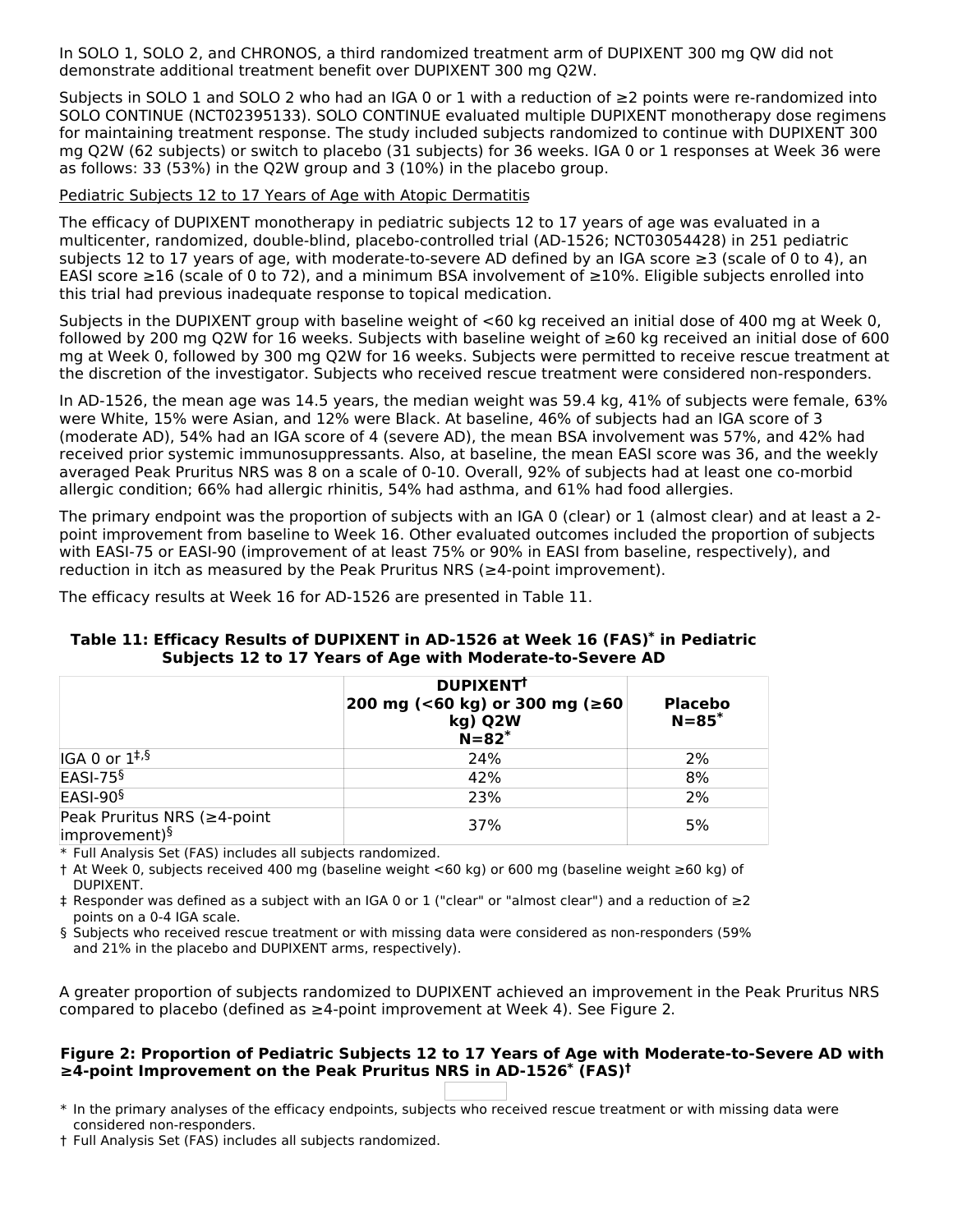In SOLO 1, SOLO 2, and CHRONOS, a third randomized treatment arm of DUPIXENT 300 mg QW did not demonstrate additional treatment benefit over DUPIXENT 300 mg Q2W.

Subjects in SOLO 1 and SOLO 2 who had an IGA 0 or 1 with a reduction of ≥2 points were re-randomized into SOLO CONTINUE (NCT02395133). SOLO CONTINUE evaluated multiple DUPIXENT monotherapy dose regimens for maintaining treatment response. The study included subjects randomized to continue with DUPIXENT 300 mg Q2W (62 subjects) or switch to placebo (31 subjects) for 36 weeks. IGA 0 or 1 responses at Week 36 were as follows: 33 (53%) in the Q2W group and 3 (10%) in the placebo group.

Pediatric Subjects 12 to 17 Years of Age with Atopic Dermatitis

The efficacy of DUPIXENT monotherapy in pediatric subjects 12 to 17 years of age was evaluated in a multicenter, randomized, double-blind, placebo-controlled trial (AD-1526; NCT03054428) in 251 pediatric subjects 12 to 17 years of age, with moderate-to-severe AD defined by an IGA score ≥3 (scale of 0 to 4), an EASI score ≥16 (scale of 0 to 72), and a minimum BSA involvement of ≥10%. Eligible subjects enrolled into this trial had previous inadequate response to topical medication.

Subjects in the DUPIXENT group with baseline weight of <60 kg received an initial dose of 400 mg at Week 0, followed by 200 mg Q2W for 16 weeks. Subjects with baseline weight of ≥60 kg received an initial dose of 600 mg at Week 0, followed by 300 mg Q2W for 16 weeks. Subjects were permitted to receive rescue treatment at the discretion of the investigator. Subjects who received rescue treatment were considered non-responders.

In AD-1526, the mean age was 14.5 years, the median weight was 59.4 kg, 41% of subjects were female, 63% were White, 15% were Asian, and 12% were Black. At baseline, 46% of subjects had an IGA score of 3 (moderate AD), 54% had an IGA score of 4 (severe AD), the mean BSA involvement was 57%, and 42% had received prior systemic immunosuppressants. Also, at baseline, the mean EASI score was 36, and the weekly averaged Peak Pruritus NRS was 8 on a scale of 0-10. Overall, 92% of subjects had at least one co-morbid allergic condition; 66% had allergic rhinitis, 54% had asthma, and 61% had food allergies.

The primary endpoint was the proportion of subjects with an IGA 0 (clear) or 1 (almost clear) and at least a 2-point improvement from baseline to Week 16. Other evaluated outcomes included the proportion of subjects with EASI-75 or EASI-90 (improvement of at least 75% or 90% in EASI from baseline, respectively), and reduction in itch as measured by the Peak Pruritus NRS (≥4-point improvement).

The efficacy results at Week 16 for AD-1526 are presented in Table 11.

**Table 11: Efficacy Results of DUPIXENT in AD-1526 at Week 16 (FAS)* in Pediatric Subjects 12 to 17 Years of Age with Moderate-to-Severe AD**

| | DUPIXENT† 200 mg (<60 kg) or 300 mg (≥60 kg) Q2W N=82* | Placebo N=85* |
|---|---|---|
| IGA 0 or 1‡,§ | 24% | 2% |
| EASI-75§ | 42% | 8% |
| EASI-90§ | 23% | 2% |
| Peak Pruritus NRS (≥4-point improvement)§ | 37% | 5% |

\* Full Analysis Set (FAS) includes all subjects randomized.
† At Week 0, subjects received 400 mg (baseline weight <60 kg) or 600 mg (baseline weight ≥60 kg) of DUPIXENT.
‡ Responder was defined as a subject with an IGA 0 or 1 ("clear" or "almost clear") and a reduction of ≥2 points on a 0-4 IGA scale.
§ Subjects who received rescue treatment or with missing data were considered as non-responders (59% and 21% in the placebo and DUPIXENT arms, respectively).

A greater proportion of subjects randomized to DUPIXENT achieved an improvement in the Peak Pruritus NRS compared to placebo (defined as ≥4-point improvement at Week 4). See Figure 2.

**Figure 2: Proportion of Pediatric Subjects 12 to 17 Years of Age with Moderate-to-Severe AD with ≥4-point Improvement on the Peak Pruritus NRS in AD-1526* (FAS)†**

\* In the primary analyses of the efficacy endpoints, subjects who received rescue treatment or with missing data were considered non-responders.
† Full Analysis Set (FAS) includes all subjects randomized.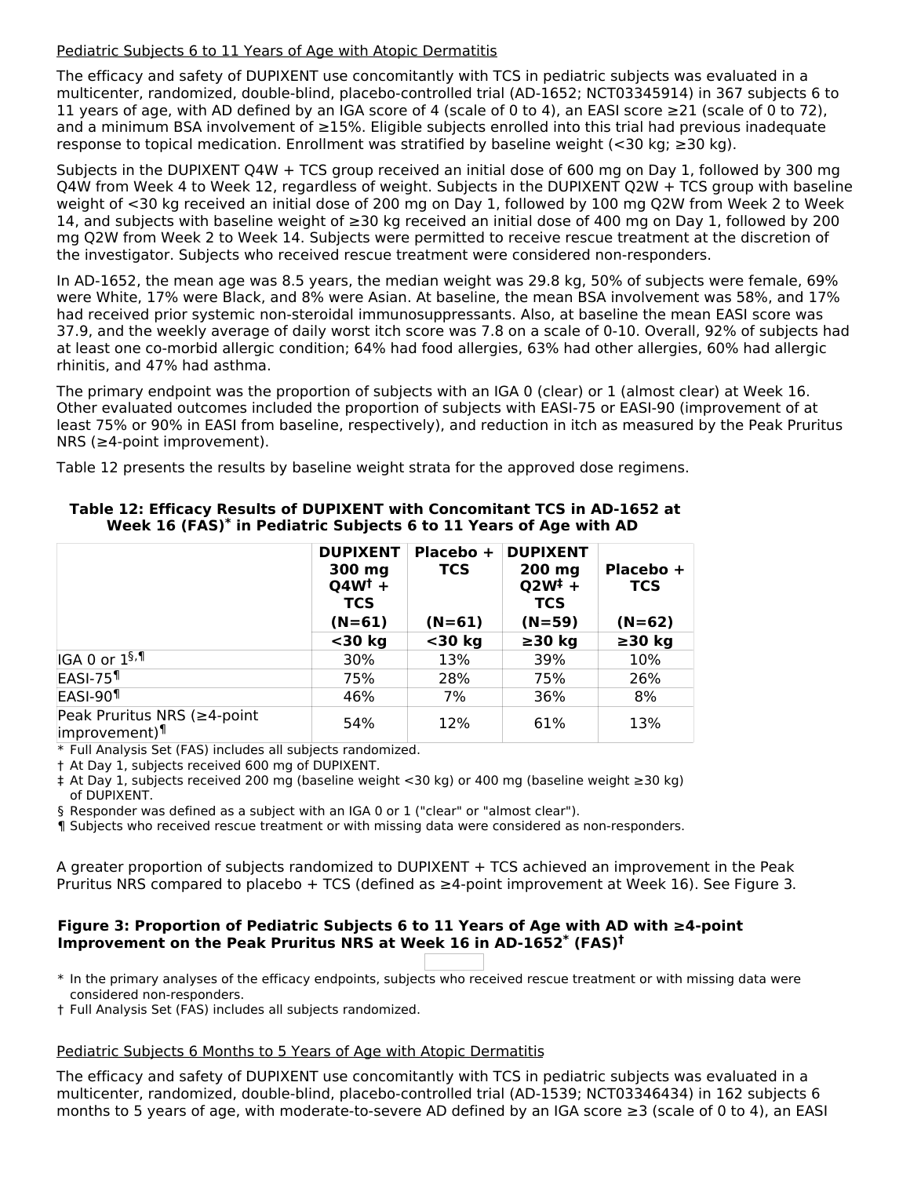Pediatric Subjects 6 to 11 Years of Age with Atopic Dermatitis

The efficacy and safety of DUPIXENT use concomitantly with TCS in pediatric subjects was evaluated in a multicenter, randomized, double-blind, placebo-controlled trial (AD-1652; NCT03345914) in 367 subjects 6 to 11 years of age, with AD defined by an IGA score of 4 (scale of 0 to 4), an EASI score ≥21 (scale of 0 to 72), and a minimum BSA involvement of ≥15%. Eligible subjects enrolled into this trial had previous inadequate response to topical medication. Enrollment was stratified by baseline weight (<30 kg; ≥30 kg).

Subjects in the DUPIXENT Q4W + TCS group received an initial dose of 600 mg on Day 1, followed by 300 mg Q4W from Week 4 to Week 12, regardless of weight. Subjects in the DUPIXENT Q2W + TCS group with baseline weight of <30 kg received an initial dose of 200 mg on Day 1, followed by 100 mg Q2W from Week 2 to Week 14, and subjects with baseline weight of ≥30 kg received an initial dose of 400 mg on Day 1, followed by 200 mg Q2W from Week 2 to Week 14. Subjects were permitted to receive rescue treatment at the discretion of the investigator. Subjects who received rescue treatment were considered non-responders.

In AD-1652, the mean age was 8.5 years, the median weight was 29.8 kg, 50% of subjects were female, 69% were White, 17% were Black, and 8% were Asian. At baseline, the mean BSA involvement was 58%, and 17% had received prior systemic non-steroidal immunosuppressants. Also, at baseline the mean EASI score was 37.9, and the weekly average of daily worst itch score was 7.8 on a scale of 0-10. Overall, 92% of subjects had at least one co-morbid allergic condition; 64% had food allergies, 63% had other allergies, 60% had allergic rhinitis, and 47% had asthma.

The primary endpoint was the proportion of subjects with an IGA 0 (clear) or 1 (almost clear) at Week 16. Other evaluated outcomes included the proportion of subjects with EASI-75 or EASI-90 (improvement of at least 75% or 90% in EASI from baseline, respectively), and reduction in itch as measured by the Peak Pruritus NRS (≥4-point improvement).

Table 12 presents the results by baseline weight strata for the approved dose regimens.

**Table 12: Efficacy Results of DUPIXENT with Concomitant TCS in AD-1652 at Week 16 (FAS)* in Pediatric Subjects 6 to 11 Years of Age with AD**

| | DUPIXENT 300 mg Q4W† + TCS (N=61) | Placebo + TCS (N=61) | DUPIXENT 200 mg Q2W‡ + TCS (N=59) | Placebo + TCS (N=62) |
|---|---|---|---|---|
| | <30 kg | <30 kg | ≥30 kg | ≥30 kg |
| IGA 0 or 1§,¶ | 30% | 13% | 39% | 10% |
| EASI-75¶ | 75% | 28% | 75% | 26% |
| EASI-90¶ | 46% | 7% | 36% | 8% |
| Peak Pruritus NRS (≥4-point improvement)¶ | 54% | 12% | 61% | 13% |

\* Full Analysis Set (FAS) includes all subjects randomized.
† At Day 1, subjects received 600 mg of DUPIXENT.
‡ At Day 1, subjects received 200 mg (baseline weight <30 kg) or 400 mg (baseline weight ≥30 kg) of DUPIXENT.
§ Responder was defined as a subject with an IGA 0 or 1 ("clear" or "almost clear").
¶ Subjects who received rescue treatment or with missing data were considered as non-responders.

A greater proportion of subjects randomized to DUPIXENT + TCS achieved an improvement in the Peak Pruritus NRS compared to placebo + TCS (defined as ≥4-point improvement at Week 16). See Figure 3.

**Figure 3: Proportion of Pediatric Subjects 6 to 11 Years of Age with AD with ≥4-point Improvement on the Peak Pruritus NRS at Week 16 in AD-1652* (FAS)†**

\* In the primary analyses of the efficacy endpoints, subjects who received rescue treatment or with missing data were considered non-responders.
† Full Analysis Set (FAS) includes all subjects randomized.

Pediatric Subjects 6 Months to 5 Years of Age with Atopic Dermatitis

The efficacy and safety of DUPIXENT use concomitantly with TCS in pediatric subjects was evaluated in a multicenter, randomized, double-blind, placebo-controlled trial (AD-1539; NCT03346434) in 162 subjects 6 months to 5 years of age, with moderate-to-severe AD defined by an IGA score ≥3 (scale of 0 to 4), an EASI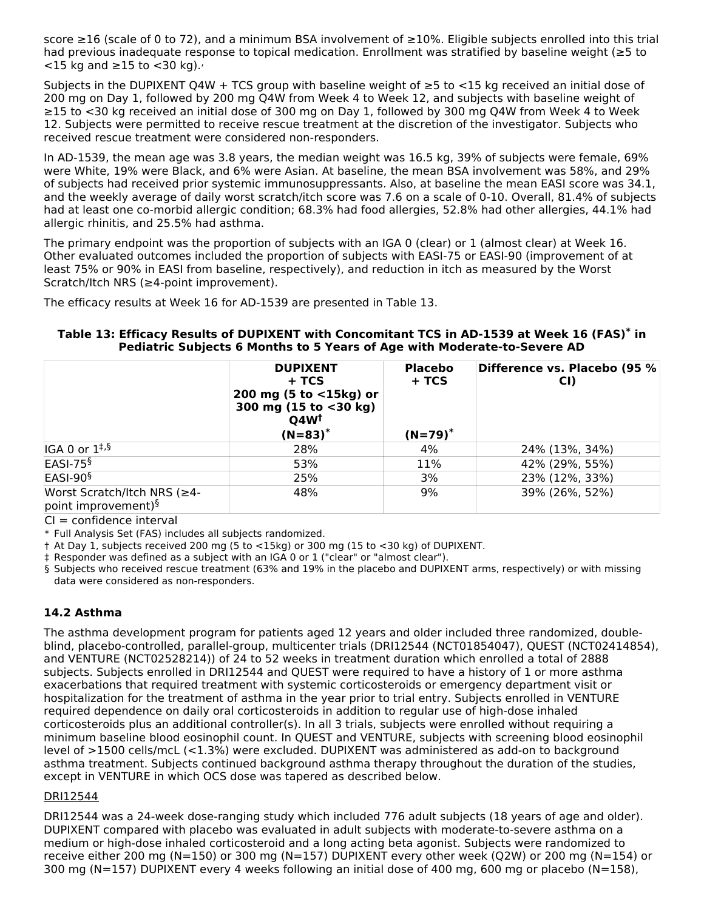score ≥16 (scale of 0 to 72), and a minimum BSA involvement of ≥10%. Eligible subjects enrolled into this trial had previous inadequate response to topical medication. Enrollment was stratified by baseline weight (≥5 to <15 kg and ≥15 to <30 kg).

Subjects in the DUPIXENT Q4W + TCS group with baseline weight of ≥5 to <15 kg received an initial dose of 200 mg on Day 1, followed by 200 mg Q4W from Week 4 to Week 12, and subjects with baseline weight of ≥15 to <30 kg received an initial dose of 300 mg on Day 1, followed by 300 mg Q4W from Week 4 to Week 12. Subjects were permitted to receive rescue treatment at the discretion of the investigator. Subjects who received rescue treatment were considered non-responders.

In AD-1539, the mean age was 3.8 years, the median weight was 16.5 kg, 39% of subjects were female, 69% were White, 19% were Black, and 6% were Asian. At baseline, the mean BSA involvement was 58%, and 29% of subjects had received prior systemic immunosuppressants. Also, at baseline the mean EASI score was 34.1, and the weekly average of daily worst scratch/itch score was 7.6 on a scale of 0-10. Overall, 81.4% of subjects had at least one co-morbid allergic condition; 68.3% had food allergies, 52.8% had other allergies, 44.1% had allergic rhinitis, and 25.5% had asthma.

The primary endpoint was the proportion of subjects with an IGA 0 (clear) or 1 (almost clear) at Week 16. Other evaluated outcomes included the proportion of subjects with EASI-75 or EASI-90 (improvement of at least 75% or 90% in EASI from baseline, respectively), and reduction in itch as measured by the Worst Scratch/Itch NRS (≥4-point improvement).

The efficacy results at Week 16 for AD-1539 are presented in Table 13.

**Table 13: Efficacy Results of DUPIXENT with Concomitant TCS in AD-1539 at Week 16 (FAS)* in Pediatric Subjects 6 Months to 5 Years of Age with Moderate-to-Severe AD**

| | DUPIXENT + TCS 200 mg (5 to <15kg) or 300 mg (15 to <30 kg) Q4W† (N=83)* | Placebo + TCS (N=79)* | Difference vs. Placebo (95 % CI) |
|---|---|---|---|
| IGA 0 or 1‡,§ | 28% | 4% | 24% (13%, 34%) |
| EASI-75§ | 53% | 11% | 42% (29%, 55%) |
| EASI-90§ | 25% | 3% | 23% (12%, 33%) |
| Worst Scratch/Itch NRS (≥4-point improvement)§ | 48% | 9% | 39% (26%, 52%) |

CI = confidence interval

\* Full Analysis Set (FAS) includes all subjects randomized.

† At Day 1, subjects received 200 mg (5 to <15kg) or 300 mg (15 to <30 kg) of DUPIXENT.

‡ Responder was defined as a subject with an IGA 0 or 1 ("clear" or "almost clear").

§ Subjects who received rescue treatment (63% and 19% in the placebo and DUPIXENT arms, respectively) or with missing data were considered as non-responders.

## 14.2 Asthma

The asthma development program for patients aged 12 years and older included three randomized, double-blind, placebo-controlled, parallel-group, multicenter trials (DRI12544 (NCT01854047), QUEST (NCT02414854), and VENTURE (NCT02528214)) of 24 to 52 weeks in treatment duration which enrolled a total of 2888 subjects. Subjects enrolled in DRI12544 and QUEST were required to have a history of 1 or more asthma exacerbations that required treatment with systemic corticosteroids or emergency department visit or hospitalization for the treatment of asthma in the year prior to trial entry. Subjects enrolled in VENTURE required dependence on daily oral corticosteroids in addition to regular use of high-dose inhaled corticosteroids plus an additional controller(s). In all 3 trials, subjects were enrolled without requiring a minimum baseline blood eosinophil count. In QUEST and VENTURE, subjects with screening blood eosinophil level of >1500 cells/mcL (<1.3%) were excluded. DUPIXENT was administered as add-on to background asthma treatment. Subjects continued background asthma therapy throughout the duration of the studies, except in VENTURE in which OCS dose was tapered as described below.

DRI12544

DRI12544 was a 24-week dose-ranging study which included 776 adult subjects (18 years of age and older). DUPIXENT compared with placebo was evaluated in adult subjects with moderate-to-severe asthma on a medium or high-dose inhaled corticosteroid and a long acting beta agonist. Subjects were randomized to receive either 200 mg (N=150) or 300 mg (N=157) DUPIXENT every other week (Q2W) or 200 mg (N=154) or 300 mg (N=157) DUPIXENT every 4 weeks following an initial dose of 400 mg, 600 mg or placebo (N=158),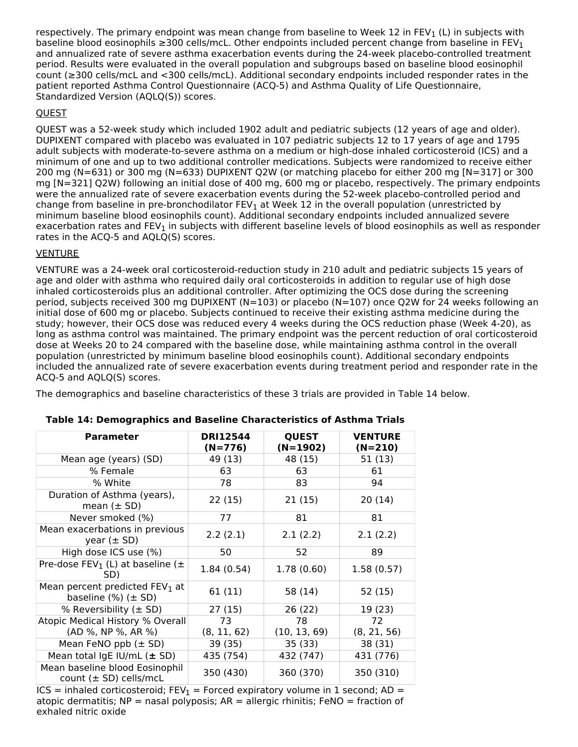respectively. The primary endpoint was mean change from baseline to Week 12 in $FEV_1$ (L) in subjects with baseline blood eosinophils ≥300 cells/mcL. Other endpoints included percent change from baseline in $FEV_1$ and annualized rate of severe asthma exacerbation events during the 24-week placebo-controlled treatment period. Results were evaluated in the overall population and subgroups based on baseline blood eosinophil count (≥300 cells/mcL and <300 cells/mcL). Additional secondary endpoints included responder rates in the patient reported Asthma Control Questionnaire (ACQ-5) and Asthma Quality of Life Questionnaire, Standardized Version (AQLQ(S)) scores.

QUEST

QUEST was a 52-week study which included 1902 adult and pediatric subjects (12 years of age and older). DUPIXENT compared with placebo was evaluated in 107 pediatric subjects 12 to 17 years of age and 1795 adult subjects with moderate-to-severe asthma on a medium or high-dose inhaled corticosteroid (ICS) and a minimum of one and up to two additional controller medications. Subjects were randomized to receive either 200 mg (N=631) or 300 mg (N=633) DUPIXENT Q2W (or matching placebo for either 200 mg [N=317] or 300 mg [N=321] Q2W) following an initial dose of 400 mg, 600 mg or placebo, respectively. The primary endpoints were the annualized rate of severe exacerbation events during the 52-week placebo-controlled period and change from baseline in pre-bronchodilator $FEV_1$ at Week 12 in the overall population (unrestricted by minimum baseline blood eosinophils count). Additional secondary endpoints included annualized severe exacerbation rates and $FEV_1$ in subjects with different baseline levels of blood eosinophils as well as responder rates in the ACQ-5 and AQLQ(S) scores.

VENTURE

VENTURE was a 24-week oral corticosteroid-reduction study in 210 adult and pediatric subjects 15 years of age and older with asthma who required daily oral corticosteroids in addition to regular use of high dose inhaled corticosteroids plus an additional controller. After optimizing the OCS dose during the screening period, subjects received 300 mg DUPIXENT (N=103) or placebo (N=107) once Q2W for 24 weeks following an initial dose of 600 mg or placebo. Subjects continued to receive their existing asthma medicine during the study; however, their OCS dose was reduced every 4 weeks during the OCS reduction phase (Week 4-20), as long as asthma control was maintained. The primary endpoint was the percent reduction of oral corticosteroid dose at Weeks 20 to 24 compared with the baseline dose, while maintaining asthma control in the overall population (unrestricted by minimum baseline blood eosinophils count). Additional secondary endpoints included the annualized rate of severe exacerbation events during treatment period and responder rate in the ACQ-5 and AQLQ(S) scores.

The demographics and baseline characteristics of these 3 trials are provided in Table 14 below.

**Table 14: Demographics and Baseline Characteristics of Asthma Trials**

| Parameter | DRI12544 (N=776) | QUEST (N=1902) | VENTURE (N=210) |
|---|---|---|---|
| Mean age (years) (SD) | 49 (13) | 48 (15) | 51 (13) |
| % Female | 63 | 63 | 61 |
| % White | 78 | 83 | 94 |
| Duration of Asthma (years), mean (± SD) | 22 (15) | 21 (15) | 20 (14) |
| Never smoked (%) | 77 | 81 | 81 |
| Mean exacerbations in previous year (± SD) | 2.2 (2.1) | 2.1 (2.2) | 2.1 (2.2) |
| High dose ICS use (%) | 50 | 52 | 89 |
| Pre-dose $FEV_1$ (L) at baseline (± SD) | 1.84 (0.54) | 1.78 (0.60) | 1.58 (0.57) |
| Mean percent predicted $FEV_1$ at baseline (%) (± SD) | 61 (11) | 58 (14) | 52 (15) |
| % Reversibility (± SD) | 27 (15) | 26 (22) | 19 (23) |
| Atopic Medical History % Overall (AD %, NP %, AR %) | 73 (8, 11, 62) | 78 (10, 13, 69) | 72 (8, 21, 56) |
| Mean FeNO ppb (± SD) | 39 (35) | 35 (33) | 38 (31) |
| Mean total IgE IU/mL (± SD) | 435 (754) | 432 (747) | 431 (776) |
| Mean baseline blood Eosinophil count (± SD) cells/mcL | 350 (430) | 360 (370) | 350 (310) |

ICS = inhaled corticosteroid; $FEV_1$ = Forced expiratory volume in 1 second; AD = atopic dermatitis; NP = nasal polyposis; AR = allergic rhinitis; FeNO = fraction of exhaled nitric oxide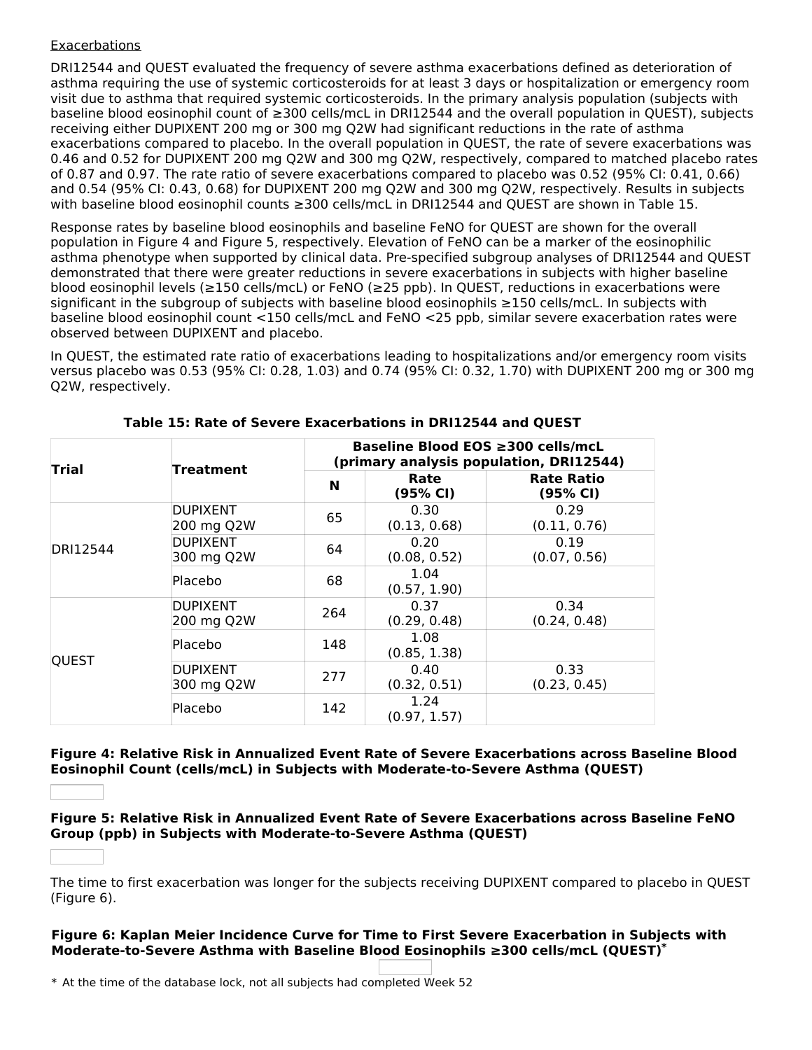Exacerbations

DRI12544 and QUEST evaluated the frequency of severe asthma exacerbations defined as deterioration of asthma requiring the use of systemic corticosteroids for at least 3 days or hospitalization or emergency room visit due to asthma that required systemic corticosteroids. In the primary analysis population (subjects with baseline blood eosinophil count of ≥300 cells/mcL in DRI12544 and the overall population in QUEST), subjects receiving either DUPIXENT 200 mg or 300 mg Q2W had significant reductions in the rate of asthma exacerbations compared to placebo. In the overall population in QUEST, the rate of severe exacerbations was 0.46 and 0.52 for DUPIXENT 200 mg Q2W and 300 mg Q2W, respectively, compared to matched placebo rates of 0.87 and 0.97. The rate ratio of severe exacerbations compared to placebo was 0.52 (95% CI: 0.41, 0.66) and 0.54 (95% CI: 0.43, 0.68) for DUPIXENT 200 mg Q2W and 300 mg Q2W, respectively. Results in subjects with baseline blood eosinophil counts ≥300 cells/mcL in DRI12544 and QUEST are shown in Table 15.

Response rates by baseline blood eosinophils and baseline FeNO for QUEST are shown for the overall population in Figure 4 and Figure 5, respectively. Elevation of FeNO can be a marker of the eosinophilic asthma phenotype when supported by clinical data. Pre-specified subgroup analyses of DRI12544 and QUEST demonstrated that there were greater reductions in severe exacerbations in subjects with higher baseline blood eosinophil levels (≥150 cells/mcL) or FeNO (≥25 ppb). In QUEST, reductions in exacerbations were significant in the subgroup of subjects with baseline blood eosinophils ≥150 cells/mcL. In subjects with baseline blood eosinophil count <150 cells/mcL and FeNO <25 ppb, similar severe exacerbation rates were observed between DUPIXENT and placebo.

In QUEST, the estimated rate ratio of exacerbations leading to hospitalizations and/or emergency room visits versus placebo was 0.53 (95% CI: 0.28, 1.03) and 0.74 (95% CI: 0.32, 1.70) with DUPIXENT 200 mg or 300 mg Q2W, respectively.

**Table 15: Rate of Severe Exacerbations in DRI12544 and QUEST**

| Trial | Treatment | Baseline Blood EOS ≥300 cells/mcL (primary analysis population, DRI12544) | | |
|---|---|---|---|---|
| | | N | Rate (95% CI) | Rate Ratio (95% CI) |
| DRI12544 | DUPIXENT 200 mg Q2W | 65 | 0.30 (0.13, 0.68) | 0.29 (0.11, 0.76) |
| | DUPIXENT 300 mg Q2W | 64 | 0.20 (0.08, 0.52) | 0.19 (0.07, 0.56) |
| | Placebo | 68 | 1.04 (0.57, 1.90) | |
| QUEST | DUPIXENT 200 mg Q2W | 264 | 0.37 (0.29, 0.48) | 0.34 (0.24, 0.48) |
| | Placebo | 148 | 1.08 (0.85, 1.38) | |
| | DUPIXENT 300 mg Q2W | 277 | 0.40 (0.32, 0.51) | 0.33 (0.23, 0.45) |
| | Placebo | 142 | 1.24 (0.97, 1.57) | |

**Figure 4: Relative Risk in Annualized Event Rate of Severe Exacerbations across Baseline Blood Eosinophil Count (cells/mcL) in Subjects with Moderate-to-Severe Asthma (QUEST)**

**Figure 5: Relative Risk in Annualized Event Rate of Severe Exacerbations across Baseline FeNO Group (ppb) in Subjects with Moderate-to-Severe Asthma (QUEST)**

The time to first exacerbation was longer for the subjects receiving DUPIXENT compared to placebo in QUEST (Figure 6).

**Figure 6: Kaplan Meier Incidence Curve for Time to First Severe Exacerbation in Subjects with Moderate-to-Severe Asthma with Baseline Blood Eosinophils ≥300 cells/mcL (QUEST)***

* At the time of the database lock, not all subjects had completed Week 52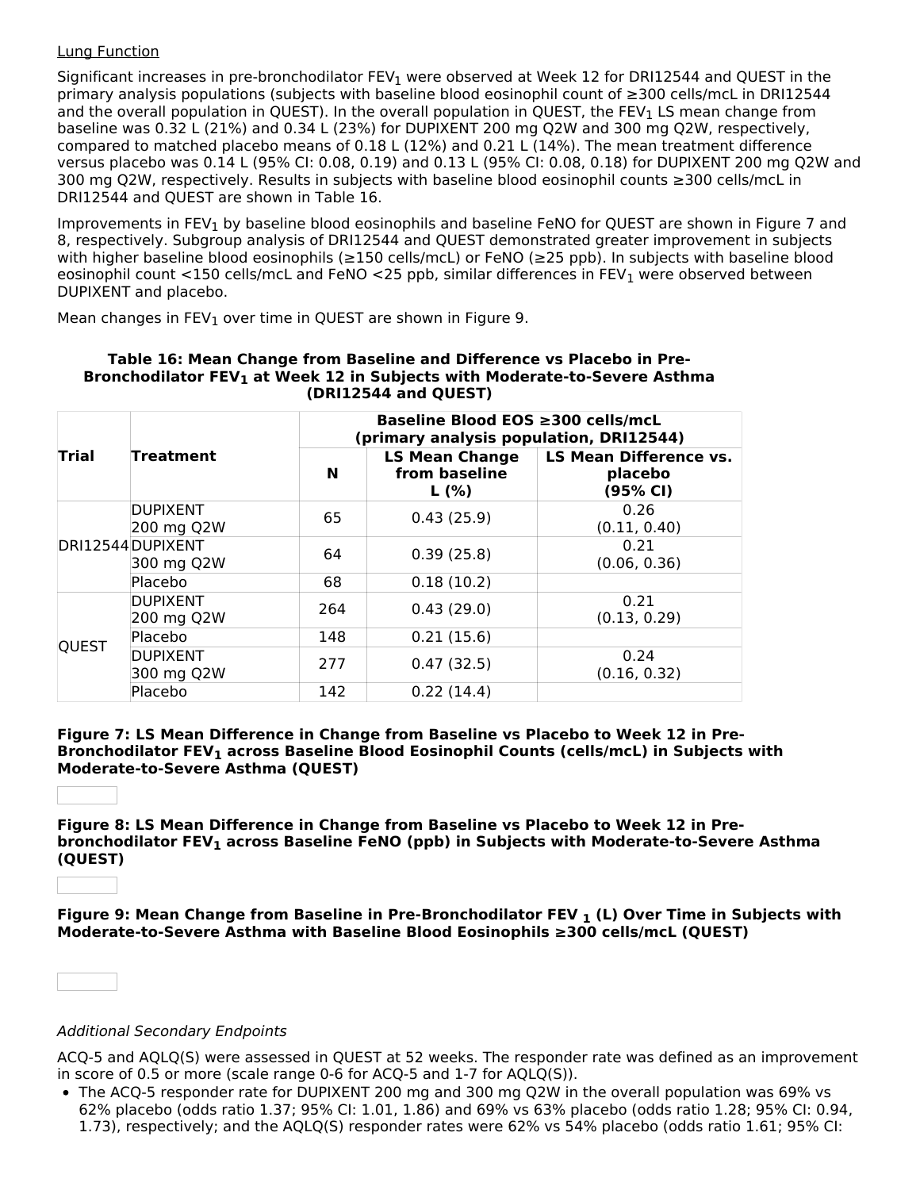Lung Function

Significant increases in pre-bronchodilator $FEV_1$ were observed at Week 12 for DRI12544 and QUEST in the primary analysis populations (subjects with baseline blood eosinophil count of ≥300 cells/mcL in DRI12544 and the overall population in QUEST). In the overall population in QUEST, the $FEV_1$ LS mean change from baseline was 0.32 L (21%) and 0.34 L (23%) for DUPIXENT 200 mg Q2W and 300 mg Q2W, respectively, compared to matched placebo means of 0.18 L (12%) and 0.21 L (14%). The mean treatment difference versus placebo was 0.14 L (95% CI: 0.08, 0.19) and 0.13 L (95% CI: 0.08, 0.18) for DUPIXENT 200 mg Q2W and 300 mg Q2W, respectively. Results in subjects with baseline blood eosinophil counts ≥300 cells/mcL in DRI12544 and QUEST are shown in Table 16.

Improvements in $FEV_1$ by baseline blood eosinophils and baseline FeNO for QUEST are shown in Figure 7 and 8, respectively. Subgroup analysis of DRI12544 and QUEST demonstrated greater improvement in subjects with higher baseline blood eosinophils (≥150 cells/mcL) or FeNO (≥25 ppb). In subjects with baseline blood eosinophil count <150 cells/mcL and FeNO <25 ppb, similar differences in $FEV_1$ were observed between DUPIXENT and placebo.

Mean changes in $FEV_1$ over time in QUEST are shown in Figure 9.

**Table 16: Mean Change from Baseline and Difference vs Placebo in Pre-Bronchodilator $FEV_1$ at Week 12 in Subjects with Moderate-to-Severe Asthma (DRI12544 and QUEST)**

| Trial | Treatment | Baseline Blood EOS ≥300 cells/mcL (primary analysis population, DRI12544) | | |
|---|---|---|---|---|
| | | N | LS Mean Change from baseline L (%) | LS Mean Difference vs. placebo (95% CI) |
| DRI12544 | DUPIXENT 200 mg Q2W | 65 | 0.43 (25.9) | 0.26 (0.11, 0.40) |
| | DUPIXENT 300 mg Q2W | 64 | 0.39 (25.8) | 0.21 (0.06, 0.36) |
| | Placebo | 68 | 0.18 (10.2) | |
| QUEST | DUPIXENT 200 mg Q2W | 264 | 0.43 (29.0) | 0.21 (0.13, 0.29) |
| | Placebo | 148 | 0.21 (15.6) | |
| | DUPIXENT 300 mg Q2W | 277 | 0.47 (32.5) | 0.24 (0.16, 0.32) |
| | Placebo | 142 | 0.22 (14.4) | |

**Figure 7: LS Mean Difference in Change from Baseline vs Placebo to Week 12 in Pre-Bronchodilator $FEV_1$ across Baseline Blood Eosinophil Counts (cells/mcL) in Subjects with Moderate-to-Severe Asthma (QUEST)**

**Figure 8: LS Mean Difference in Change from Baseline vs Placebo to Week 12 in Pre-bronchodilator $FEV_1$ across Baseline FeNO (ppb) in Subjects with Moderate-to-Severe Asthma (QUEST)**

**Figure 9: Mean Change from Baseline in Pre-Bronchodilator $FEV_1$ (L) Over Time in Subjects with Moderate-to-Severe Asthma with Baseline Blood Eosinophils ≥300 cells/mcL (QUEST)**

*Additional Secondary Endpoints*

ACQ-5 and AQLQ(S) were assessed in QUEST at 52 weeks. The responder rate was defined as an improvement in score of 0.5 or more (scale range 0-6 for ACQ-5 and 1-7 for AQLQ(S)).

- The ACQ-5 responder rate for DUPIXENT 200 mg and 300 mg Q2W in the overall population was 69% vs 62% placebo (odds ratio 1.37; 95% CI: 1.01, 1.86) and 69% vs 63% placebo (odds ratio 1.28; 95% CI: 0.94, 1.73), respectively; and the AQLQ(S) responder rates were 62% vs 54% placebo (odds ratio 1.61; 95% CI: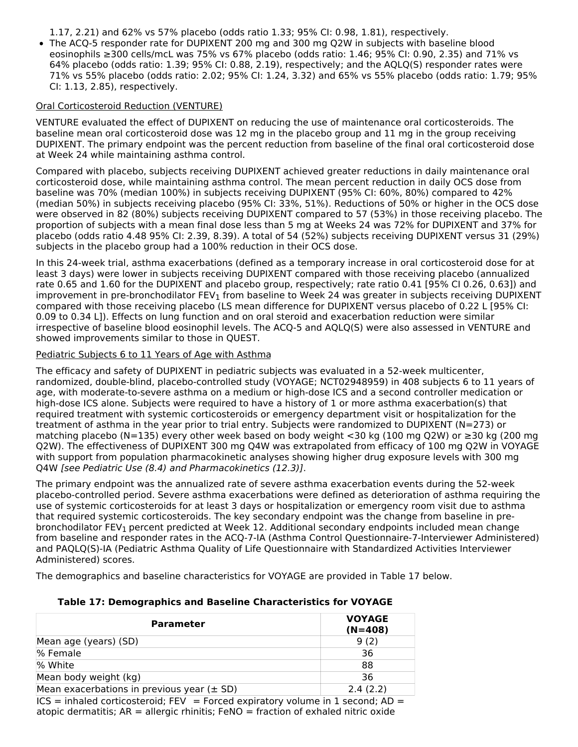1.17, 2.21) and 62% vs 57% placebo (odds ratio 1.33; 95% CI: 0.98, 1.81), respectively.

- The ACQ-5 responder rate for DUPIXENT 200 mg and 300 mg Q2W in subjects with baseline blood eosinophils ≥300 cells/mcL was 75% vs 67% placebo (odds ratio: 1.46; 95% CI: 0.90, 2.35) and 71% vs 64% placebo (odds ratio: 1.39; 95% CI: 0.88, 2.19), respectively; and the AQLQ(S) responder rates were 71% vs 55% placebo (odds ratio: 2.02; 95% CI: 1.24, 3.32) and 65% vs 55% placebo (odds ratio: 1.79; 95% CI: 1.13, 2.85), respectively.

Oral Corticosteroid Reduction (VENTURE)

VENTURE evaluated the effect of DUPIXENT on reducing the use of maintenance oral corticosteroids. The baseline mean oral corticosteroid dose was 12 mg in the placebo group and 11 mg in the group receiving DUPIXENT. The primary endpoint was the percent reduction from baseline of the final oral corticosteroid dose at Week 24 while maintaining asthma control.

Compared with placebo, subjects receiving DUPIXENT achieved greater reductions in daily maintenance oral corticosteroid dose, while maintaining asthma control. The mean percent reduction in daily OCS dose from baseline was 70% (median 100%) in subjects receiving DUPIXENT (95% CI: 60%, 80%) compared to 42% (median 50%) in subjects receiving placebo (95% CI: 33%, 51%). Reductions of 50% or higher in the OCS dose were observed in 82 (80%) subjects receiving DUPIXENT compared to 57 (53%) in those receiving placebo. The proportion of subjects with a mean final dose less than 5 mg at Weeks 24 was 72% for DUPIXENT and 37% for placebo (odds ratio 4.48 95% CI: 2.39, 8.39). A total of 54 (52%) subjects receiving DUPIXENT versus 31 (29%) subjects in the placebo group had a 100% reduction in their OCS dose.

In this 24-week trial, asthma exacerbations (defined as a temporary increase in oral corticosteroid dose for at least 3 days) were lower in subjects receiving DUPIXENT compared with those receiving placebo (annualized rate 0.65 and 1.60 for the DUPIXENT and placebo group, respectively; rate ratio 0.41 [95% CI 0.26, 0.63]) and improvement in pre-bronchodilator $FEV_1$ from baseline to Week 24 was greater in subjects receiving DUPIXENT compared with those receiving placebo (LS mean difference for DUPIXENT versus placebo of 0.22 L [95% CI: 0.09 to 0.34 L]). Effects on lung function and on oral steroid and exacerbation reduction were similar irrespective of baseline blood eosinophil levels. The ACQ-5 and AQLQ(S) were also assessed in VENTURE and showed improvements similar to those in QUEST.

Pediatric Subjects 6 to 11 Years of Age with Asthma

The efficacy and safety of DUPIXENT in pediatric subjects was evaluated in a 52-week multicenter, randomized, double-blind, placebo-controlled study (VOYAGE; NCT02948959) in 408 subjects 6 to 11 years of age, with moderate-to-severe asthma on a medium or high-dose ICS and a second controller medication or high-dose ICS alone. Subjects were required to have a history of 1 or more asthma exacerbation(s) that required treatment with systemic corticosteroids or emergency department visit or hospitalization for the treatment of asthma in the year prior to trial entry. Subjects were randomized to DUPIXENT (N=273) or matching placebo (N=135) every other week based on body weight <30 kg (100 mg Q2W) or ≥30 kg (200 mg Q2W). The effectiveness of DUPIXENT 300 mg Q4W was extrapolated from efficacy of 100 mg Q2W in VOYAGE with support from population pharmacokinetic analyses showing higher drug exposure levels with 300 mg Q4W *[see Pediatric Use (8.4) and Pharmacokinetics (12.3)]*.

The primary endpoint was the annualized rate of severe asthma exacerbation events during the 52-week placebo-controlled period. Severe asthma exacerbations were defined as deterioration of asthma requiring the use of systemic corticosteroids for at least 3 days or hospitalization or emergency room visit due to asthma that required systemic corticosteroids. The key secondary endpoint was the change from baseline in pre-bronchodilator $FEV_1$ percent predicted at Week 12. Additional secondary endpoints included mean change from baseline and responder rates in the ACQ-7-IA (Asthma Control Questionnaire-7-Interviewer Administered) and PAQLQ(S)-IA (Pediatric Asthma Quality of Life Questionnaire with Standardized Activities Interviewer Administered) scores.

The demographics and baseline characteristics for VOYAGE are provided in Table 17 below.

**Table 17: Demographics and Baseline Characteristics for VOYAGE**

| Parameter | VOYAGE (N=408) |
|---|---|
| Mean age (years) (SD) | 9 (2) |
| % Female | 36 |
| % White | 88 |
| Mean body weight (kg) | 36 |
| Mean exacerbations in previous year (± SD) | 2.4 (2.2) |

ICS = inhaled corticosteroid; FEV = Forced expiratory volume in 1 second; AD = atopic dermatitis; AR = allergic rhinitis; FeNO = fraction of exhaled nitric oxide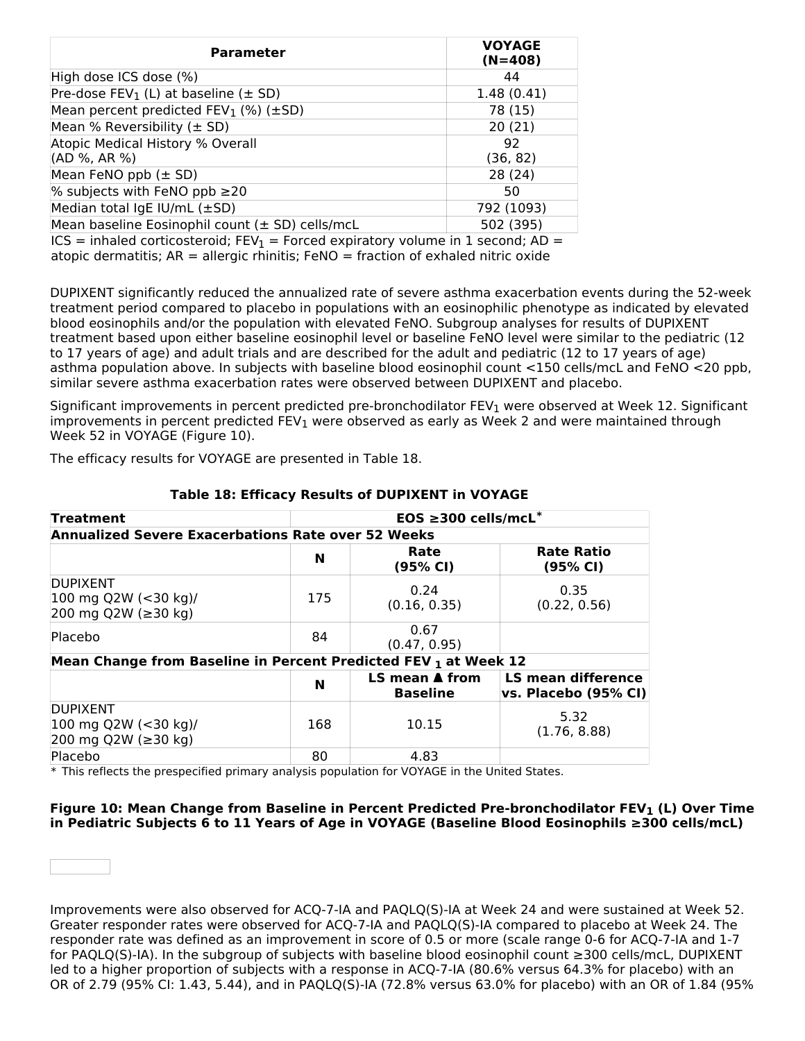| Parameter | VOYAGE (N=408) |
|---|---|
| High dose ICS dose (%) | 44 |
| Pre-dose $FEV_1$ (L) at baseline (± SD) | 1.48 (0.41) |
| Mean percent predicted $FEV_1$ (%) (±SD) | 78 (15) |
| Mean % Reversibility (± SD) | 20 (21) |
| Atopic Medical History % Overall (AD %, AR %) | 92 (36, 82) |
| Mean FeNO ppb (± SD) | 28 (24) |
| % subjects with FeNO ppb ≥20 | 50 |
| Median total IgE IU/mL (±SD) | 792 (1093) |
| Mean baseline Eosinophil count (± SD) cells/mcL | 502 (395) |

ICS = inhaled corticosteroid; $FEV_1$ = Forced expiratory volume in 1 second; AD = atopic dermatitis; AR = allergic rhinitis; FeNO = fraction of exhaled nitric oxide

DUPIXENT significantly reduced the annualized rate of severe asthma exacerbation events during the 52-week treatment period compared to placebo in populations with an eosinophilic phenotype as indicated by elevated blood eosinophils and/or the population with elevated FeNO. Subgroup analyses for results of DUPIXENT treatment based upon either baseline eosinophil level or baseline FeNO level were similar to the pediatric (12 to 17 years of age) and adult trials and are described for the adult and pediatric (12 to 17 years of age) asthma population above. In subjects with baseline blood eosinophil count <150 cells/mcL and FeNO <20 ppb, similar severe asthma exacerbation rates were observed between DUPIXENT and placebo.

Significant improvements in percent predicted pre-bronchodilator $FEV_1$ were observed at Week 12. Significant improvements in percent predicted $FEV_1$ were observed as early as Week 2 and were maintained through Week 52 in VOYAGE (Figure 10).

The efficacy results for VOYAGE are presented in Table 18.

**Table 18: Efficacy Results of DUPIXENT in VOYAGE**

| Treatment | EOS ≥300 cells/mcL* | | |
|---|---|---|---|
| **Annualized Severe Exacerbations Rate over 52 Weeks** | | | |
| | **N** | **Rate (95% CI)** | **Rate Ratio (95% CI)** |
| DUPIXENT 100 mg Q2W (<30 kg)/ 200 mg Q2W (≥30 kg) | 175 | 0.24 (0.16, 0.35) | 0.35 (0.22, 0.56) |
| Placebo | 84 | 0.67 (0.47, 0.95) | |
| **Mean Change from Baseline in Percent Predicted $FEV_1$ at Week 12** | | | |
| | **N** | **LS mean ▲ from Baseline** | **LS mean difference vs. Placebo (95% CI)** |
| DUPIXENT 100 mg Q2W (<30 kg)/ 200 mg Q2W (≥30 kg) | 168 | 10.15 | 5.32 (1.76, 8.88) |
| Placebo | 80 | 4.83 | |

* This reflects the prespecified primary analysis population for VOYAGE in the United States.

**Figure 10: Mean Change from Baseline in Percent Predicted Pre-bronchodilator $FEV_1$ (L) Over Time in Pediatric Subjects 6 to 11 Years of Age in VOYAGE (Baseline Blood Eosinophils ≥300 cells/mcL)**

Improvements were also observed for ACQ-7-IA and PAQLQ(S)-IA at Week 24 and were sustained at Week 52. Greater responder rates were observed for ACQ-7-IA and PAQLQ(S)-IA compared to placebo at Week 24. The responder rate was defined as an improvement in score of 0.5 or more (scale range 0-6 for ACQ-7-IA and 1-7 for PAQLQ(S)-IA). In the subgroup of subjects with baseline blood eosinophil count ≥300 cells/mcL, DUPIXENT led to a higher proportion of subjects with a response in ACQ-7-IA (80.6% versus 64.3% for placebo) with an OR of 2.79 (95% CI: 1.43, 5.44), and in PAQLQ(S)-IA (72.8% versus 63.0% for placebo) with an OR of 1.84 (95%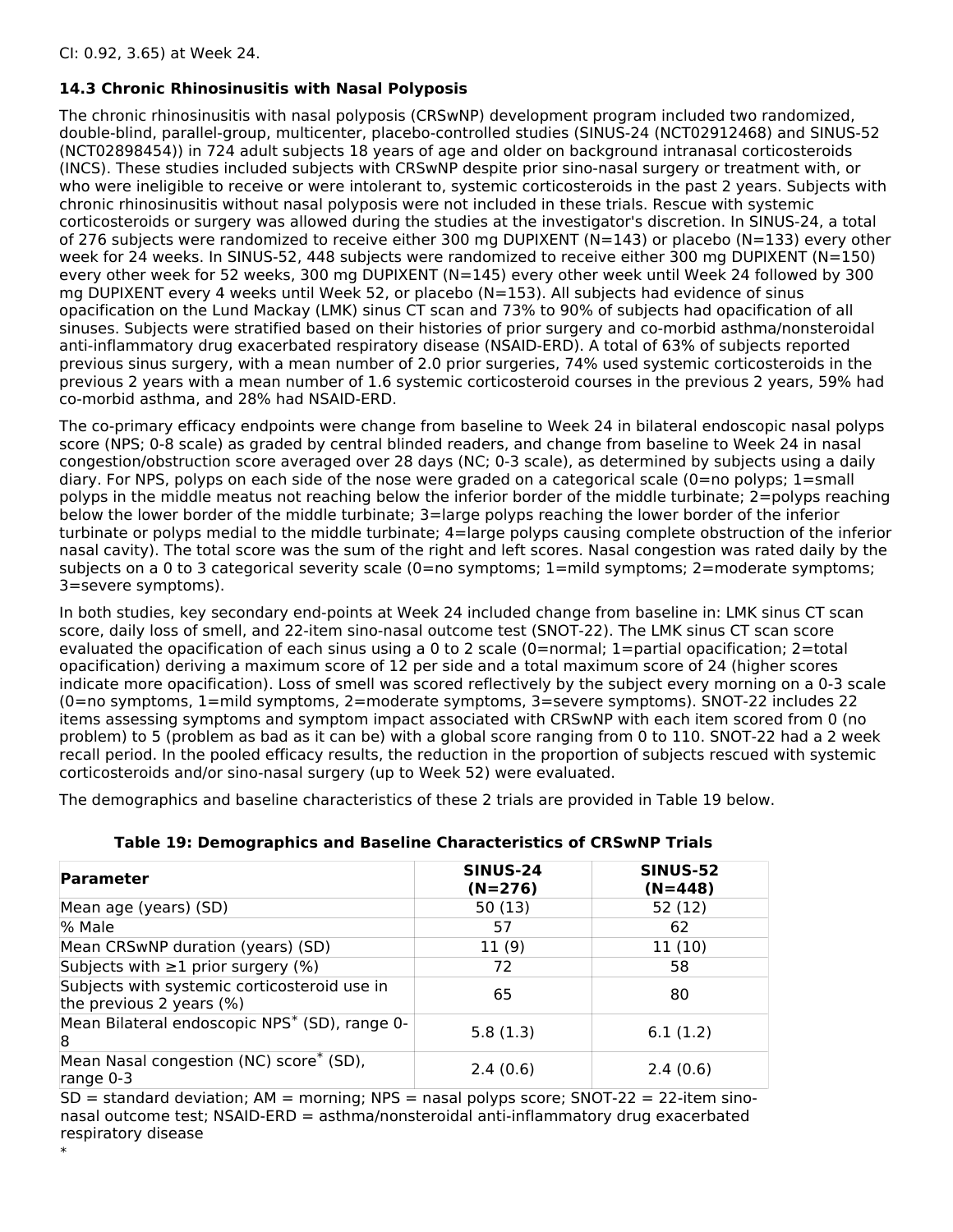CI: 0.92, 3.65) at Week 24.

### 14.3 Chronic Rhinosinusitis with Nasal Polyposis

The chronic rhinosinusitis with nasal polyposis (CRSwNP) development program included two randomized, double-blind, parallel-group, multicenter, placebo-controlled studies (SINUS-24 (NCT02912468) and SINUS-52 (NCT02898454)) in 724 adult subjects 18 years of age and older on background intranasal corticosteroids (INCS). These studies included subjects with CRSwNP despite prior sino-nasal surgery or treatment with, or who were ineligible to receive or were intolerant to, systemic corticosteroids in the past 2 years. Subjects with chronic rhinosinusitis without nasal polyposis were not included in these trials. Rescue with systemic corticosteroids or surgery was allowed during the studies at the investigator's discretion. In SINUS-24, a total of 276 subjects were randomized to receive either 300 mg DUPIXENT (N=143) or placebo (N=133) every other week for 24 weeks. In SINUS-52, 448 subjects were randomized to receive either 300 mg DUPIXENT (N=150) every other week for 52 weeks, 300 mg DUPIXENT (N=145) every other week until Week 24 followed by 300 mg DUPIXENT every 4 weeks until Week 52, or placebo (N=153). All subjects had evidence of sinus opacification on the Lund Mackay (LMK) sinus CT scan and 73% to 90% of subjects had opacification of all sinuses. Subjects were stratified based on their histories of prior surgery and co-morbid asthma/nonsteroidal anti-inflammatory drug exacerbated respiratory disease (NSAID-ERD). A total of 63% of subjects reported previous sinus surgery, with a mean number of 2.0 prior surgeries, 74% used systemic corticosteroids in the previous 2 years with a mean number of 1.6 systemic corticosteroid courses in the previous 2 years, 59% had co-morbid asthma, and 28% had NSAID-ERD.

The co-primary efficacy endpoints were change from baseline to Week 24 in bilateral endoscopic nasal polyps score (NPS; 0-8 scale) as graded by central blinded readers, and change from baseline to Week 24 in nasal congestion/obstruction score averaged over 28 days (NC; 0-3 scale), as determined by subjects using a daily diary. For NPS, polyps on each side of the nose were graded on a categorical scale (0=no polyps; 1=small polyps in the middle meatus not reaching below the inferior border of the middle turbinate; 2=polyps reaching below the lower border of the middle turbinate; 3=large polyps reaching the lower border of the inferior turbinate or polyps medial to the middle turbinate; 4=large polyps causing complete obstruction of the inferior nasal cavity). The total score was the sum of the right and left scores. Nasal congestion was rated daily by the subjects on a 0 to 3 categorical severity scale (0=no symptoms; 1=mild symptoms; 2=moderate symptoms; 3=severe symptoms).

In both studies, key secondary end-points at Week 24 included change from baseline in: LMK sinus CT scan score, daily loss of smell, and 22-item sino-nasal outcome test (SNOT-22). The LMK sinus CT scan score evaluated the opacification of each sinus using a 0 to 2 scale (0=normal; 1=partial opacification; 2=total opacification) deriving a maximum score of 12 per side and a total maximum score of 24 (higher scores indicate more opacification). Loss of smell was scored reflectively by the subject every morning on a 0-3 scale (0=no symptoms, 1=mild symptoms, 2=moderate symptoms, 3=severe symptoms). SNOT-22 includes 22 items assessing symptoms and symptom impact associated with CRSwNP with each item scored from 0 (no problem) to 5 (problem as bad as it can be) with a global score ranging from 0 to 110. SNOT-22 had a 2 week recall period. In the pooled efficacy results, the reduction in the proportion of subjects rescued with systemic corticosteroids and/or sino-nasal surgery (up to Week 52) were evaluated.

The demographics and baseline characteristics of these 2 trials are provided in Table 19 below.

**Table 19: Demographics and Baseline Characteristics of CRSwNP Trials**

| Parameter | SINUS-24 (N=276) | SINUS-52 (N=448) |
|---|---|---|
| Mean age (years) (SD) | 50 (13) | 52 (12) |
| % Male | 57 | 62 |
| Mean CRSwNP duration (years) (SD) | 11 (9) | 11 (10) |
| Subjects with ≥1 prior surgery (%) | 72 | 58 |
| Subjects with systemic corticosteroid use in the previous 2 years (%) | 65 | 80 |
| Mean Bilateral endoscopic NPS* (SD), range 0-8 | 5.8 (1.3) | 6.1 (1.2) |
| Mean Nasal congestion (NC) score* (SD), range 0-3 | 2.4 (0.6) | 2.4 (0.6) |

SD = standard deviation; AM = morning; NPS = nasal polyps score; SNOT-22 = 22-item sino-nasal outcome test; NSAID-ERD = asthma/nonsteroidal anti-inflammatory drug exacerbated respiratory disease

*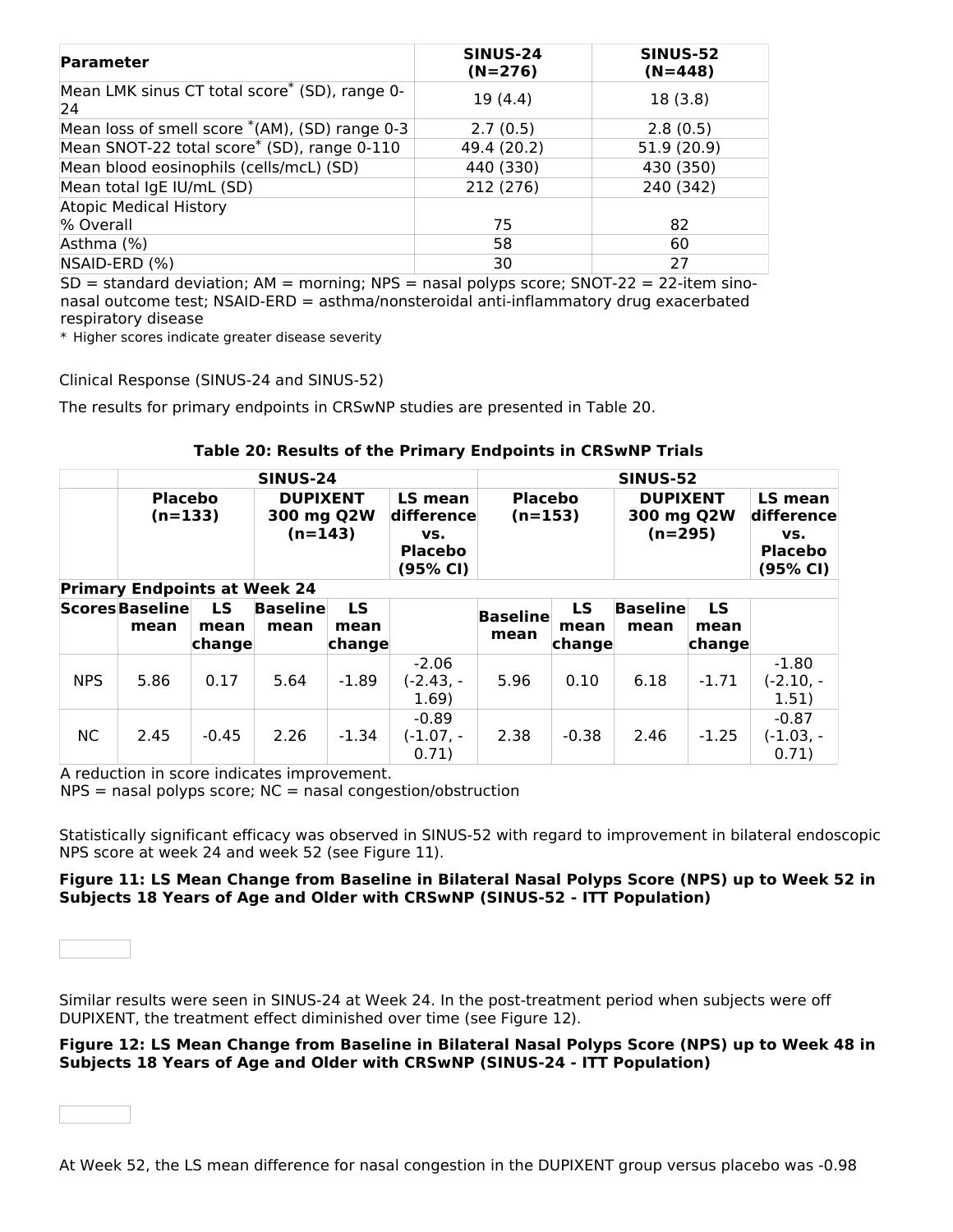| Parameter | SINUS-24 (N=276) | SINUS-52 (N=448) |
|---|---|---|
| Mean LMK sinus CT total score* (SD), range 0-24 | 19 (4.4) | 18 (3.8) |
| Mean loss of smell score *(AM), (SD) range 0-3 | 2.7 (0.5) | 2.8 (0.5) |
| Mean SNOT-22 total score* (SD), range 0-110 | 49.4 (20.2) | 51.9 (20.9) |
| Mean blood eosinophils (cells/mcL) (SD) | 440 (330) | 430 (350) |
| Mean total IgE IU/mL (SD) | 212 (276) | 240 (342) |
| Atopic Medical History<br>% Overall | 75 | 82 |
| Asthma (%) | 58 | 60 |
| NSAID-ERD (%) | 30 | 27 |

SD = standard deviation; AM = morning; NPS = nasal polyps score; SNOT-22 = 22-item sino-nasal outcome test; NSAID-ERD = asthma/nonsteroidal anti-inflammatory drug exacerbated respiratory disease

* Higher scores indicate greater disease severity

Clinical Response (SINUS-24 and SINUS-52)

The results for primary endpoints in CRSwNP studies are presented in Table 20.

**Table 20: Results of the Primary Endpoints in CRSwNP Trials**

| | SINUS-24 | | | | | SINUS-52 | | | | |
|---|---|---|---|---|---|---|---|---|---|---|
| | Placebo (n=133) | | DUPIXENT 300 mg Q2W (n=143) | | LS mean difference vs. Placebo (95% CI) | Placebo (n=153) | | DUPIXENT 300 mg Q2W (n=295) | | LS mean difference vs. Placebo (95% CI) |
| **Primary Endpoints at Week 24** | | | | | | | | | | |
| Scores | Baseline mean | LS mean change | Baseline mean | LS mean change | | Baseline mean | LS mean change | Baseline mean | LS mean change | |
| NPS | 5.86 | 0.17 | 5.64 | -1.89 | -2.06 (-2.43, -1.69) | 5.96 | 0.10 | 6.18 | -1.71 | -1.80 (-2.10, -1.51) |
| NC | 2.45 | -0.45 | 2.26 | -1.34 | -0.89 (-1.07, -0.71) | 2.38 | -0.38 | 2.46 | -1.25 | -0.87 (-1.03, -0.71) |

A reduction in score indicates improvement.
NPS = nasal polyps score; NC = nasal congestion/obstruction

Statistically significant efficacy was observed in SINUS-52 with regard to improvement in bilateral endoscopic NPS score at week 24 and week 52 (see Figure 11).

**Figure 11: LS Mean Change from Baseline in Bilateral Nasal Polyps Score (NPS) up to Week 52 in Subjects 18 Years of Age and Older with CRSwNP (SINUS-52 - ITT Population)**

Similar results were seen in SINUS-24 at Week 24. In the post-treatment period when subjects were off DUPIXENT, the treatment effect diminished over time (see Figure 12).

**Figure 12: LS Mean Change from Baseline in Bilateral Nasal Polyps Score (NPS) up to Week 48 in Subjects 18 Years of Age and Older with CRSwNP (SINUS-24 - ITT Population)**

At Week 52, the LS mean difference for nasal congestion in the DUPIXENT group versus placebo was -0.98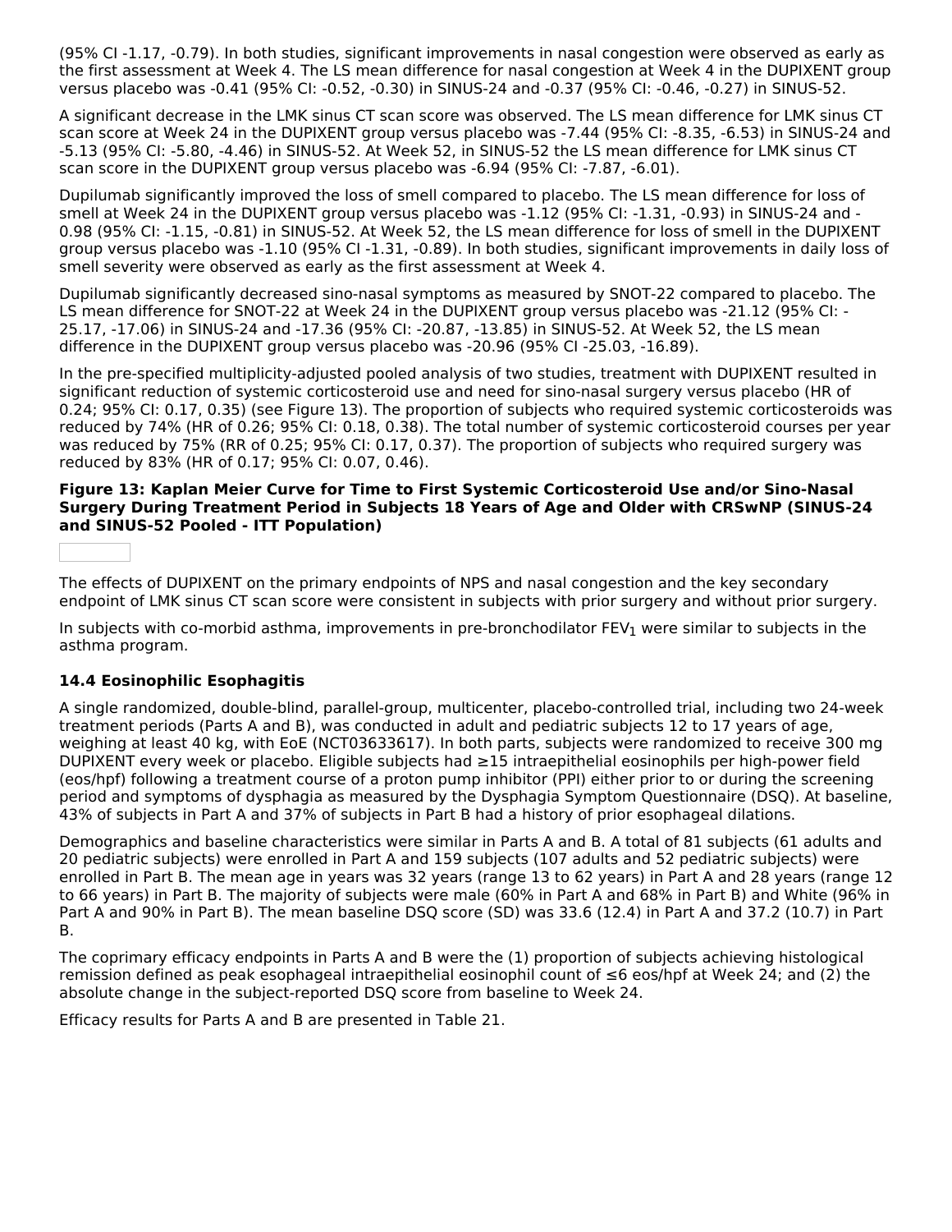(95% CI -1.17, -0.79). In both studies, significant improvements in nasal congestion were observed as early as the first assessment at Week 4. The LS mean difference for nasal congestion at Week 4 in the DUPIXENT group versus placebo was -0.41 (95% CI: -0.52, -0.30) in SINUS-24 and -0.37 (95% CI: -0.46, -0.27) in SINUS-52.

A significant decrease in the LMK sinus CT scan score was observed. The LS mean difference for LMK sinus CT scan score at Week 24 in the DUPIXENT group versus placebo was -7.44 (95% CI: -8.35, -6.53) in SINUS-24 and -5.13 (95% CI: -5.80, -4.46) in SINUS-52. At Week 52, in SINUS-52 the LS mean difference for LMK sinus CT scan score in the DUPIXENT group versus placebo was -6.94 (95% CI: -7.87, -6.01).

Dupilumab significantly improved the loss of smell compared to placebo. The LS mean difference for loss of smell at Week 24 in the DUPIXENT group versus placebo was -1.12 (95% CI: -1.31, -0.93) in SINUS-24 and -0.98 (95% CI: -1.15, -0.81) in SINUS-52. At Week 52, the LS mean difference for loss of smell in the DUPIXENT group versus placebo was -1.10 (95% CI -1.31, -0.89). In both studies, significant improvements in daily loss of smell severity were observed as early as the first assessment at Week 4.

Dupilumab significantly decreased sino-nasal symptoms as measured by SNOT-22 compared to placebo. The LS mean difference for SNOT-22 at Week 24 in the DUPIXENT group versus placebo was -21.12 (95% CI: -25.17, -17.06) in SINUS-24 and -17.36 (95% CI: -20.87, -13.85) in SINUS-52. At Week 52, the LS mean difference in the DUPIXENT group versus placebo was -20.96 (95% CI -25.03, -16.89).

In the pre-specified multiplicity-adjusted pooled analysis of two studies, treatment with DUPIXENT resulted in significant reduction of systemic corticosteroid use and need for sino-nasal surgery versus placebo (HR of 0.24; 95% CI: 0.17, 0.35) (see Figure 13). The proportion of subjects who required systemic corticosteroids was reduced by 74% (HR of 0.26; 95% CI: 0.18, 0.38). The total number of systemic corticosteroid courses per year was reduced by 75% (RR of 0.25; 95% CI: 0.17, 0.37). The proportion of subjects who required surgery was reduced by 83% (HR of 0.17; 95% CI: 0.07, 0.46).

**Figure 13: Kaplan Meier Curve for Time to First Systemic Corticosteroid Use and/or Sino-Nasal Surgery During Treatment Period in Subjects 18 Years of Age and Older with CRSwNP (SINUS-24 and SINUS-52 Pooled - ITT Population)**

The effects of DUPIXENT on the primary endpoints of NPS and nasal congestion and the key secondary endpoint of LMK sinus CT scan score were consistent in subjects with prior surgery and without prior surgery.

In subjects with co-morbid asthma, improvements in pre-bronchodilator $FEV_1$ were similar to subjects in the asthma program.

### 14.4 Eosinophilic Esophagitis

A single randomized, double-blind, parallel-group, multicenter, placebo-controlled trial, including two 24-week treatment periods (Parts A and B), was conducted in adult and pediatric subjects 12 to 17 years of age, weighing at least 40 kg, with EoE (NCT03633617). In both parts, subjects were randomized to receive 300 mg DUPIXENT every week or placebo. Eligible subjects had ≥15 intraepithelial eosinophils per high-power field (eos/hpf) following a treatment course of a proton pump inhibitor (PPI) either prior to or during the screening period and symptoms of dysphagia as measured by the Dysphagia Symptom Questionnaire (DSQ). At baseline, 43% of subjects in Part A and 37% of subjects in Part B had a history of prior esophageal dilations.

Demographics and baseline characteristics were similar in Parts A and B. A total of 81 subjects (61 adults and 20 pediatric subjects) were enrolled in Part A and 159 subjects (107 adults and 52 pediatric subjects) were enrolled in Part B. The mean age in years was 32 years (range 13 to 62 years) in Part A and 28 years (range 12 to 66 years) in Part B. The majority of subjects were male (60% in Part A and 68% in Part B) and White (96% in Part A and 90% in Part B). The mean baseline DSQ score (SD) was 33.6 (12.4) in Part A and 37.2 (10.7) in Part B.

The coprimary efficacy endpoints in Parts A and B were the (1) proportion of subjects achieving histological remission defined as peak esophageal intraepithelial eosinophil count of ≤6 eos/hpf at Week 24; and (2) the absolute change in the subject-reported DSQ score from baseline to Week 24.

Efficacy results for Parts A and B are presented in Table 21.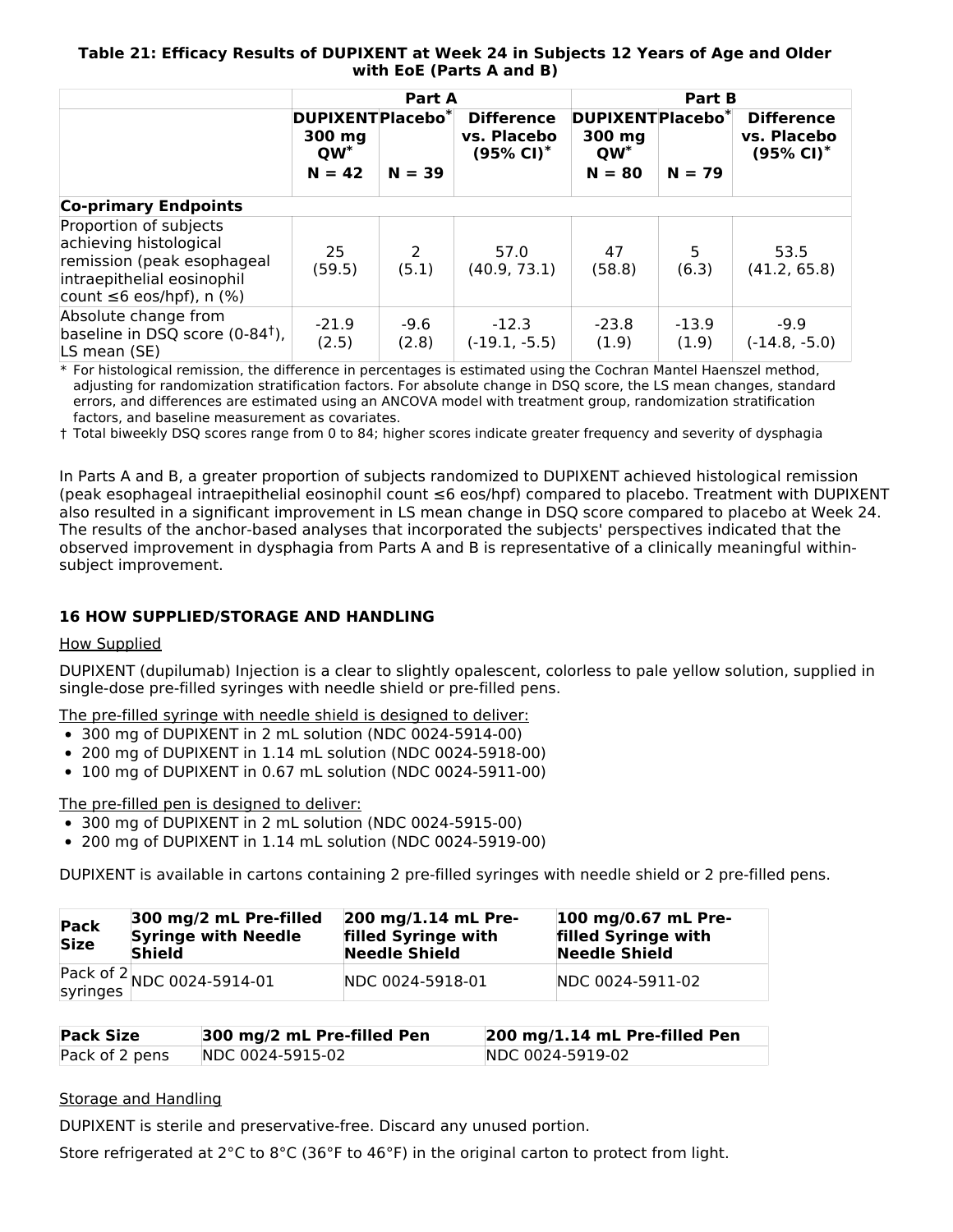**Table 21: Efficacy Results of DUPIXENT at Week 24 in Subjects 12 Years of Age and Older with EoE (Parts A and B)**

| | Part A | | | Part B | | |
|---|---|---|---|---|---|---|
| | DUPIXENT 300 mg QW* N = 42 | Placebo* N = 39 | Difference vs. Placebo (95% CI)* | DUPIXENT 300 mg QW* N = 80 | Placebo* N = 79 | Difference vs. Placebo (95% CI)* |
| **Co-primary Endpoints** | | | | | | |
| Proportion of subjects achieving histological remission (peak esophageal intraepithelial eosinophil count ≤6 eos/hpf), n (%) | 25 (59.5) | 2 (5.1) | 57.0 (40.9, 73.1) | 47 (58.8) | 5 (6.3) | 53.5 (41.2, 65.8) |
| Absolute change from baseline in DSQ score (0-84†), LS mean (SE) | -21.9 (2.5) | -9.6 (2.8) | -12.3 (-19.1, -5.5) | -23.8 (1.9) | -13.9 (1.9) | -9.9 (-14.8, -5.0) |

\* For histological remission, the difference in percentages is estimated using the Cochran Mantel Haenszel method, adjusting for randomization stratification factors. For absolute change in DSQ score, the LS mean changes, standard errors, and differences are estimated using an ANCOVA model with treatment group, randomization stratification factors, and baseline measurement as covariates.
† Total biweekly DSQ scores range from 0 to 84; higher scores indicate greater frequency and severity of dysphagia

In Parts A and B, a greater proportion of subjects randomized to DUPIXENT achieved histological remission (peak esophageal intraepithelial eosinophil count ≤6 eos/hpf) compared to placebo. Treatment with DUPIXENT also resulted in a significant improvement in LS mean change in DSQ score compared to placebo at Week 24. The results of the anchor-based analyses that incorporated the subjects' perspectives indicated that the observed improvement in dysphagia from Parts A and B is representative of a clinically meaningful within-subject improvement.

## 16 HOW SUPPLIED/STORAGE AND HANDLING

How Supplied

DUPIXENT (dupilumab) Injection is a clear to slightly opalescent, colorless to pale yellow solution, supplied in single-dose pre-filled syringes with needle shield or pre-filled pens.

The pre-filled syringe with needle shield is designed to deliver:

- 300 mg of DUPIXENT in 2 mL solution (NDC 0024-5914-00)
- 200 mg of DUPIXENT in 1.14 mL solution (NDC 0024-5918-00)
- 100 mg of DUPIXENT in 0.67 mL solution (NDC 0024-5911-00)

The pre-filled pen is designed to deliver:

- 300 mg of DUPIXENT in 2 mL solution (NDC 0024-5915-00)
- 200 mg of DUPIXENT in 1.14 mL solution (NDC 0024-5919-00)

DUPIXENT is available in cartons containing 2 pre-filled syringes with needle shield or 2 pre-filled pens.

| Pack Size | 300 mg/2 mL Pre-filled Syringe with Needle Shield | 200 mg/1.14 mL Pre-filled Syringe with Needle Shield | 100 mg/0.67 mL Pre-filled Syringe with Needle Shield |
|---|---|---|---|
| Pack of 2 syringes | NDC 0024-5914-01 | NDC 0024-5918-01 | NDC 0024-5911-02 |

| Pack Size | 300 mg/2 mL Pre-filled Pen | 200 mg/1.14 mL Pre-filled Pen |
|---|---|---|
| Pack of 2 pens | NDC 0024-5915-02 | NDC 0024-5919-02 |

Storage and Handling

DUPIXENT is sterile and preservative-free. Discard any unused portion.

Store refrigerated at 2°C to 8°C (36°F to 46°F) in the original carton to protect from light.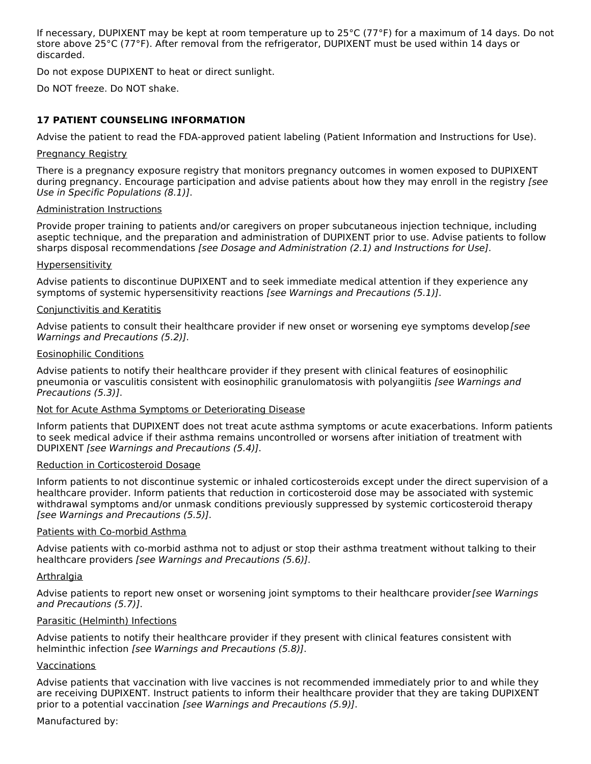If necessary, DUPIXENT may be kept at room temperature up to 25°C (77°F) for a maximum of 14 days. Do not store above 25°C (77°F). After removal from the refrigerator, DUPIXENT must be used within 14 days or discarded.

Do not expose DUPIXENT to heat or direct sunlight.

Do NOT freeze. Do NOT shake.

## 17 PATIENT COUNSELING INFORMATION

Advise the patient to read the FDA-approved patient labeling (Patient Information and Instructions for Use).

<u>Pregnancy Registry</u>

There is a pregnancy exposure registry that monitors pregnancy outcomes in women exposed to DUPIXENT during pregnancy. Encourage participation and advise patients about how they may enroll in the registry *[see Use in Specific Populations (8.1)]*.

<u>Administration Instructions</u>

Provide proper training to patients and/or caregivers on proper subcutaneous injection technique, including aseptic technique, and the preparation and administration of DUPIXENT prior to use. Advise patients to follow sharps disposal recommendations *[see Dosage and Administration (2.1) and Instructions for Use]*.

<u>Hypersensitivity</u>

Advise patients to discontinue DUPIXENT and to seek immediate medical attention if they experience any symptoms of systemic hypersensitivity reactions *[see Warnings and Precautions (5.1)]*.

<u>Conjunctivitis and Keratitis</u>

Advise patients to consult their healthcare provider if new onset or worsening eye symptoms develop *[see Warnings and Precautions (5.2)]*.

<u>Eosinophilic Conditions</u>

Advise patients to notify their healthcare provider if they present with clinical features of eosinophilic pneumonia or vasculitis consistent with eosinophilic granulomatosis with polyangiitis *[see Warnings and Precautions (5.3)]*.

<u>Not for Acute Asthma Symptoms or Deteriorating Disease</u>

Inform patients that DUPIXENT does not treat acute asthma symptoms or acute exacerbations. Inform patients to seek medical advice if their asthma remains uncontrolled or worsens after initiation of treatment with DUPIXENT *[see Warnings and Precautions (5.4)]*.

<u>Reduction in Corticosteroid Dosage</u>

Inform patients to not discontinue systemic or inhaled corticosteroids except under the direct supervision of a healthcare provider. Inform patients that reduction in corticosteroid dose may be associated with systemic withdrawal symptoms and/or unmask conditions previously suppressed by systemic corticosteroid therapy *[see Warnings and Precautions (5.5)]*.

<u>Patients with Co-morbid Asthma</u>

Advise patients with co-morbid asthma not to adjust or stop their asthma treatment without talking to their healthcare providers *[see Warnings and Precautions (5.6)]*.

<u>Arthralgia</u>

Advise patients to report new onset or worsening joint symptoms to their healthcare provider *[see Warnings and Precautions (5.7)]*.

<u>Parasitic (Helminth) Infections</u>

Advise patients to notify their healthcare provider if they present with clinical features consistent with helminthic infection *[see Warnings and Precautions (5.8)]*.

<u>Vaccinations</u>

Advise patients that vaccination with live vaccines is not recommended immediately prior to and while they are receiving DUPIXENT. Instruct patients to inform their healthcare provider that they are taking DUPIXENT prior to a potential vaccination *[see Warnings and Precautions (5.9)]*.

Manufactured by: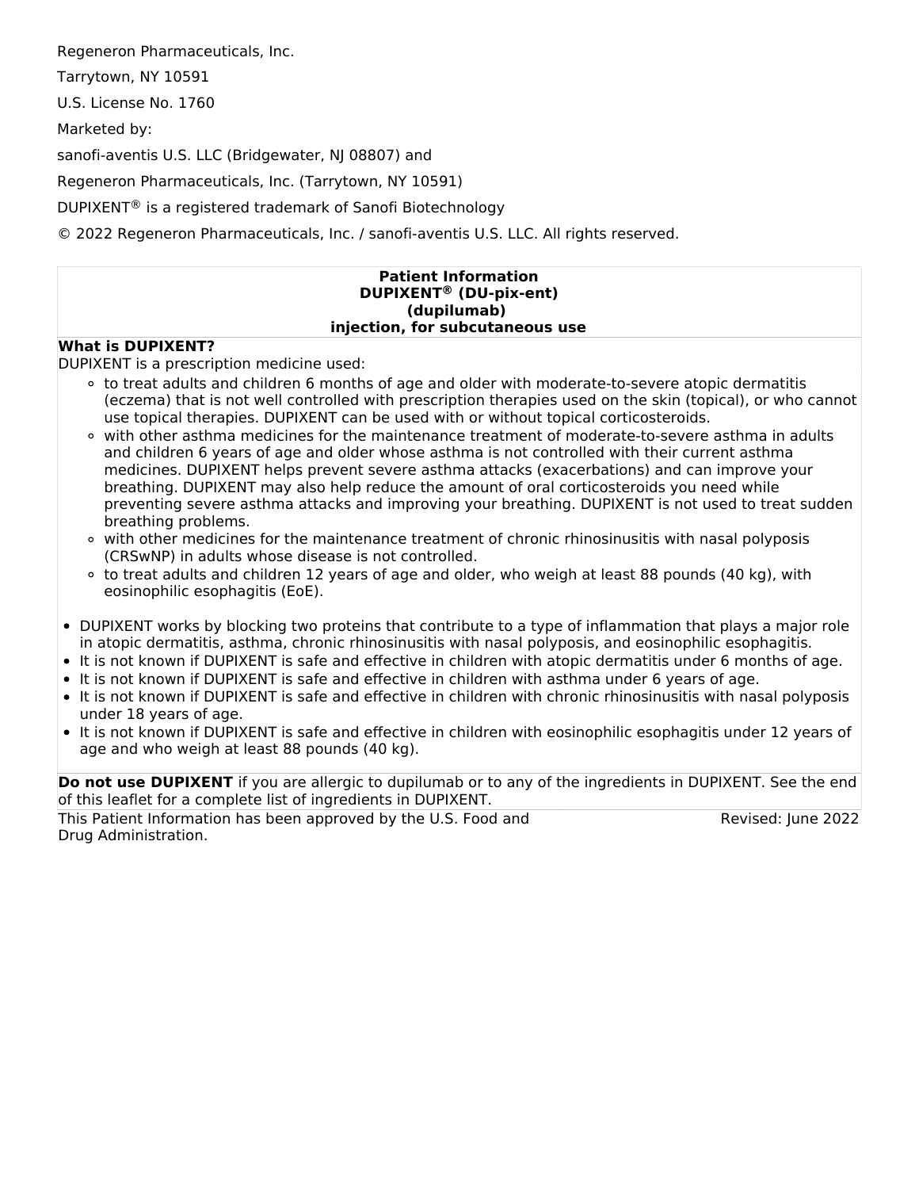Regeneron Pharmaceuticals, Inc.

Tarrytown, NY 10591

U.S. License No. 1760

Marketed by:

sanofi-aventis U.S. LLC (Bridgewater, NJ 08807) and

Regeneron Pharmaceuticals, Inc. (Tarrytown, NY 10591)

DUPIXENT® is a registered trademark of Sanofi Biotechnology

© 2022 Regeneron Pharmaceuticals, Inc. / sanofi-aventis U.S. LLC. All rights reserved.

**Patient Information**
**DUPIXENT® (DU-pix-ent)**
**(dupilumab)**
**injection, for subcutaneous use**

**What is DUPIXENT?**

DUPIXENT is a prescription medicine used:

- to treat adults and children 6 months of age and older with moderate-to-severe atopic dermatitis (eczema) that is not well controlled with prescription therapies used on the skin (topical), or who cannot use topical therapies. DUPIXENT can be used with or without topical corticosteroids.
- with other asthma medicines for the maintenance treatment of moderate-to-severe asthma in adults and children 6 years of age and older whose asthma is not controlled with their current asthma medicines. DUPIXENT helps prevent severe asthma attacks (exacerbations) and can improve your breathing. DUPIXENT may also help reduce the amount of oral corticosteroids you need while preventing severe asthma attacks and improving your breathing. DUPIXENT is not used to treat sudden breathing problems.
- with other medicines for the maintenance treatment of chronic rhinosinusitis with nasal polyposis (CRSwNP) in adults whose disease is not controlled.
- to treat adults and children 12 years of age and older, who weigh at least 88 pounds (40 kg), with eosinophilic esophagitis (EoE).

- DUPIXENT works by blocking two proteins that contribute to a type of inflammation that plays a major role in atopic dermatitis, asthma, chronic rhinosinusitis with nasal polyposis, and eosinophilic esophagitis.
- It is not known if DUPIXENT is safe and effective in children with atopic dermatitis under 6 months of age.
- It is not known if DUPIXENT is safe and effective in children with asthma under 6 years of age.
- It is not known if DUPIXENT is safe and effective in children with chronic rhinosinusitis with nasal polyposis under 18 years of age.
- It is not known if DUPIXENT is safe and effective in children with eosinophilic esophagitis under 12 years of age and who weigh at least 88 pounds (40 kg).

**Do not use DUPIXENT** if you are allergic to dupilumab or to any of the ingredients in DUPIXENT. See the end of this leaflet for a complete list of ingredients in DUPIXENT.

This Patient Information has been approved by the U.S. Food and Drug Administration. Revised: June 2022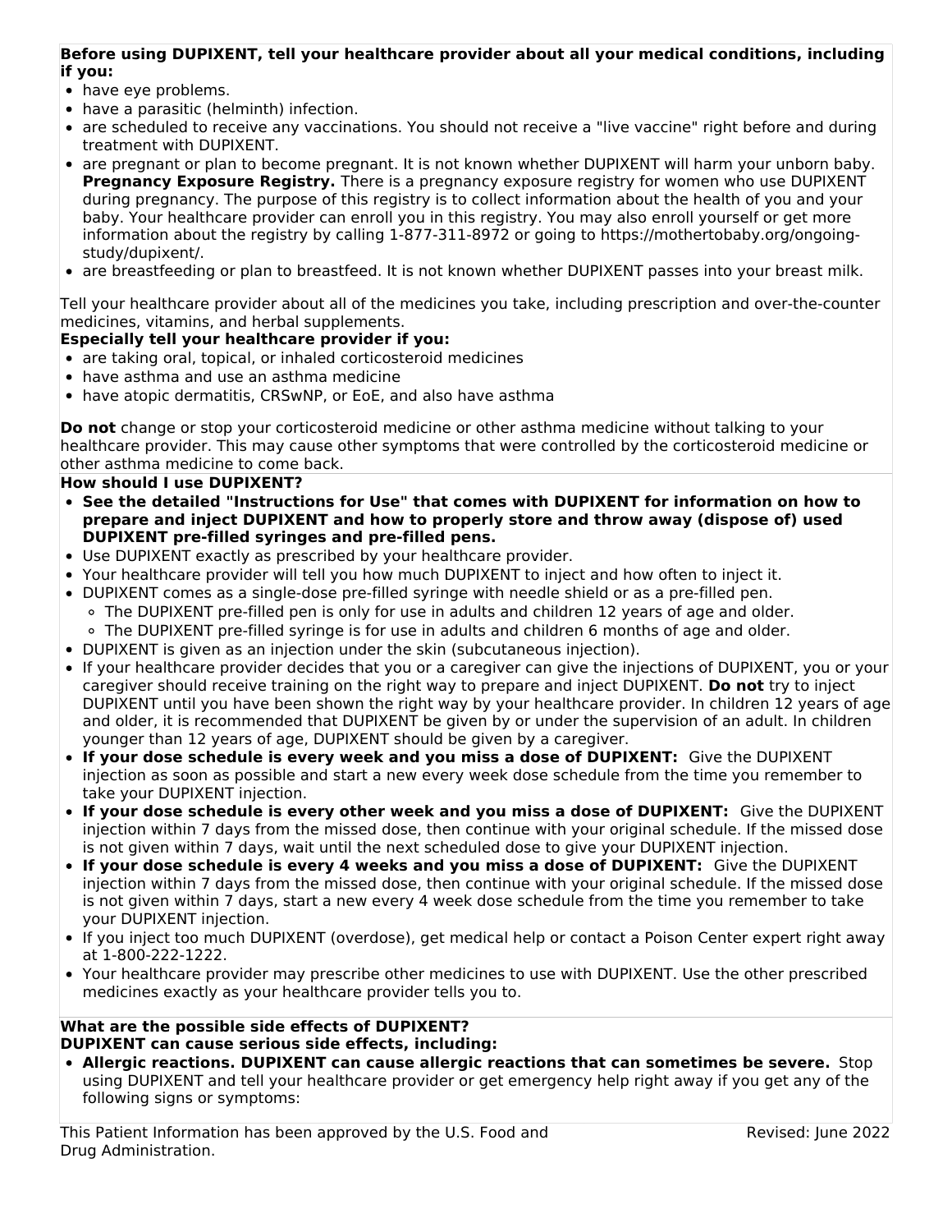**Before using DUPIXENT, tell your healthcare provider about all your medical conditions, including if you:**

- have eye problems.
- have a parasitic (helminth) infection.
- are scheduled to receive any vaccinations. You should not receive a "live vaccine" right before and during treatment with DUPIXENT.
- are pregnant or plan to become pregnant. It is not known whether DUPIXENT will harm your unborn baby. **Pregnancy Exposure Registry.** There is a pregnancy exposure registry for women who use DUPIXENT during pregnancy. The purpose of this registry is to collect information about the health of you and your baby. Your healthcare provider can enroll you in this registry. You may also enroll yourself or get more information about the registry by calling 1-877-311-8972 or going to https://mothertobaby.org/ongoing-study/dupixent/.
- are breastfeeding or plan to breastfeed. It is not known whether DUPIXENT passes into your breast milk.

Tell your healthcare provider about all of the medicines you take, including prescription and over-the-counter medicines, vitamins, and herbal supplements.

**Especially tell your healthcare provider if you:**

- are taking oral, topical, or inhaled corticosteroid medicines
- have asthma and use an asthma medicine
- have atopic dermatitis, CRSwNP, or EoE, and also have asthma

**Do not** change or stop your corticosteroid medicine or other asthma medicine without talking to your healthcare provider. This may cause other symptoms that were controlled by the corticosteroid medicine or other asthma medicine to come back.

**How should I use DUPIXENT?**

- **See the detailed "Instructions for Use" that comes with DUPIXENT for information on how to prepare and inject DUPIXENT and how to properly store and throw away (dispose of) used DUPIXENT pre-filled syringes and pre-filled pens.**
- Use DUPIXENT exactly as prescribed by your healthcare provider.
- Your healthcare provider will tell you how much DUPIXENT to inject and how often to inject it.
- DUPIXENT comes as a single-dose pre-filled syringe with needle shield or as a pre-filled pen.
  - The DUPIXENT pre-filled pen is only for use in adults and children 12 years of age and older.
  - The DUPIXENT pre-filled syringe is for use in adults and children 6 months of age and older.
- DUPIXENT is given as an injection under the skin (subcutaneous injection).
- If your healthcare provider decides that you or a caregiver can give the injections of DUPIXENT, you or your caregiver should receive training on the right way to prepare and inject DUPIXENT. **Do not** try to inject DUPIXENT until you have been shown the right way by your healthcare provider. In children 12 years of age and older, it is recommended that DUPIXENT be given by or under the supervision of an adult. In children younger than 12 years of age, DUPIXENT should be given by a caregiver.
- **If your dose schedule is every week and you miss a dose of DUPIXENT:** Give the DUPIXENT injection as soon as possible and start a new every week dose schedule from the time you remember to take your DUPIXENT injection.
- **If your dose schedule is every other week and you miss a dose of DUPIXENT:** Give the DUPIXENT injection within 7 days from the missed dose, then continue with your original schedule. If the missed dose is not given within 7 days, wait until the next scheduled dose to give your DUPIXENT injection.
- **If your dose schedule is every 4 weeks and you miss a dose of DUPIXENT:** Give the DUPIXENT injection within 7 days from the missed dose, then continue with your original schedule. If the missed dose is not given within 7 days, start a new every 4 week dose schedule from the time you remember to take your DUPIXENT injection.
- If you inject too much DUPIXENT (overdose), get medical help or contact a Poison Center expert right away at 1-800-222-1222.
- Your healthcare provider may prescribe other medicines to use with DUPIXENT. Use the other prescribed medicines exactly as your healthcare provider tells you to.

**What are the possible side effects of DUPIXENT?**
**DUPIXENT can cause serious side effects, including:**

- **Allergic reactions. DUPIXENT can cause allergic reactions that can sometimes be severe.** Stop using DUPIXENT and tell your healthcare provider or get emergency help right away if you get any of the following signs or symptoms:

This Patient Information has been approved by the U.S. Food and Drug Administration. Revised: June 2022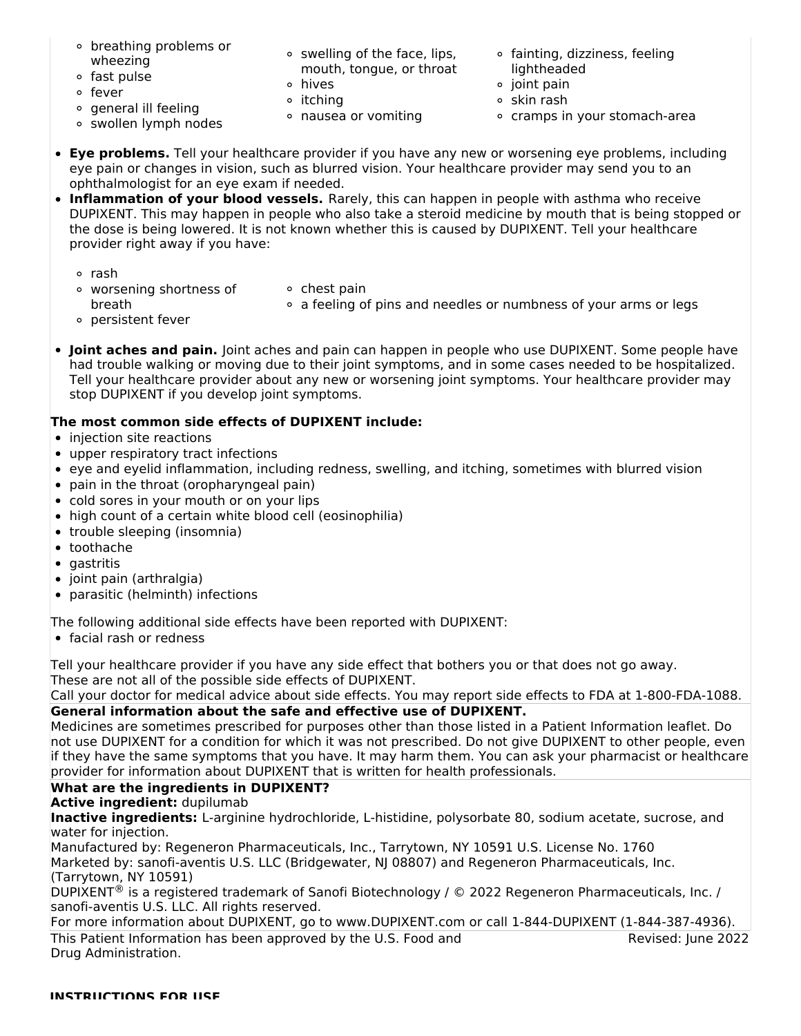- breathing problems or wheezing
- fast pulse
- fever
- general ill feeling
- swollen lymph nodes
- swelling of the face, lips, mouth, tongue, or throat
- hives
- itching
- nausea or vomiting
- fainting, dizziness, feeling lightheaded
- joint pain
- skin rash
- cramps in your stomach-area

- **Eye problems.** Tell your healthcare provider if you have any new or worsening eye problems, including eye pain or changes in vision, such as blurred vision. Your healthcare provider may send you to an ophthalmologist for an eye exam if needed.
- **Inflammation of your blood vessels.** Rarely, this can happen in people with asthma who receive DUPIXENT. This may happen in people who also take a steroid medicine by mouth that is being stopped or the dose is being lowered. It is not known whether this is caused by DUPIXENT. Tell your healthcare provider right away if you have:
  - rash
  - worsening shortness of breath
  - persistent fever
  - chest pain
  - a feeling of pins and needles or numbness of your arms or legs
- **Joint aches and pain.** Joint aches and pain can happen in people who use DUPIXENT. Some people have had trouble walking or moving due to their joint symptoms, and in some cases needed to be hospitalized. Tell your healthcare provider about any new or worsening joint symptoms. Your healthcare provider may stop DUPIXENT if you develop joint symptoms.

**The most common side effects of DUPIXENT include:**

- injection site reactions
- upper respiratory tract infections
- eye and eyelid inflammation, including redness, swelling, and itching, sometimes with blurred vision
- pain in the throat (oropharyngeal pain)
- cold sores in your mouth or on your lips
- high count of a certain white blood cell (eosinophilia)
- trouble sleeping (insomnia)
- toothache
- gastritis
- joint pain (arthralgia)
- parasitic (helminth) infections

The following additional side effects have been reported with DUPIXENT:

- facial rash or redness

Tell your healthcare provider if you have any side effect that bothers you or that does not go away.
These are not all of the possible side effects of DUPIXENT.
Call your doctor for medical advice about side effects. You may report side effects to FDA at 1-800-FDA-1088.

**General information about the safe and effective use of DUPIXENT.**

Medicines are sometimes prescribed for purposes other than those listed in a Patient Information leaflet. Do not use DUPIXENT for a condition for which it was not prescribed. Do not give DUPIXENT to other people, even if they have the same symptoms that you have. It may harm them. You can ask your pharmacist or healthcare provider for information about DUPIXENT that is written for health professionals.

**What are the ingredients in DUPIXENT?**

**Active ingredient:** dupilumab

**Inactive ingredients:** L-arginine hydrochloride, L-histidine, polysorbate 80, sodium acetate, sucrose, and water for injection.

Manufactured by: Regeneron Pharmaceuticals, Inc., Tarrytown, NY 10591 U.S. License No. 1760
Marketed by: sanofi-aventis U.S. LLC (Bridgewater, NJ 08807) and Regeneron Pharmaceuticals, Inc. (Tarrytown, NY 10591)
DUPIXENT® is a registered trademark of Sanofi Biotechnology / © 2022 Regeneron Pharmaceuticals, Inc. / sanofi-aventis U.S. LLC. All rights reserved.
For more information about DUPIXENT, go to www.DUPIXENT.com or call 1-844-DUPIXENT (1-844-387-4936).

This Patient Information has been approved by the U.S. Food and Drug Administration. Revised: June 2022

**INSTRUCTIONS FOR USE**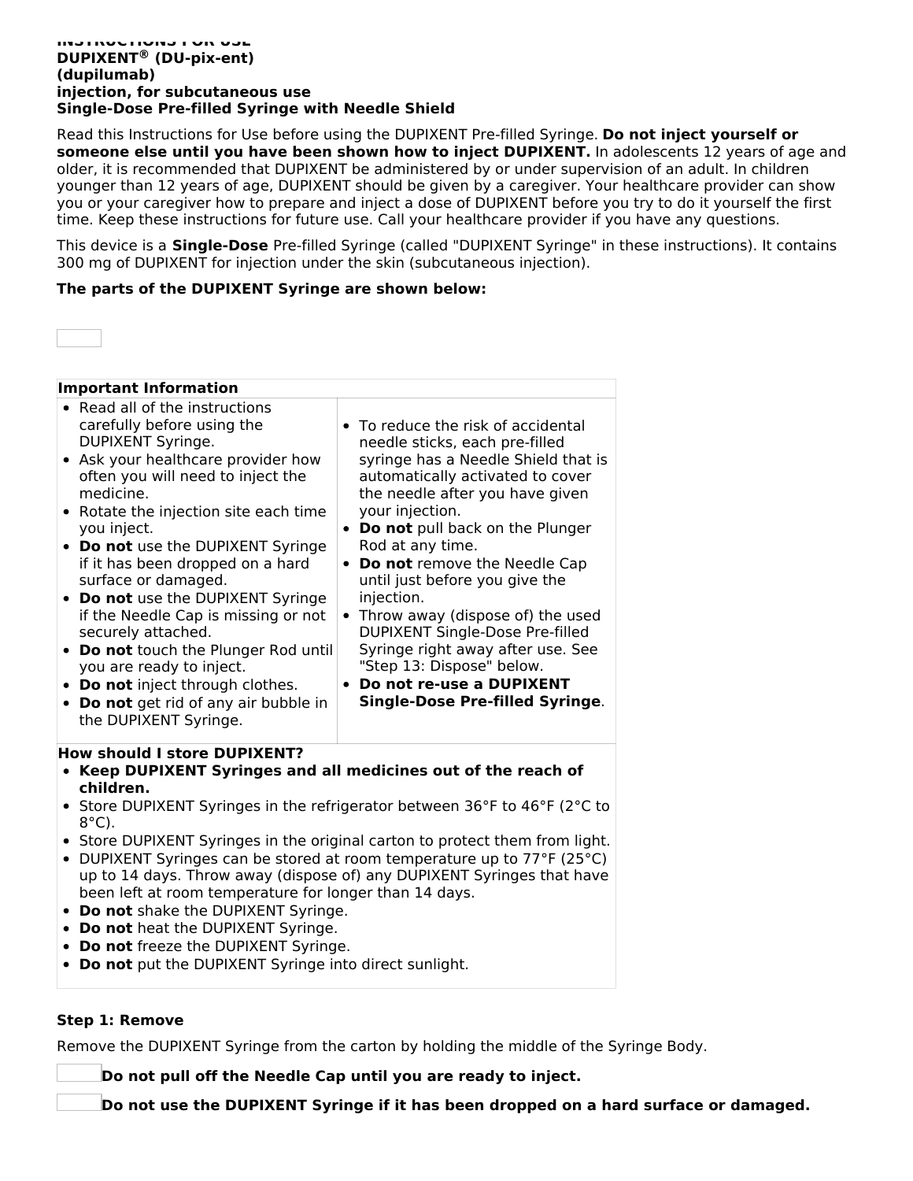**INSTRUCTIONS FOR USE**
**DUPIXENT® (DU-pix-ent)**
**(dupilumab)**
**injection, for subcutaneous use**
**Single-Dose Pre-filled Syringe with Needle Shield**

Read this Instructions for Use before using the DUPIXENT Pre-filled Syringe. **Do not inject yourself or someone else until you have been shown how to inject DUPIXENT.** In adolescents 12 years of age and older, it is recommended that DUPIXENT be administered by or under supervision of an adult. In children younger than 12 years of age, DUPIXENT should be given by a caregiver. Your healthcare provider can show you or your caregiver how to prepare and inject a dose of DUPIXENT before you try to do it yourself the first time. Keep these instructions for future use. Call your healthcare provider if you have any questions.

This device is a **Single-Dose** Pre-filled Syringe (called "DUPIXENT Syringe" in these instructions). It contains 300 mg of DUPIXENT for injection under the skin (subcutaneous injection).

**The parts of the DUPIXENT Syringe are shown below:**

| **Important Information** | |
|---|---|
| • Read all of the instructions carefully before using the DUPIXENT Syringe.<br>• Ask your healthcare provider how often you will need to inject the medicine.<br>• Rotate the injection site each time you inject.<br>• **Do not** use the DUPIXENT Syringe if it has been dropped on a hard surface or damaged.<br>• **Do not** use the DUPIXENT Syringe if the Needle Cap is missing or not securely attached.<br>• **Do not** touch the Plunger Rod until you are ready to inject.<br>• **Do not** inject through clothes.<br>• **Do not** get rid of any air bubble in the DUPIXENT Syringe. | • To reduce the risk of accidental needle sticks, each pre-filled syringe has a Needle Shield that is automatically activated to cover the needle after you have given your injection.<br>• **Do not** pull back on the Plunger Rod at any time.<br>• **Do not** remove the Needle Cap until just before you give the injection.<br>• Throw away (dispose of) the used DUPIXENT Single-Dose Pre-filled Syringe right away after use. See "Step 13: Dispose" below.<br>• **Do not re-use a DUPIXENT Single-Dose Pre-filled Syringe**. |

**How should I store DUPIXENT?**

- **Keep DUPIXENT Syringes and all medicines out of the reach of children.**
- Store DUPIXENT Syringes in the refrigerator between 36°F to 46°F (2°C to 8°C).
- Store DUPIXENT Syringes in the original carton to protect them from light.
- DUPIXENT Syringes can be stored at room temperature up to 77°F (25°C) up to 14 days. Throw away (dispose of) any DUPIXENT Syringes that have been left at room temperature for longer than 14 days.
- **Do not** shake the DUPIXENT Syringe.
- **Do not** heat the DUPIXENT Syringe.
- **Do not** freeze the DUPIXENT Syringe.
- **Do not** put the DUPIXENT Syringe into direct sunlight.

**Step 1: Remove**

Remove the DUPIXENT Syringe from the carton by holding the middle of the Syringe Body.

**Do not pull off the Needle Cap until you are ready to inject.**

**Do not use the DUPIXENT Syringe if it has been dropped on a hard surface or damaged.**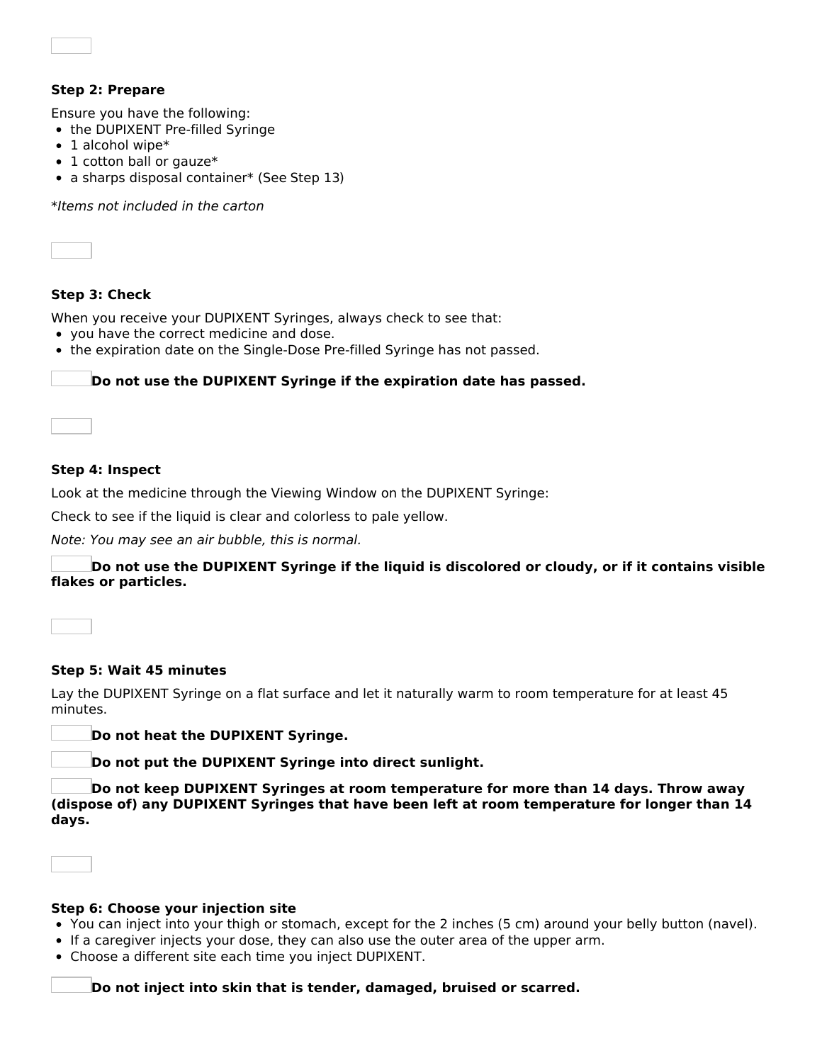**Step 2: Prepare**

Ensure you have the following:

- the DUPIXENT Pre-filled Syringe
- 1 alcohol wipe*
- 1 cotton ball or gauze*
- a sharps disposal container* (See Step 13)

*\*Items not included in the carton*

**Step 3: Check**

When you receive your DUPIXENT Syringes, always check to see that:

- you have the correct medicine and dose.
- the expiration date on the Single-Dose Pre-filled Syringe has not passed.

**Do not use the DUPIXENT Syringe if the expiration date has passed.**

**Step 4: Inspect**

Look at the medicine through the Viewing Window on the DUPIXENT Syringe:

Check to see if the liquid is clear and colorless to pale yellow.

*Note: You may see an air bubble, this is normal.*

**Do not use the DUPIXENT Syringe if the liquid is discolored or cloudy, or if it contains visible flakes or particles.**

**Step 5: Wait 45 minutes**

Lay the DUPIXENT Syringe on a flat surface and let it naturally warm to room temperature for at least 45 minutes.

**Do not heat the DUPIXENT Syringe.**

**Do not put the DUPIXENT Syringe into direct sunlight.**

**Do not keep DUPIXENT Syringes at room temperature for more than 14 days. Throw away (dispose of) any DUPIXENT Syringes that have been left at room temperature for longer than 14 days.**

**Step 6: Choose your injection site**

- You can inject into your thigh or stomach, except for the 2 inches (5 cm) around your belly button (navel).
- If a caregiver injects your dose, they can also use the outer area of the upper arm.
- Choose a different site each time you inject DUPIXENT.

**Do not inject into skin that is tender, damaged, bruised or scarred.**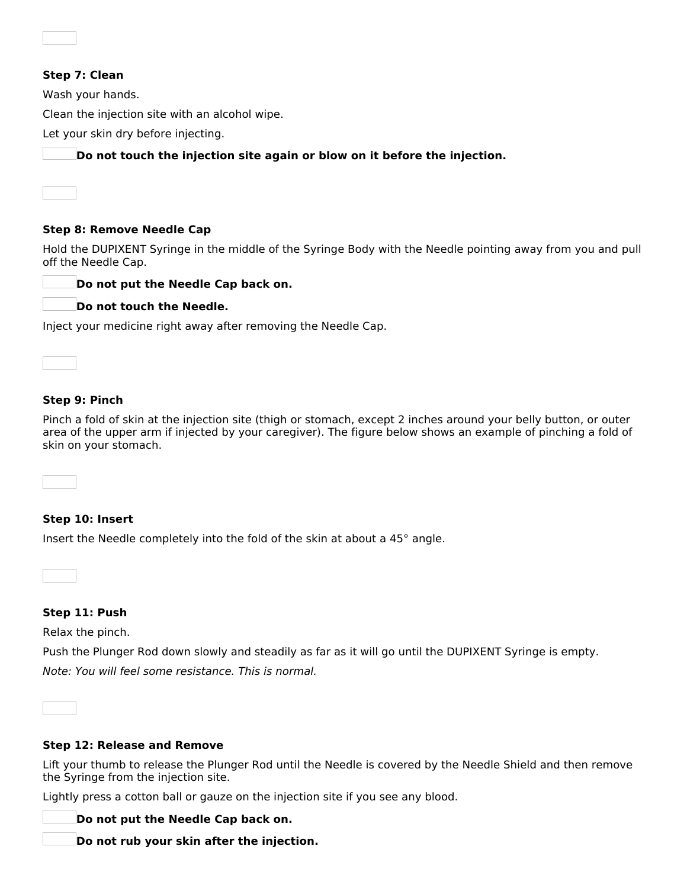**Step 7: Clean**

Wash your hands.

Clean the injection site with an alcohol wipe.

Let your skin dry before injecting.

**Do not touch the injection site again or blow on it before the injection.**

**Step 8: Remove Needle Cap**

Hold the DUPIXENT Syringe in the middle of the Syringe Body with the Needle pointing away from you and pull off the Needle Cap.

**Do not put the Needle Cap back on.**

**Do not touch the Needle.**

Inject your medicine right away after removing the Needle Cap.

**Step 9: Pinch**

Pinch a fold of skin at the injection site (thigh or stomach, except 2 inches around your belly button, or outer area of the upper arm if injected by your caregiver). The figure below shows an example of pinching a fold of skin on your stomach.

**Step 10: Insert**

Insert the Needle completely into the fold of the skin at about a 45° angle.

**Step 11: Push**

Relax the pinch.

Push the Plunger Rod down slowly and steadily as far as it will go until the DUPIXENT Syringe is empty.

*Note: You will feel some resistance. This is normal.*

**Step 12: Release and Remove**

Lift your thumb to release the Plunger Rod until the Needle is covered by the Needle Shield and then remove the Syringe from the injection site.

Lightly press a cotton ball or gauze on the injection site if you see any blood.

**Do not put the Needle Cap back on.**

**Do not rub your skin after the injection.**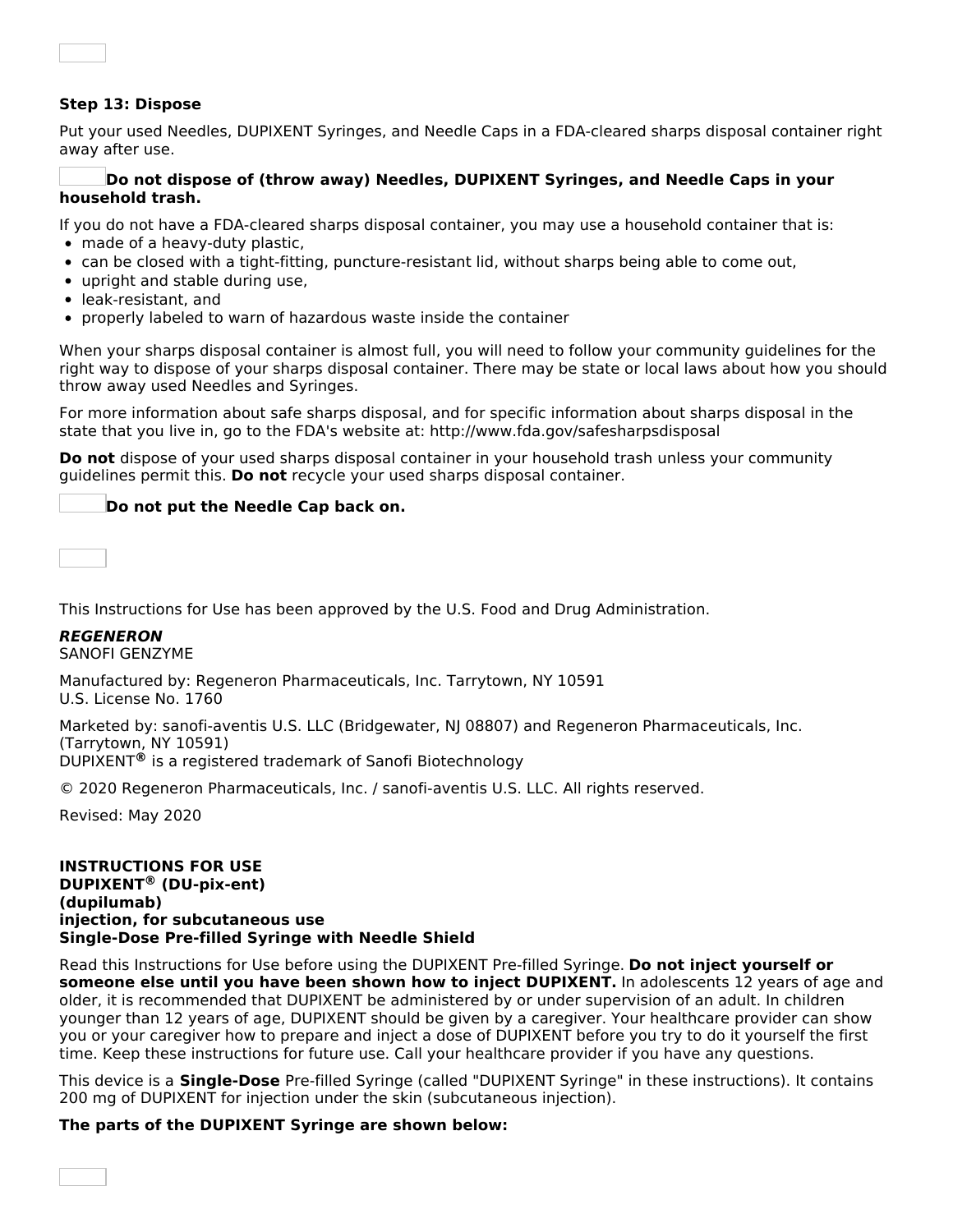**Step 13: Dispose**

Put your used Needles, DUPIXENT Syringes, and Needle Caps in a FDA-cleared sharps disposal container right away after use.

**Do not dispose of (throw away) Needles, DUPIXENT Syringes, and Needle Caps in your household trash.**

If you do not have a FDA-cleared sharps disposal container, you may use a household container that is:

- made of a heavy-duty plastic,
- can be closed with a tight-fitting, puncture-resistant lid, without sharps being able to come out,
- upright and stable during use,
- leak-resistant, and
- properly labeled to warn of hazardous waste inside the container

When your sharps disposal container is almost full, you will need to follow your community guidelines for the right way to dispose of your sharps disposal container. There may be state or local laws about how you should throw away used Needles and Syringes.

For more information about safe sharps disposal, and for specific information about sharps disposal in the state that you live in, go to the FDA's website at: http://www.fda.gov/safesharpsdisposal

**Do not** dispose of your used sharps disposal container in your household trash unless your community guidelines permit this. **Do not** recycle your used sharps disposal container.

**Do not put the Needle Cap back on.**

This Instructions for Use has been approved by the U.S. Food and Drug Administration.

***REGENERON***
SANOFI GENZYME

Manufactured by: Regeneron Pharmaceuticals, Inc. Tarrytown, NY 10591
U.S. License No. 1760

Marketed by: sanofi-aventis U.S. LLC (Bridgewater, NJ 08807) and Regeneron Pharmaceuticals, Inc. (Tarrytown, NY 10591)
DUPIXENT® is a registered trademark of Sanofi Biotechnology

© 2020 Regeneron Pharmaceuticals, Inc. / sanofi-aventis U.S. LLC. All rights reserved.

Revised: May 2020

**INSTRUCTIONS FOR USE**
**DUPIXENT® (DU-pix-ent)**
**(dupilumab)**
**injection, for subcutaneous use**
**Single-Dose Pre-filled Syringe with Needle Shield**

Read this Instructions for Use before using the DUPIXENT Pre-filled Syringe. **Do not inject yourself or someone else until you have been shown how to inject DUPIXENT.** In adolescents 12 years of age and older, it is recommended that DUPIXENT be administered by or under supervision of an adult. In children younger than 12 years of age, DUPIXENT should be given by a caregiver. Your healthcare provider can show you or your caregiver how to prepare and inject a dose of DUPIXENT before you try to do it yourself the first time. Keep these instructions for future use. Call your healthcare provider if you have any questions.

This device is a **Single-Dose** Pre-filled Syringe (called "DUPIXENT Syringe" in these instructions). It contains 200 mg of DUPIXENT for injection under the skin (subcutaneous injection).

**The parts of the DUPIXENT Syringe are shown below:**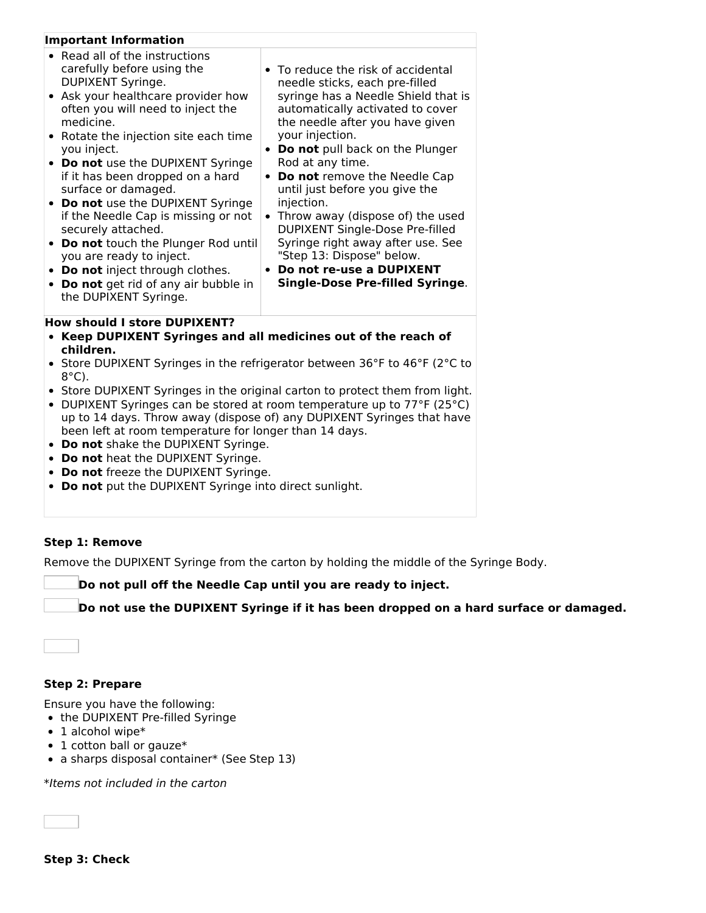**Important Information**

- Read all of the instructions carefully before using the DUPIXENT Syringe.
- Ask your healthcare provider how often you will need to inject the medicine.
- Rotate the injection site each time you inject.
- **Do not** use the DUPIXENT Syringe if it has been dropped on a hard surface or damaged.
- **Do not** use the DUPIXENT Syringe if the Needle Cap is missing or not securely attached.
- **Do not** touch the Plunger Rod until you are ready to inject.
- **Do not** inject through clothes.
- **Do not** get rid of any air bubble in the DUPIXENT Syringe.
- To reduce the risk of accidental needle sticks, each pre-filled syringe has a Needle Shield that is automatically activated to cover the needle after you have given your injection.
- **Do not** pull back on the Plunger Rod at any time.
- **Do not** remove the Needle Cap until just before you give the injection.
- Throw away (dispose of) the used DUPIXENT Single-Dose Pre-filled Syringe right away after use. See "Step 13: Dispose" below.
- **Do not re-use a DUPIXENT Single-Dose Pre-filled Syringe**.

**How should I store DUPIXENT?**

- **Keep DUPIXENT Syringes and all medicines out of the reach of children.**
- Store DUPIXENT Syringes in the refrigerator between 36°F to 46°F (2°C to 8°C).
- Store DUPIXENT Syringes in the original carton to protect them from light.
- DUPIXENT Syringes can be stored at room temperature up to 77°F (25°C) up to 14 days. Throw away (dispose of) any DUPIXENT Syringes that have been left at room temperature for longer than 14 days.
- **Do not** shake the DUPIXENT Syringe.
- **Do not** heat the DUPIXENT Syringe.
- **Do not** freeze the DUPIXENT Syringe.
- **Do not** put the DUPIXENT Syringe into direct sunlight.

**Step 1: Remove**

Remove the DUPIXENT Syringe from the carton by holding the middle of the Syringe Body.

**Do not pull off the Needle Cap until you are ready to inject.**

**Do not use the DUPIXENT Syringe if it has been dropped on a hard surface or damaged.**

**Step 2: Prepare**

Ensure you have the following:

- the DUPIXENT Pre-filled Syringe
- 1 alcohol wipe*
- 1 cotton ball or gauze*
- a sharps disposal container* (See Step 13)

*Items not included in the carton*

**Step 3: Check**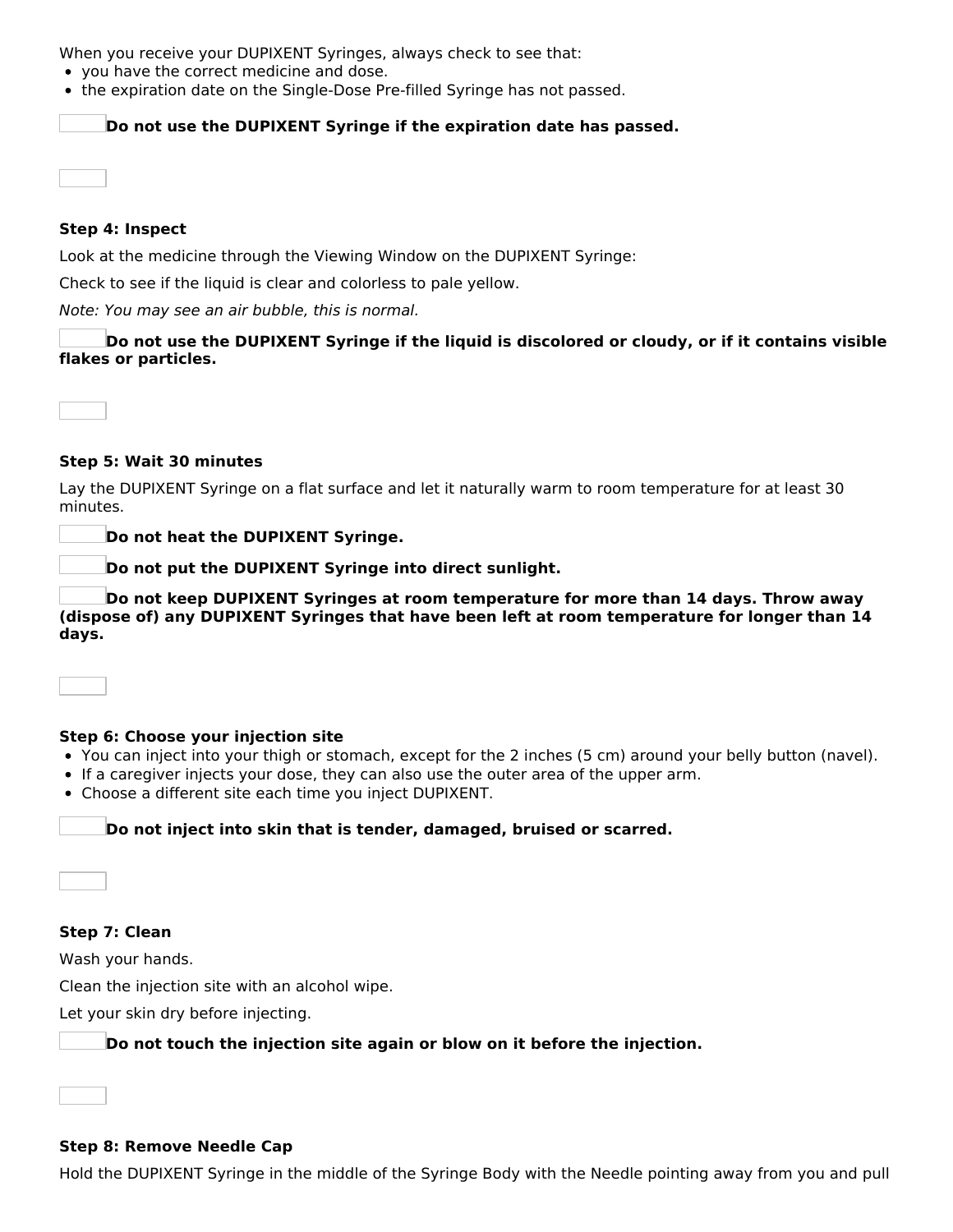When you receive your DUPIXENT Syringes, always check to see that:

- you have the correct medicine and dose.
- the expiration date on the Single-Dose Pre-filled Syringe has not passed.

**Do not use the DUPIXENT Syringe if the expiration date has passed.**

**Step 4: Inspect**

Look at the medicine through the Viewing Window on the DUPIXENT Syringe:

Check to see if the liquid is clear and colorless to pale yellow.

*Note: You may see an air bubble, this is normal.*

**Do not use the DUPIXENT Syringe if the liquid is discolored or cloudy, or if it contains visible flakes or particles.**

**Step 5: Wait 30 minutes**

Lay the DUPIXENT Syringe on a flat surface and let it naturally warm to room temperature for at least 30 minutes.

**Do not heat the DUPIXENT Syringe.**

**Do not put the DUPIXENT Syringe into direct sunlight.**

**Do not keep DUPIXENT Syringes at room temperature for more than 14 days. Throw away (dispose of) any DUPIXENT Syringes that have been left at room temperature for longer than 14 days.**

**Step 6: Choose your injection site**

- You can inject into your thigh or stomach, except for the 2 inches (5 cm) around your belly button (navel).
- If a caregiver injects your dose, they can also use the outer area of the upper arm.
- Choose a different site each time you inject DUPIXENT.

**Do not inject into skin that is tender, damaged, bruised or scarred.**

**Step 7: Clean**

Wash your hands.

Clean the injection site with an alcohol wipe.

Let your skin dry before injecting.

**Do not touch the injection site again or blow on it before the injection.**

**Step 8: Remove Needle Cap**

Hold the DUPIXENT Syringe in the middle of the Syringe Body with the Needle pointing away from you and pull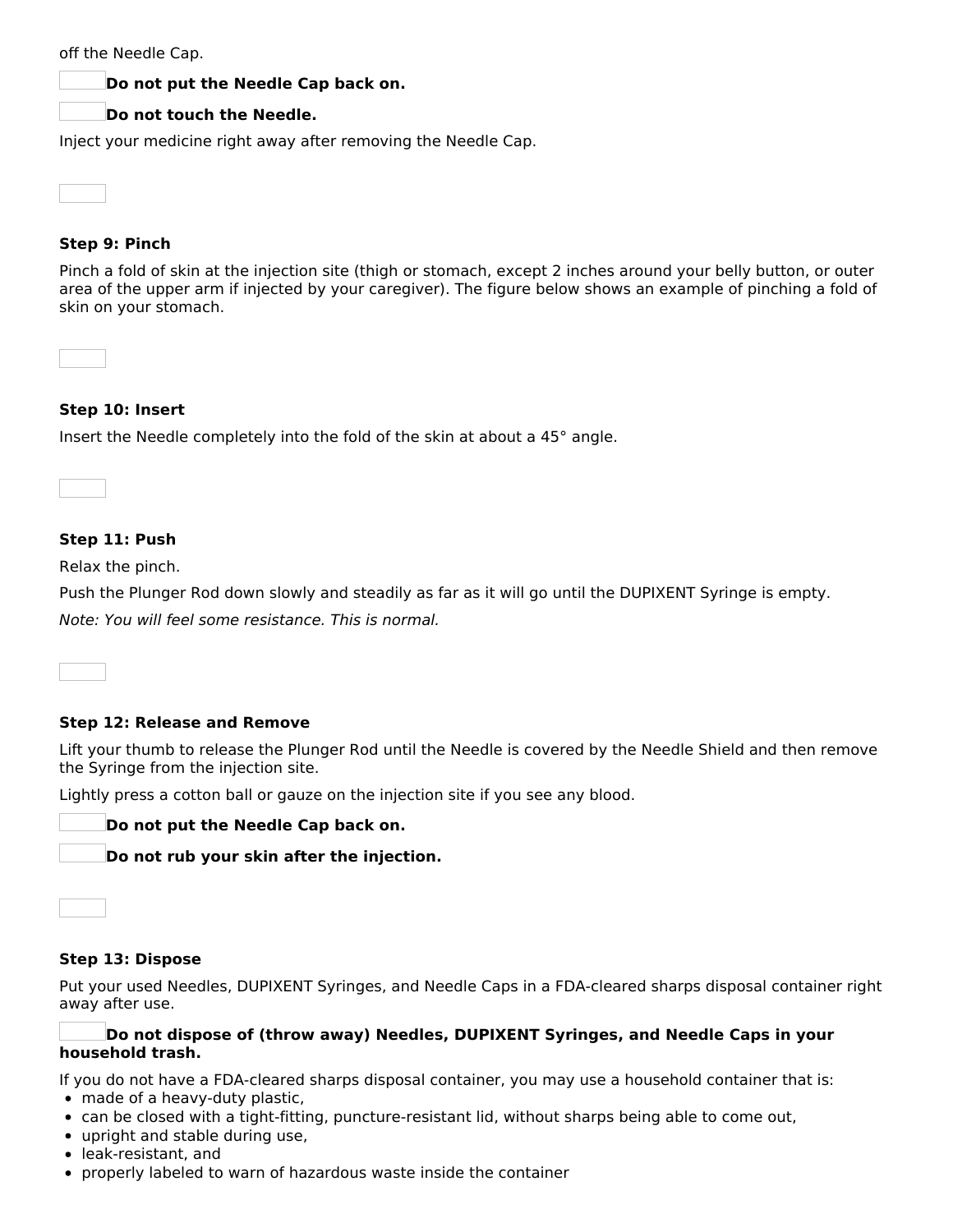off the Needle Cap.

**Do not put the Needle Cap back on.**

**Do not touch the Needle.**

Inject your medicine right away after removing the Needle Cap.

**Step 9: Pinch**

Pinch a fold of skin at the injection site (thigh or stomach, except 2 inches around your belly button, or outer area of the upper arm if injected by your caregiver). The figure below shows an example of pinching a fold of skin on your stomach.

**Step 10: Insert**

Insert the Needle completely into the fold of the skin at about a 45° angle.

**Step 11: Push**

Relax the pinch.

Push the Plunger Rod down slowly and steadily as far as it will go until the DUPIXENT Syringe is empty.

*Note: You will feel some resistance. This is normal.*

**Step 12: Release and Remove**

Lift your thumb to release the Plunger Rod until the Needle is covered by the Needle Shield and then remove the Syringe from the injection site.

Lightly press a cotton ball or gauze on the injection site if you see any blood.

**Do not put the Needle Cap back on.**

**Do not rub your skin after the injection.**

**Step 13: Dispose**

Put your used Needles, DUPIXENT Syringes, and Needle Caps in a FDA-cleared sharps disposal container right away after use.

**Do not dispose of (throw away) Needles, DUPIXENT Syringes, and Needle Caps in your household trash.**

If you do not have a FDA-cleared sharps disposal container, you may use a household container that is:

- made of a heavy-duty plastic,
- can be closed with a tight-fitting, puncture-resistant lid, without sharps being able to come out,
- upright and stable during use,
- leak-resistant, and
- properly labeled to warn of hazardous waste inside the container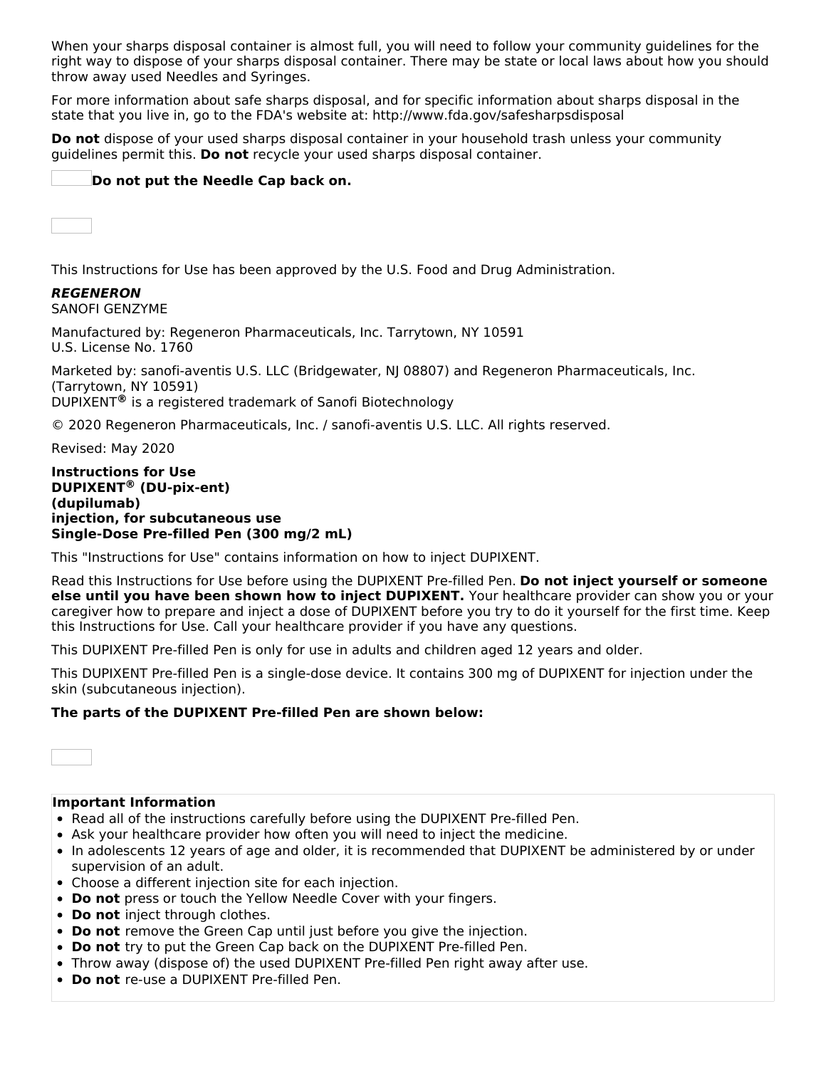When your sharps disposal container is almost full, you will need to follow your community guidelines for the right way to dispose of your sharps disposal container. There may be state or local laws about how you should throw away used Needles and Syringes.

For more information about safe sharps disposal, and for specific information about sharps disposal in the state that you live in, go to the FDA's website at: http://www.fda.gov/safesharpsdisposal

**Do not** dispose of your used sharps disposal container in your household trash unless your community guidelines permit this. **Do not** recycle your used sharps disposal container.

**Do not put the Needle Cap back on.**

This Instructions for Use has been approved by the U.S. Food and Drug Administration.

***REGENERON***
SANOFI GENZYME

Manufactured by: Regeneron Pharmaceuticals, Inc. Tarrytown, NY 10591
U.S. License No. 1760

Marketed by: sanofi-aventis U.S. LLC (Bridgewater, NJ 08807) and Regeneron Pharmaceuticals, Inc. (Tarrytown, NY 10591)
DUPIXENT**®** is a registered trademark of Sanofi Biotechnology

© 2020 Regeneron Pharmaceuticals, Inc. / sanofi-aventis U.S. LLC. All rights reserved.

Revised: May 2020

**Instructions for Use**
**DUPIXENT® (DU-pix-ent)**
**(dupilumab)**
**injection, for subcutaneous use**
**Single-Dose Pre-filled Pen (300 mg/2 mL)**

This "Instructions for Use" contains information on how to inject DUPIXENT.

Read this Instructions for Use before using the DUPIXENT Pre-filled Pen. **Do not inject yourself or someone else until you have been shown how to inject DUPIXENT.** Your healthcare provider can show you or your caregiver how to prepare and inject a dose of DUPIXENT before you try to do it yourself for the first time. Keep this Instructions for Use. Call your healthcare provider if you have any questions.

This DUPIXENT Pre-filled Pen is only for use in adults and children aged 12 years and older.

This DUPIXENT Pre-filled Pen is a single-dose device. It contains 300 mg of DUPIXENT for injection under the skin (subcutaneous injection).

**The parts of the DUPIXENT Pre-filled Pen are shown below:**

**Important Information**

- Read all of the instructions carefully before using the DUPIXENT Pre-filled Pen.
- Ask your healthcare provider how often you will need to inject the medicine.
- In adolescents 12 years of age and older, it is recommended that DUPIXENT be administered by or under supervision of an adult.
- Choose a different injection site for each injection.
- **Do not** press or touch the Yellow Needle Cover with your fingers.
- **Do not** inject through clothes.
- **Do not** remove the Green Cap until just before you give the injection.
- **Do not** try to put the Green Cap back on the DUPIXENT Pre-filled Pen.
- Throw away (dispose of) the used DUPIXENT Pre-filled Pen right away after use.
- **Do not** re-use a DUPIXENT Pre-filled Pen.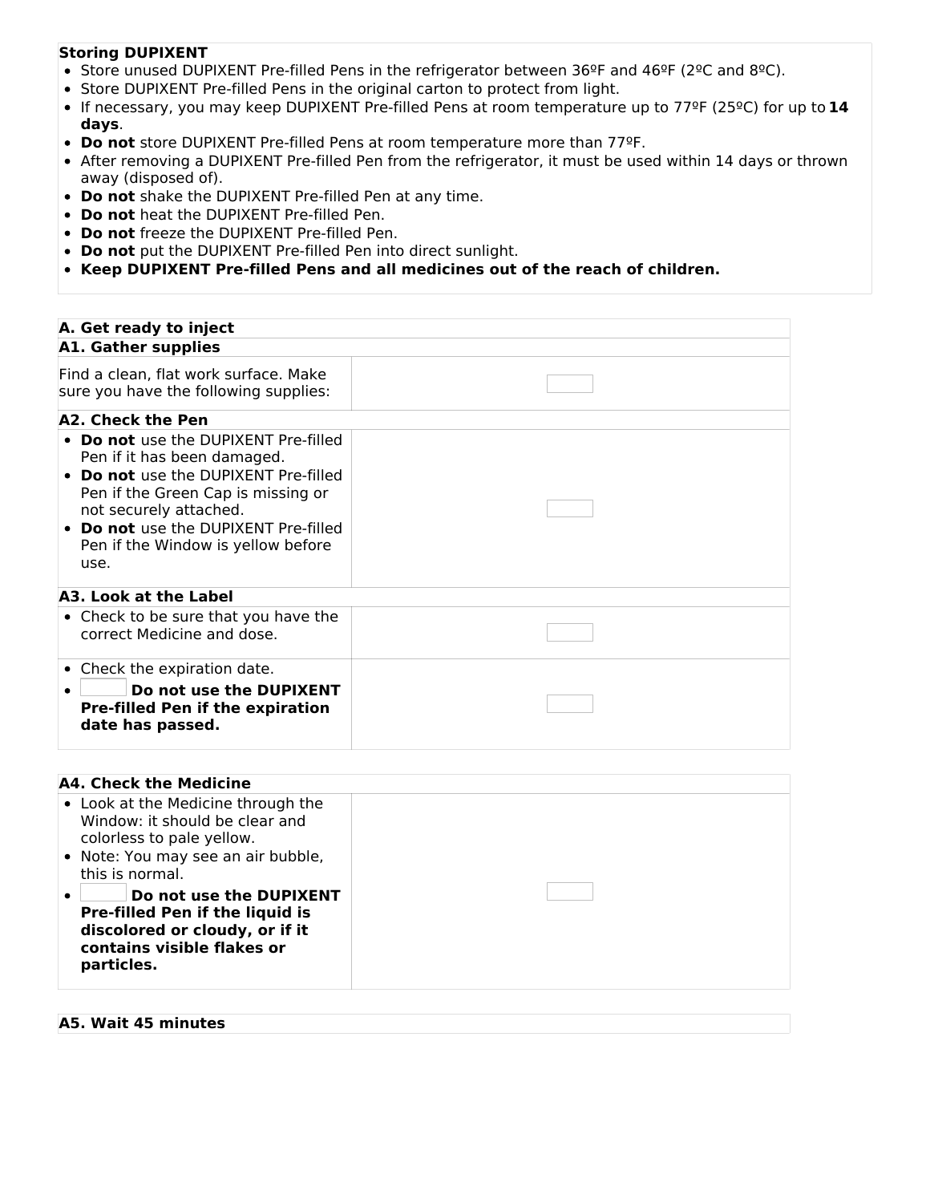**Storing DUPIXENT**

- Store unused DUPIXENT Pre-filled Pens in the refrigerator between 36ºF and 46ºF (2ºC and 8ºC).
- Store DUPIXENT Pre-filled Pens in the original carton to protect from light.
- If necessary, you may keep DUPIXENT Pre-filled Pens at room temperature up to 77ºF (25ºC) for up to **14 days**.
- **Do not** store DUPIXENT Pre-filled Pens at room temperature more than 77ºF.
- After removing a DUPIXENT Pre-filled Pen from the refrigerator, it must be used within 14 days or thrown away (disposed of).
- **Do not** shake the DUPIXENT Pre-filled Pen at any time.
- **Do not** heat the DUPIXENT Pre-filled Pen.
- **Do not** freeze the DUPIXENT Pre-filled Pen.
- **Do not** put the DUPIXENT Pre-filled Pen into direct sunlight.
- **Keep DUPIXENT Pre-filled Pens and all medicines out of the reach of children.**

**A. Get ready to inject**

**A1. Gather supplies**

Find a clean, flat work surface. Make sure you have the following supplies:

**A2. Check the Pen**

- **Do not** use the DUPIXENT Pre-filled Pen if it has been damaged.
- **Do not** use the DUPIXENT Pre-filled Pen if the Green Cap is missing or not securely attached.
- **Do not** use the DUPIXENT Pre-filled Pen if the Window is yellow before use.

**A3. Look at the Label**

- Check to be sure that you have the correct Medicine and dose.

- Check the expiration date.
- **Do not use the DUPIXENT Pre-filled Pen if the expiration date has passed.**

**A4. Check the Medicine**

- Look at the Medicine through the Window: it should be clear and colorless to pale yellow.
- Note: You may see an air bubble, this is normal.
- **Do not use the DUPIXENT Pre-filled Pen if the liquid is discolored or cloudy, or if it contains visible flakes or particles.**

**A5. Wait 45 minutes**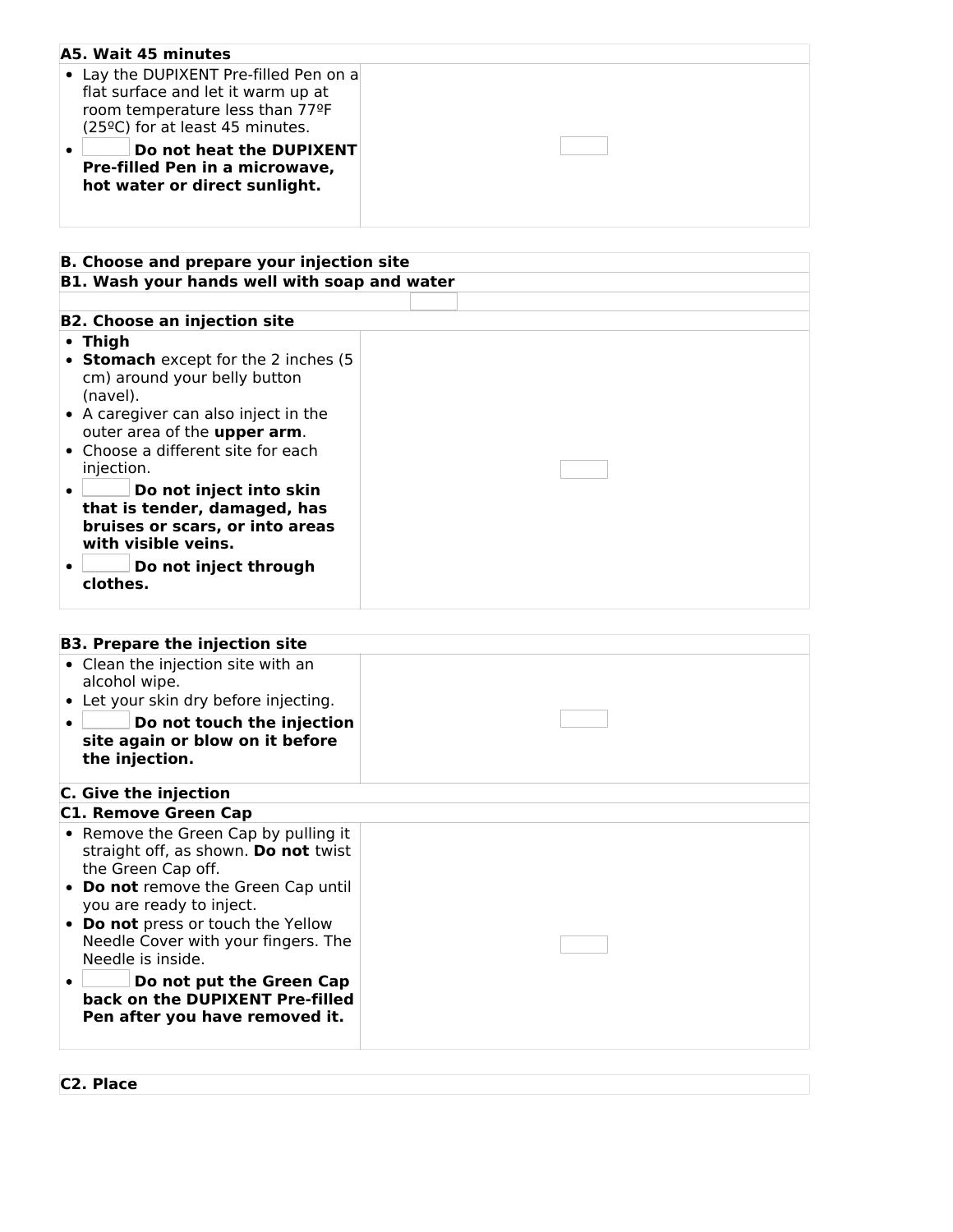### A5. Wait 45 minutes

- Lay the DUPIXENT Pre-filled Pen on a flat surface and let it warm up at room temperature less than 77ºF (25ºC) for at least 45 minutes.
- **Do not heat the DUPIXENT Pre-filled Pen in a microwave, hot water or direct sunlight.**

## B. Choose and prepare your injection site

### B1. Wash your hands well with soap and water

### B2. Choose an injection site

- **Thigh**
- **Stomach** except for the 2 inches (5 cm) around your belly button (navel).
- A caregiver can also inject in the outer area of the **upper arm**.
- Choose a different site for each injection.
- **Do not inject into skin that is tender, damaged, has bruises or scars, or into areas with visible veins.**
- **Do not inject through clothes.**

### B3. Prepare the injection site

- Clean the injection site with an alcohol wipe.
- Let your skin dry before injecting.
- **Do not touch the injection site again or blow on it before the injection.**

## C. Give the injection

### C1. Remove Green Cap

- Remove the Green Cap by pulling it straight off, as shown. **Do not** twist the Green Cap off.
- **Do not** remove the Green Cap until you are ready to inject.
- **Do not** press or touch the Yellow Needle Cover with your fingers. The Needle is inside.
- **Do not put the Green Cap back on the DUPIXENT Pre-filled Pen after you have removed it.**

### C2. Place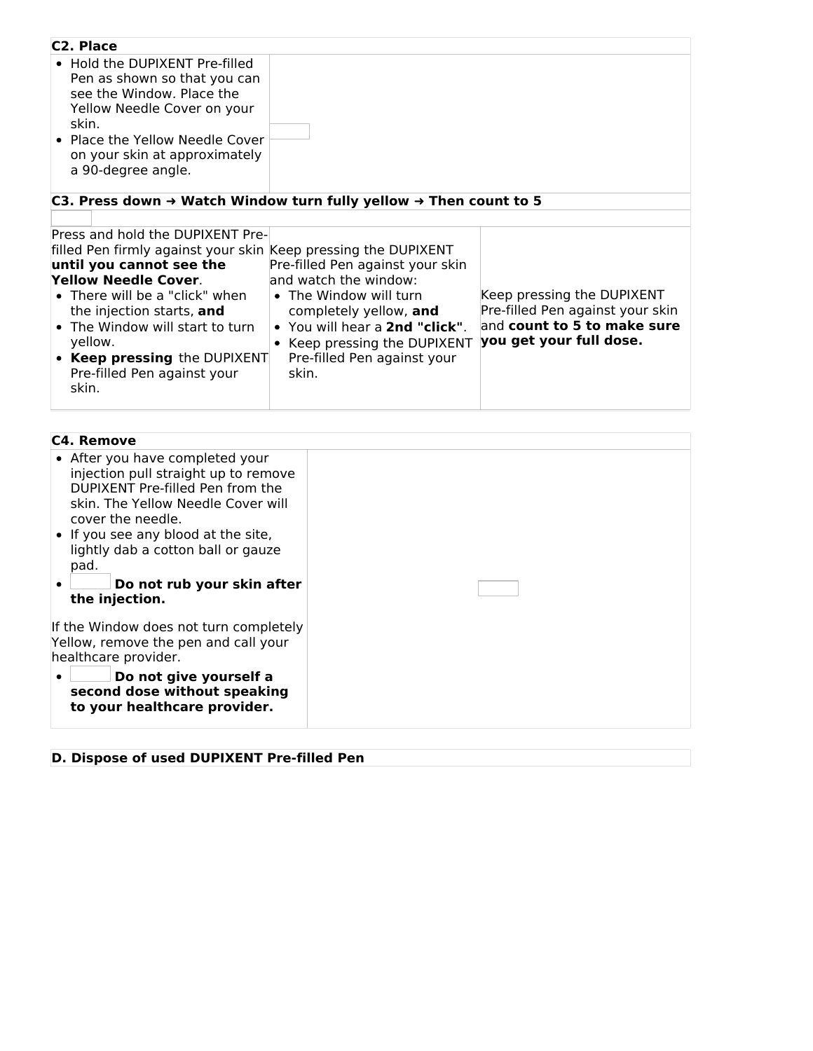**C2. Place**

- Hold the DUPIXENT Pre-filled Pen as shown so that you can see the Window. Place the Yellow Needle Cover on your skin.
- Place the Yellow Needle Cover on your skin at approximately a 90-degree angle.

**C3. Press down → Watch Window turn fully yellow → Then count to 5**

| | | |
|---|---|---|
| Press and hold the DUPIXENT Pre-filled Pen firmly against your skin **until you cannot see the Yellow Needle Cover**.<br>• There will be a "click" when the injection starts, **and**<br>• The Window will start to turn yellow.<br>• **Keep pressing** the DUPIXENT Pre-filled Pen against your skin. | Keep pressing the DUPIXENT Pre-filled Pen against your skin and watch the window:<br>• The Window will turn completely yellow, **and**<br>• You will hear a **2nd "click"**.<br>• Keep pressing the DUPIXENT Pre-filled Pen against your skin. | Keep pressing the DUPIXENT Pre-filled Pen against your skin and **count to 5 to make sure you get your full dose.** |

**C4. Remove**

- After you have completed your injection pull straight up to remove DUPIXENT Pre-filled Pen from the skin. The Yellow Needle Cover will cover the needle.
- If you see any blood at the site, lightly dab a cotton ball or gauze pad.
- **Do not rub your skin after the injection.**

If the Window does not turn completely Yellow, remove the pen and call your healthcare provider.

- **Do not give yourself a second dose without speaking to your healthcare provider.**

**D. Dispose of used DUPIXENT Pre-filled Pen**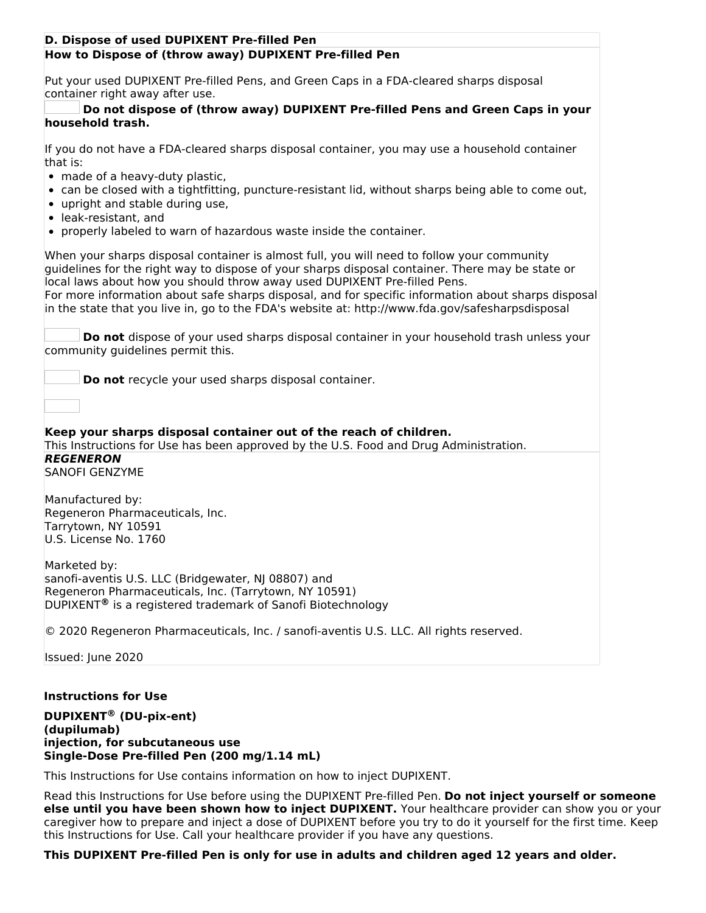**D. Dispose of used DUPIXENT Pre-filled Pen**

**How to Dispose of (throw away) DUPIXENT Pre-filled Pen**

Put your used DUPIXENT Pre-filled Pens, and Green Caps in a FDA-cleared sharps disposal container right away after use.

**Do not dispose of (throw away) DUPIXENT Pre-filled Pens and Green Caps in your household trash.**

If you do not have a FDA-cleared sharps disposal container, you may use a household container that is:

- made of a heavy-duty plastic,
- can be closed with a tightfitting, puncture-resistant lid, without sharps being able to come out,
- upright and stable during use,
- leak-resistant, and
- properly labeled to warn of hazardous waste inside the container.

When your sharps disposal container is almost full, you will need to follow your community guidelines for the right way to dispose of your sharps disposal container. There may be state or local laws about how you should throw away used DUPIXENT Pre-filled Pens.
For more information about safe sharps disposal, and for specific information about sharps disposal in the state that you live in, go to the FDA's website at: http://www.fda.gov/safesharpsdisposal

**Do not** dispose of your used sharps disposal container in your household trash unless your community guidelines permit this.

**Do not** recycle your used sharps disposal container.

**Keep your sharps disposal container out of the reach of children.**
This Instructions for Use has been approved by the U.S. Food and Drug Administration.

***REGENERON***
SANOFI GENZYME

Manufactured by:
Regeneron Pharmaceuticals, Inc.
Tarrytown, NY 10591
U.S. License No. 1760

Marketed by:
sanofi-aventis U.S. LLC (Bridgewater, NJ 08807) and
Regeneron Pharmaceuticals, Inc. (Tarrytown, NY 10591)
DUPIXENT® is a registered trademark of Sanofi Biotechnology

© 2020 Regeneron Pharmaceuticals, Inc. / sanofi-aventis U.S. LLC. All rights reserved.

Issued: June 2020

**Instructions for Use**

**DUPIXENT® (DU-pix-ent)**
**(dupilumab)**
**injection, for subcutaneous use**
**Single-Dose Pre-filled Pen (200 mg/1.14 mL)**

This Instructions for Use contains information on how to inject DUPIXENT.

Read this Instructions for Use before using the DUPIXENT Pre-filled Pen. **Do not inject yourself or someone else until you have been shown how to inject DUPIXENT.** Your healthcare provider can show you or your caregiver how to prepare and inject a dose of DUPIXENT before you try to do it yourself for the first time. Keep this Instructions for Use. Call your healthcare provider if you have any questions.

**This DUPIXENT Pre-filled Pen is only for use in adults and children aged 12 years and older.**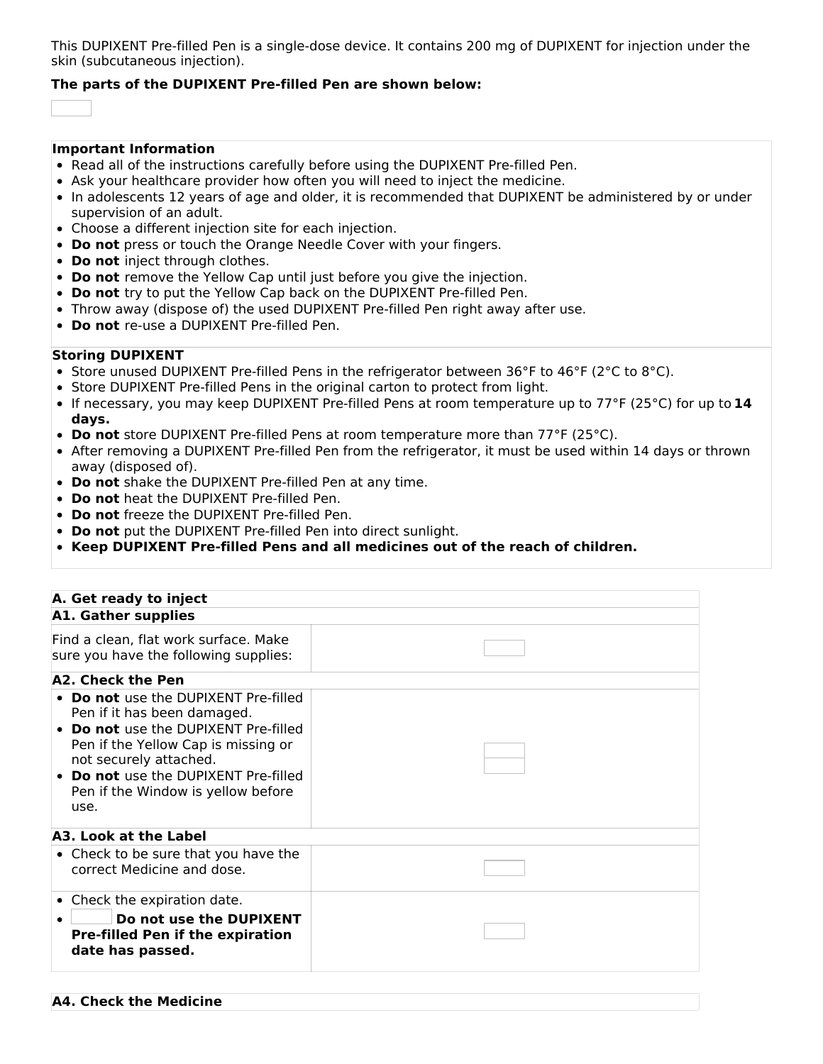This DUPIXENT Pre-filled Pen is a single-dose device. It contains 200 mg of DUPIXENT for injection under the skin (subcutaneous injection).

**The parts of the DUPIXENT Pre-filled Pen are shown below:**

**Important Information**

- Read all of the instructions carefully before using the DUPIXENT Pre-filled Pen.
- Ask your healthcare provider how often you will need to inject the medicine.
- In adolescents 12 years of age and older, it is recommended that DUPIXENT be administered by or under supervision of an adult.
- Choose a different injection site for each injection.
- **Do not** press or touch the Orange Needle Cover with your fingers.
- **Do not** inject through clothes.
- **Do not** remove the Yellow Cap until just before you give the injection.
- **Do not** try to put the Yellow Cap back on the DUPIXENT Pre-filled Pen.
- Throw away (dispose of) the used DUPIXENT Pre-filled Pen right away after use.
- **Do not** re-use a DUPIXENT Pre-filled Pen.

**Storing DUPIXENT**

- Store unused DUPIXENT Pre-filled Pens in the refrigerator between 36°F to 46°F (2°C to 8°C).
- Store DUPIXENT Pre-filled Pens in the original carton to protect from light.
- If necessary, you may keep DUPIXENT Pre-filled Pens at room temperature up to 77°F (25°C) for up to **14 days.**
- **Do not** store DUPIXENT Pre-filled Pens at room temperature more than 77°F (25°C).
- After removing a DUPIXENT Pre-filled Pen from the refrigerator, it must be used within 14 days or thrown away (disposed of).
- **Do not** shake the DUPIXENT Pre-filled Pen at any time.
- **Do not** heat the DUPIXENT Pre-filled Pen.
- **Do not** freeze the DUPIXENT Pre-filled Pen.
- **Do not** put the DUPIXENT Pre-filled Pen into direct sunlight.
- **Keep DUPIXENT Pre-filled Pens and all medicines out of the reach of children.**

**A. Get ready to inject**

**A1. Gather supplies**

Find a clean, flat work surface. Make sure you have the following supplies:

**A2. Check the Pen**

- **Do not** use the DUPIXENT Pre-filled Pen if it has been damaged.
- **Do not** use the DUPIXENT Pre-filled Pen if the Yellow Cap is missing or not securely attached.
- **Do not** use the DUPIXENT Pre-filled Pen if the Window is yellow before use.

**A3. Look at the Label**

- Check to be sure that you have the correct Medicine and dose.

- Check the expiration date.
- **Do not use the DUPIXENT Pre-filled Pen if the expiration date has passed.**

**A4. Check the Medicine**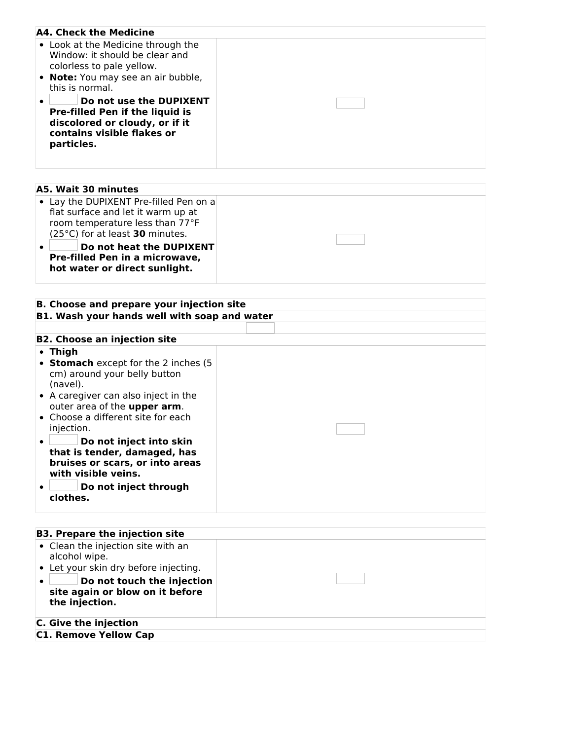**A4. Check the Medicine**

- Look at the Medicine through the Window: it should be clear and colorless to pale yellow.
- **Note:** You may see an air bubble, this is normal.
- **Do not use the DUPIXENT Pre-filled Pen if the liquid is discolored or cloudy, or if it contains visible flakes or particles.**

**A5. Wait 30 minutes**

- Lay the DUPIXENT Pre-filled Pen on a flat surface and let it warm up at room temperature less than 77°F (25°C) for at least **30** minutes.
- **Do not heat the DUPIXENT Pre-filled Pen in a microwave, hot water or direct sunlight.**

**B. Choose and prepare your injection site**

**B1. Wash your hands well with soap and water**

**B2. Choose an injection site**

- **Thigh**
- **Stomach** except for the 2 inches (5 cm) around your belly button (navel).
- A caregiver can also inject in the outer area of the **upper arm**.
- Choose a different site for each injection.
- **Do not inject into skin that is tender, damaged, has bruises or scars, or into areas with visible veins.**
- **Do not inject through clothes.**

**B3. Prepare the injection site**

- Clean the injection site with an alcohol wipe.
- Let your skin dry before injecting.
- **Do not touch the injection site again or blow on it before the injection.**

**C. Give the injection**

**C1. Remove Yellow Cap**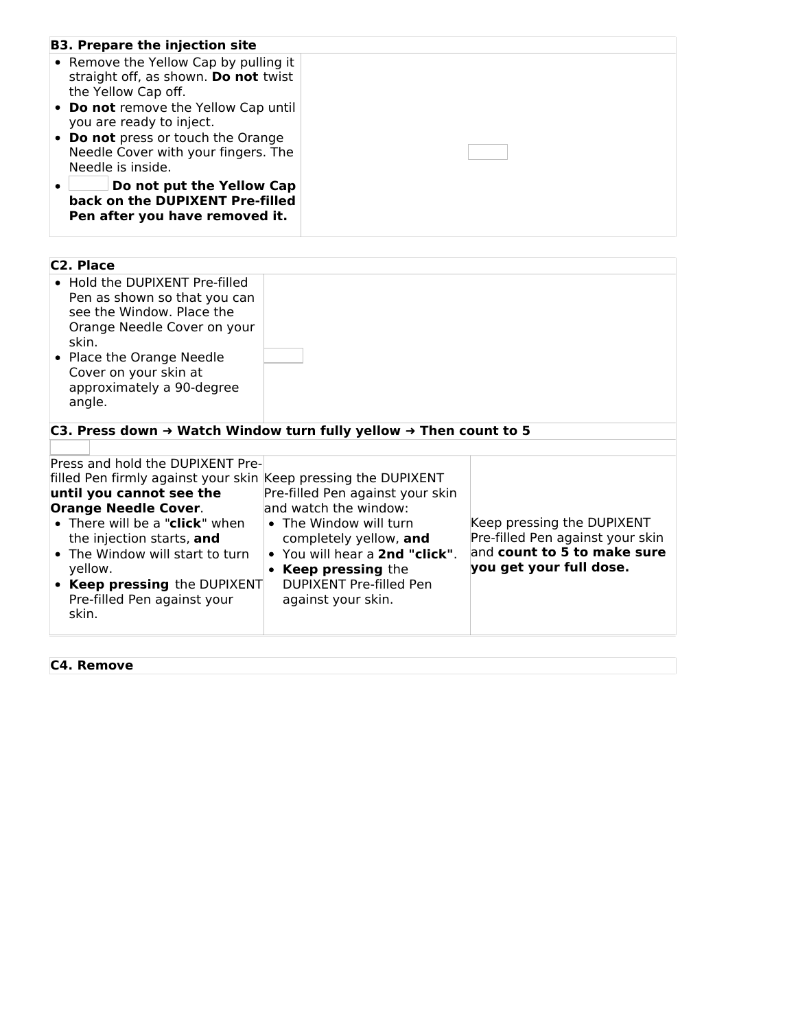| B3. Prepare the injection site | |
|---|---|
| <ul><li>Remove the Yellow Cap by pulling it straight off, as shown. **Do not** twist the Yellow Cap off.</li><li>**Do not** remove the Yellow Cap until you are ready to inject.</li><li>**Do not** press or touch the Orange Needle Cover with your fingers. The Needle is inside.</li><li>**Do not put the Yellow Cap back on the DUPIXENT Pre-filled Pen after you have removed it.**</li></ul> | |

| C2. Place | |
|---|---|
| <ul><li>Hold the DUPIXENT Pre-filled Pen as shown so that you can see the Window. Place the Orange Needle Cover on your skin.</li><li>Place the Orange Needle Cover on your skin at approximately a 90-degree angle.</li></ul> | |

| C3. Press down → Watch Window turn fully yellow → Then count to 5 | | |
|---|---|---|
| Press and hold the DUPIXENT Pre-filled Pen firmly against your skin **until you cannot see the Orange Needle Cover**.<ul><li>There will be a "**click**" when the injection starts, **and**</li><li>The Window will start to turn yellow.</li><li>**Keep pressing** the DUPIXENT Pre-filled Pen against your skin.</li></ul> | Keep pressing the DUPIXENT Pre-filled Pen against your skin and watch the window:<ul><li>The Window will turn completely yellow, **and**</li><li>You will hear a **2nd "click"**.</li><li>**Keep pressing** the DUPIXENT Pre-filled Pen against your skin.</li></ul> | Keep pressing the DUPIXENT Pre-filled Pen against your skin and **count to 5 to make sure you get your full dose.** |

| C4. Remove |
|---|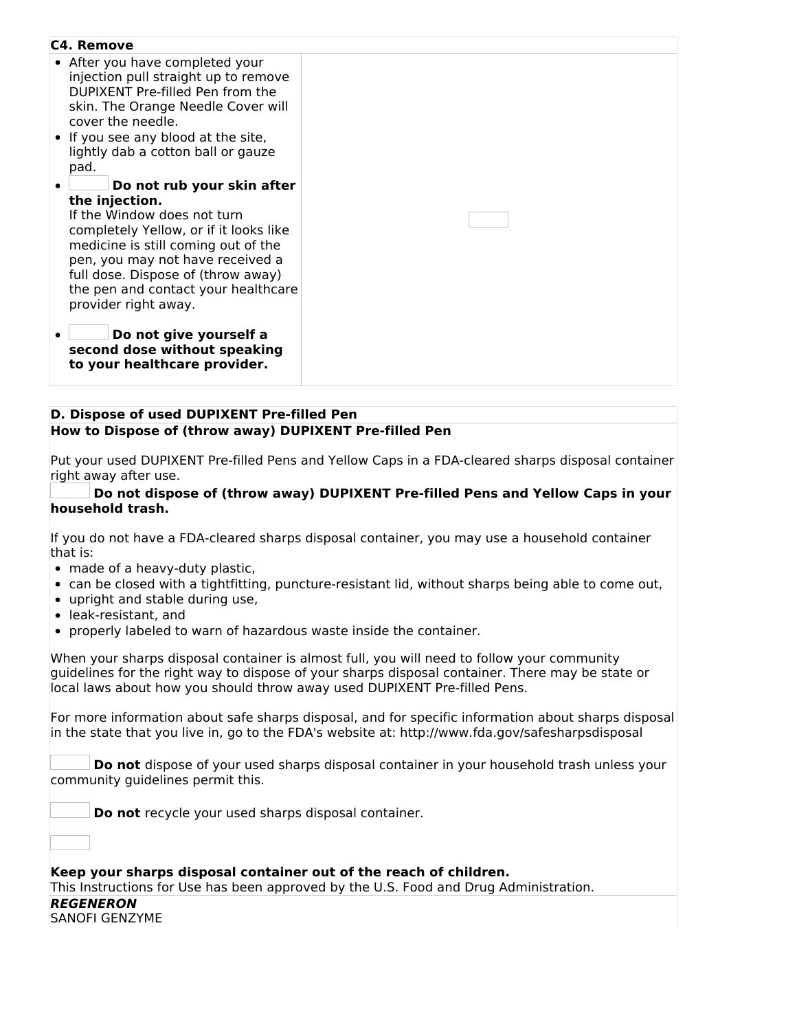**C4. Remove**

- After you have completed your injection pull straight up to remove DUPIXENT Pre-filled Pen from the skin. The Orange Needle Cover will cover the needle.
- If you see any blood at the site, lightly dab a cotton ball or gauze pad.
- **Do not rub your skin after the injection.**
  If the Window does not turn completely Yellow, or if it looks like medicine is still coming out of the pen, you may not have received a full dose. Dispose of (throw away) the pen and contact your healthcare provider right away.
- **Do not give yourself a second dose without speaking to your healthcare provider.**

**D. Dispose of used DUPIXENT Pre-filled Pen**

**How to Dispose of (throw away) DUPIXENT Pre-filled Pen**

Put your used DUPIXENT Pre-filled Pens and Yellow Caps in a FDA-cleared sharps disposal container right away after use.

**Do not dispose of (throw away) DUPIXENT Pre-filled Pens and Yellow Caps in your household trash.**

If you do not have a FDA-cleared sharps disposal container, you may use a household container that is:

- made of a heavy-duty plastic,
- can be closed with a tightfitting, puncture-resistant lid, without sharps being able to come out,
- upright and stable during use,
- leak-resistant, and
- properly labeled to warn of hazardous waste inside the container.

When your sharps disposal container is almost full, you will need to follow your community guidelines for the right way to dispose of your sharps disposal container. There may be state or local laws about how you should throw away used DUPIXENT Pre-filled Pens.

For more information about safe sharps disposal, and for specific information about sharps disposal in the state that you live in, go to the FDA's website at: http://www.fda.gov/safesharpsdisposal

**Do not** dispose of your used sharps disposal container in your household trash unless your community guidelines permit this.

**Do not** recycle your used sharps disposal container.

**Keep your sharps disposal container out of the reach of children.**

This Instructions for Use has been approved by the U.S. Food and Drug Administration.

***REGENERON***

SANOFI GENZYME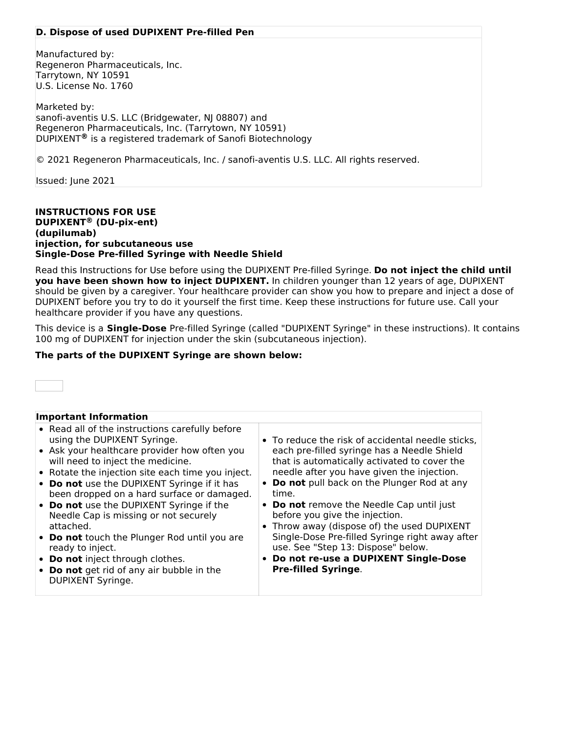| D. Dispose of used DUPIXENT Pre-filled Pen |
|---|
| Manufactured by:<br>Regeneron Pharmaceuticals, Inc.<br>Tarrytown, NY 10591<br>U.S. License No. 1760<br><br>Marketed by:<br>sanofi-aventis U.S. LLC (Bridgewater, NJ 08807) and<br>Regeneron Pharmaceuticals, Inc. (Tarrytown, NY 10591)<br>DUPIXENT® is a registered trademark of Sanofi Biotechnology<br><br>© 2021 Regeneron Pharmaceuticals, Inc. / sanofi-aventis U.S. LLC. All rights reserved.<br><br>Issued: June 2021 |

**INSTRUCTIONS FOR USE**
**DUPIXENT® (DU-pix-ent)**
**(dupilumab)**
**injection, for subcutaneous use**
**Single-Dose Pre-filled Syringe with Needle Shield**

Read this Instructions for Use before using the DUPIXENT Pre-filled Syringe. **Do not inject the child until you have been shown how to inject DUPIXENT.** In children younger than 12 years of age, DUPIXENT should be given by a caregiver. Your healthcare provider can show you how to prepare and inject a dose of DUPIXENT before you try to do it yourself the first time. Keep these instructions for future use. Call your healthcare provider if you have any questions.

This device is a **Single-Dose** Pre-filled Syringe (called "DUPIXENT Syringe" in these instructions). It contains 100 mg of DUPIXENT for injection under the skin (subcutaneous injection).

**The parts of the DUPIXENT Syringe are shown below:**

| Important Information | |
|---|---|
| • Read all of the instructions carefully before using the DUPIXENT Syringe.<br>• Ask your healthcare provider how often you will need to inject the medicine.<br>• Rotate the injection site each time you inject.<br>• **Do not** use the DUPIXENT Syringe if it has been dropped on a hard surface or damaged.<br>• **Do not** use the DUPIXENT Syringe if the Needle Cap is missing or not securely attached.<br>• **Do not** touch the Plunger Rod until you are ready to inject.<br>• **Do not** inject through clothes.<br>• **Do not** get rid of any air bubble in the DUPIXENT Syringe. | • To reduce the risk of accidental needle sticks, each pre-filled syringe has a Needle Shield that is automatically activated to cover the needle after you have given the injection.<br>• **Do not** pull back on the Plunger Rod at any time.<br>• **Do not** remove the Needle Cap until just before you give the injection.<br>• Throw away (dispose of) the used DUPIXENT Single-Dose Pre-filled Syringe right away after use. See "Step 13: Dispose" below.<br>• **Do not re-use a DUPIXENT Single-Dose Pre-filled Syringe**. |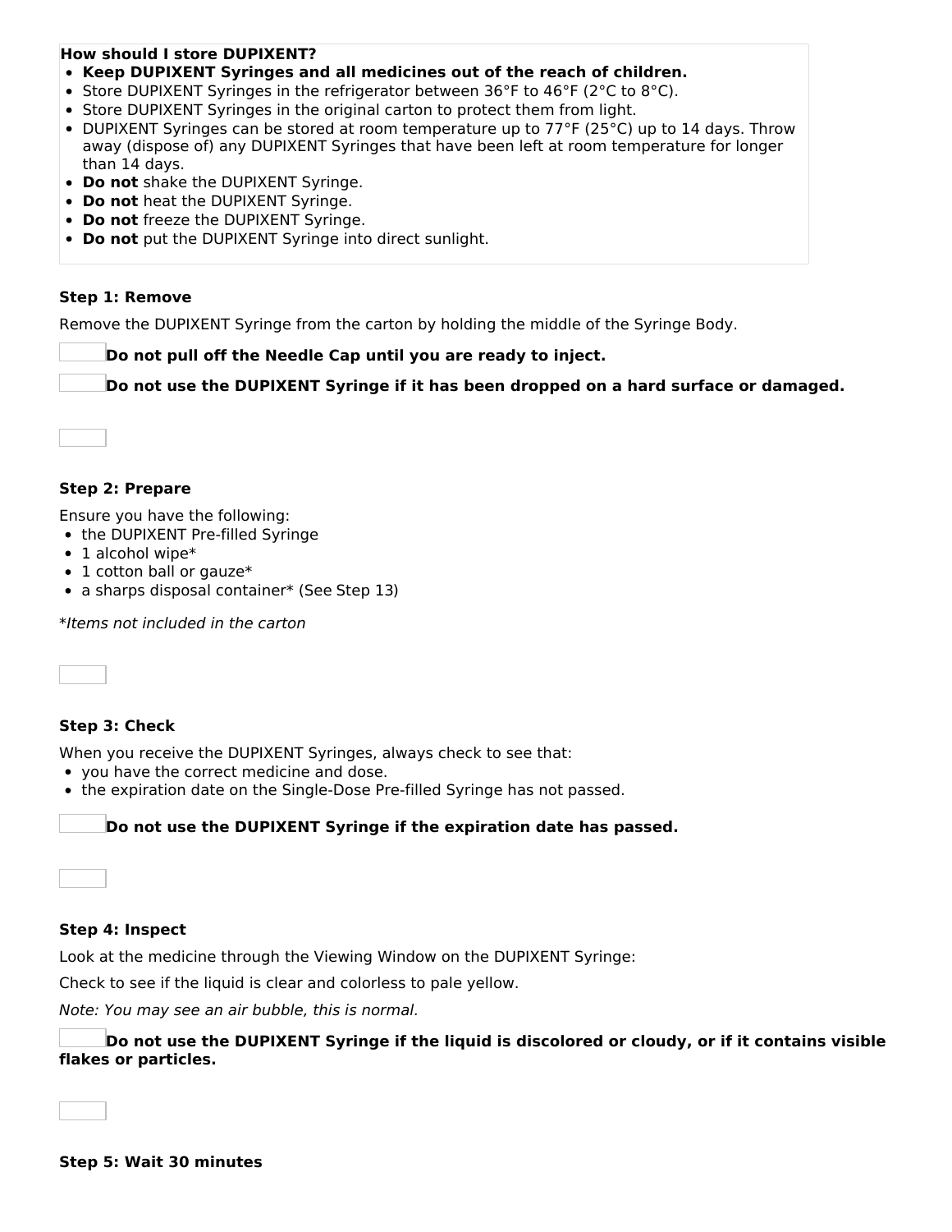**How should I store DUPIXENT?**

- **Keep DUPIXENT Syringes and all medicines out of the reach of children.**
- Store DUPIXENT Syringes in the refrigerator between 36°F to 46°F (2°C to 8°C).
- Store DUPIXENT Syringes in the original carton to protect them from light.
- DUPIXENT Syringes can be stored at room temperature up to 77°F (25°C) up to 14 days. Throw away (dispose of) any DUPIXENT Syringes that have been left at room temperature for longer than 14 days.
- **Do not** shake the DUPIXENT Syringe.
- **Do not** heat the DUPIXENT Syringe.
- **Do not** freeze the DUPIXENT Syringe.
- **Do not** put the DUPIXENT Syringe into direct sunlight.

**Step 1: Remove**

Remove the DUPIXENT Syringe from the carton by holding the middle of the Syringe Body.

**Do not pull off the Needle Cap until you are ready to inject.**

**Do not use the DUPIXENT Syringe if it has been dropped on a hard surface or damaged.**

**Step 2: Prepare**

Ensure you have the following:

- the DUPIXENT Pre-filled Syringe
- 1 alcohol wipe*
- 1 cotton ball or gauze*
- a sharps disposal container* (See Step 13)

**Items not included in the carton*

**Step 3: Check**

When you receive the DUPIXENT Syringes, always check to see that:

- you have the correct medicine and dose.
- the expiration date on the Single-Dose Pre-filled Syringe has not passed.

**Do not use the DUPIXENT Syringe if the expiration date has passed.**

**Step 4: Inspect**

Look at the medicine through the Viewing Window on the DUPIXENT Syringe:

Check to see if the liquid is clear and colorless to pale yellow.

*Note: You may see an air bubble, this is normal.*

**Do not use the DUPIXENT Syringe if the liquid is discolored or cloudy, or if it contains visible flakes or particles.**

**Step 5: Wait 30 minutes**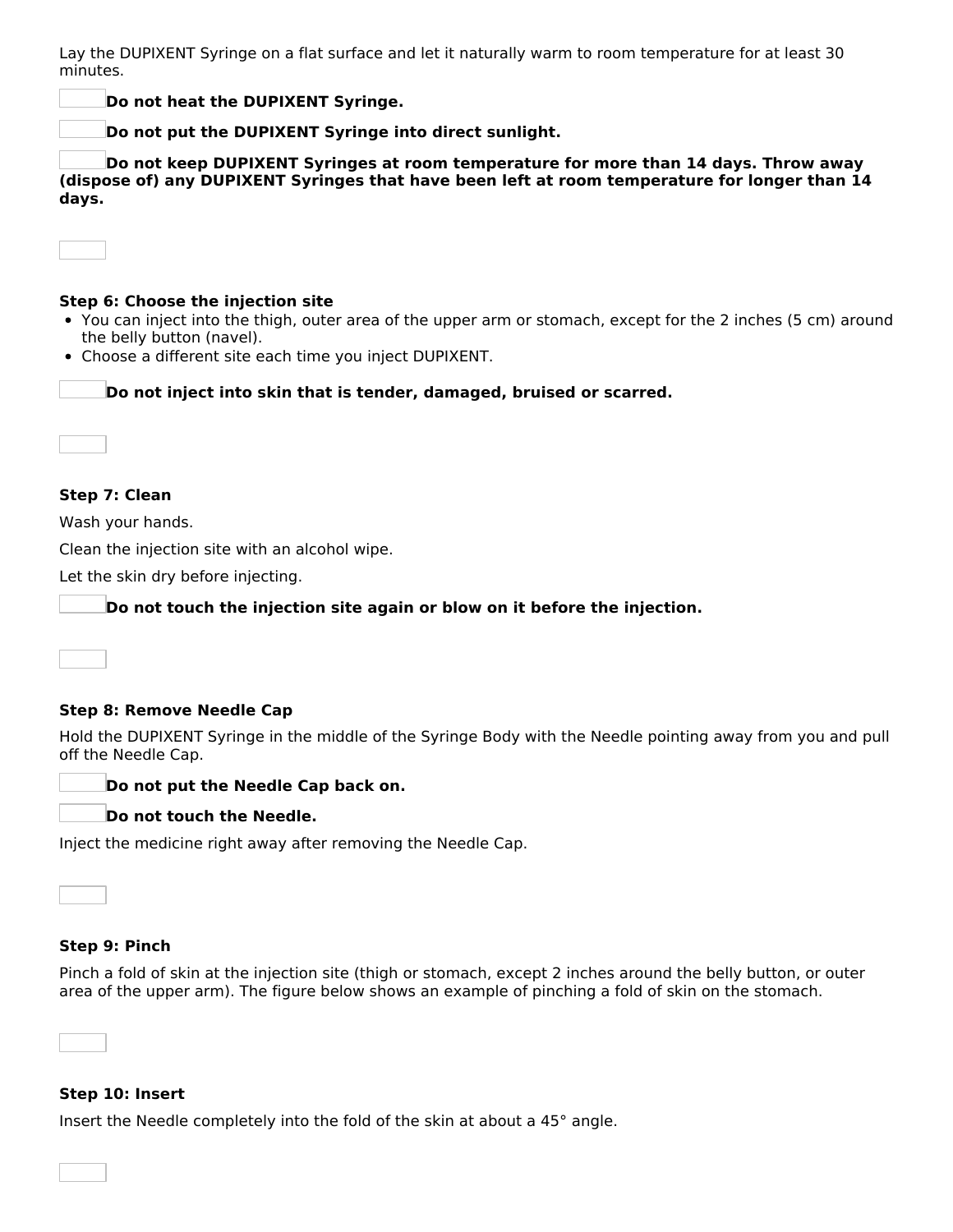Lay the DUPIXENT Syringe on a flat surface and let it naturally warm to room temperature for at least 30 minutes.

**Do not heat the DUPIXENT Syringe.**

**Do not put the DUPIXENT Syringe into direct sunlight.**

**Do not keep DUPIXENT Syringes at room temperature for more than 14 days. Throw away (dispose of) any DUPIXENT Syringes that have been left at room temperature for longer than 14 days.**

**Step 6: Choose the injection site**

- You can inject into the thigh, outer area of the upper arm or stomach, except for the 2 inches (5 cm) around the belly button (navel).
- Choose a different site each time you inject DUPIXENT.

**Do not inject into skin that is tender, damaged, bruised or scarred.**

**Step 7: Clean**

Wash your hands.

Clean the injection site with an alcohol wipe.

Let the skin dry before injecting.

**Do not touch the injection site again or blow on it before the injection.**

**Step 8: Remove Needle Cap**

Hold the DUPIXENT Syringe in the middle of the Syringe Body with the Needle pointing away from you and pull off the Needle Cap.

**Do not put the Needle Cap back on.**

**Do not touch the Needle.**

Inject the medicine right away after removing the Needle Cap.

**Step 9: Pinch**

Pinch a fold of skin at the injection site (thigh or stomach, except 2 inches around the belly button, or outer area of the upper arm). The figure below shows an example of pinching a fold of skin on the stomach.

**Step 10: Insert**

Insert the Needle completely into the fold of the skin at about a 45° angle.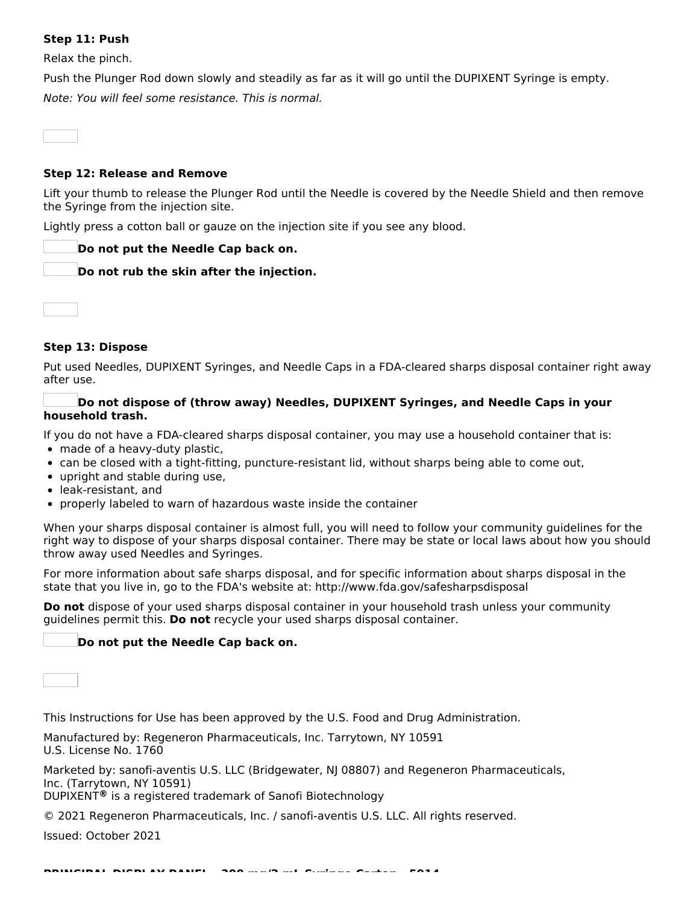**Step 11: Push**

Relax the pinch.

Push the Plunger Rod down slowly and steadily as far as it will go until the DUPIXENT Syringe is empty.

*Note: You will feel some resistance. This is normal.*

**Step 12: Release and Remove**

Lift your thumb to release the Plunger Rod until the Needle is covered by the Needle Shield and then remove the Syringe from the injection site.

Lightly press a cotton ball or gauze on the injection site if you see any blood.

**Do not put the Needle Cap back on.**

**Do not rub the skin after the injection.**

**Step 13: Dispose**

Put used Needles, DUPIXENT Syringes, and Needle Caps in a FDA-cleared sharps disposal container right away after use.

**Do not dispose of (throw away) Needles, DUPIXENT Syringes, and Needle Caps in your household trash.**

If you do not have a FDA-cleared sharps disposal container, you may use a household container that is:

- made of a heavy-duty plastic,
- can be closed with a tight-fitting, puncture-resistant lid, without sharps being able to come out,
- upright and stable during use,
- leak-resistant, and
- properly labeled to warn of hazardous waste inside the container

When your sharps disposal container is almost full, you will need to follow your community guidelines for the right way to dispose of your sharps disposal container. There may be state or local laws about how you should throw away used Needles and Syringes.

For more information about safe sharps disposal, and for specific information about sharps disposal in the state that you live in, go to the FDA's website at: http://www.fda.gov/safesharpsdisposal

**Do not** dispose of your used sharps disposal container in your household trash unless your community guidelines permit this. **Do not** recycle your used sharps disposal container.

**Do not put the Needle Cap back on.**

This Instructions for Use has been approved by the U.S. Food and Drug Administration.

Manufactured by: Regeneron Pharmaceuticals, Inc. Tarrytown, NY 10591
U.S. License No. 1760

Marketed by: sanofi-aventis U.S. LLC (Bridgewater, NJ 08807) and Regeneron Pharmaceuticals, Inc. (Tarrytown, NY 10591)
DUPIXENT® is a registered trademark of Sanofi Biotechnology

© 2021 Regeneron Pharmaceuticals, Inc. / sanofi-aventis U.S. LLC. All rights reserved.

Issued: October 2021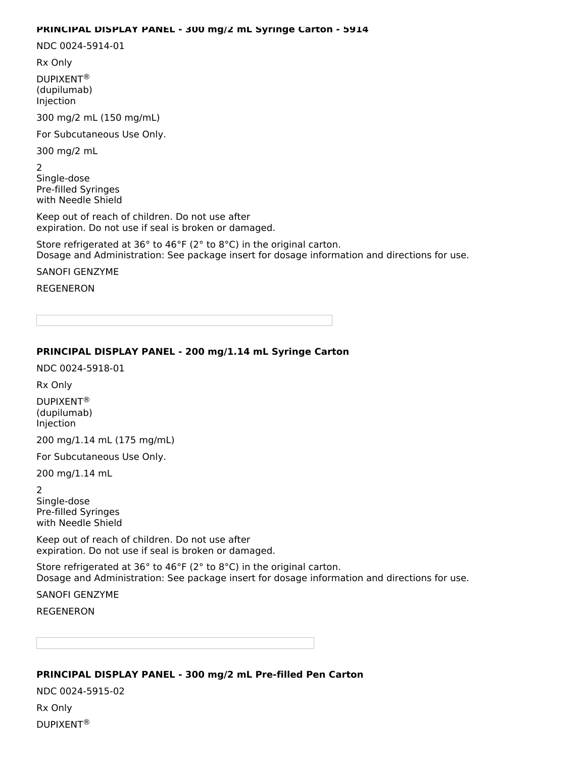**PRINCIPAL DISPLAY PANEL - 300 mg/2 mL Syringe Carton - 5914**

NDC 0024-5914-01

Rx Only

DUPIXENT®
(dupilumab)
Injection

300 mg/2 mL (150 mg/mL)

For Subcutaneous Use Only.

300 mg/2 mL

2
Single-dose
Pre-filled Syringes
with Needle Shield

Keep out of reach of children. Do not use after expiration. Do not use if seal is broken or damaged.

Store refrigerated at 36° to 46°F (2° to 8°C) in the original carton.
Dosage and Administration: See package insert for dosage information and directions for use.

SANOFI GENZYME

REGENERON

**PRINCIPAL DISPLAY PANEL - 200 mg/1.14 mL Syringe Carton**

NDC 0024-5918-01

Rx Only

DUPIXENT®
(dupilumab)
Injection

200 mg/1.14 mL (175 mg/mL)

For Subcutaneous Use Only.

200 mg/1.14 mL

2
Single-dose
Pre-filled Syringes
with Needle Shield

Keep out of reach of children. Do not use after expiration. Do not use if seal is broken or damaged.

Store refrigerated at 36° to 46°F (2° to 8°C) in the original carton.
Dosage and Administration: See package insert for dosage information and directions for use.

SANOFI GENZYME

REGENERON

**PRINCIPAL DISPLAY PANEL - 300 mg/2 mL Pre-filled Pen Carton**

NDC 0024-5915-02

Rx Only

DUPIXENT®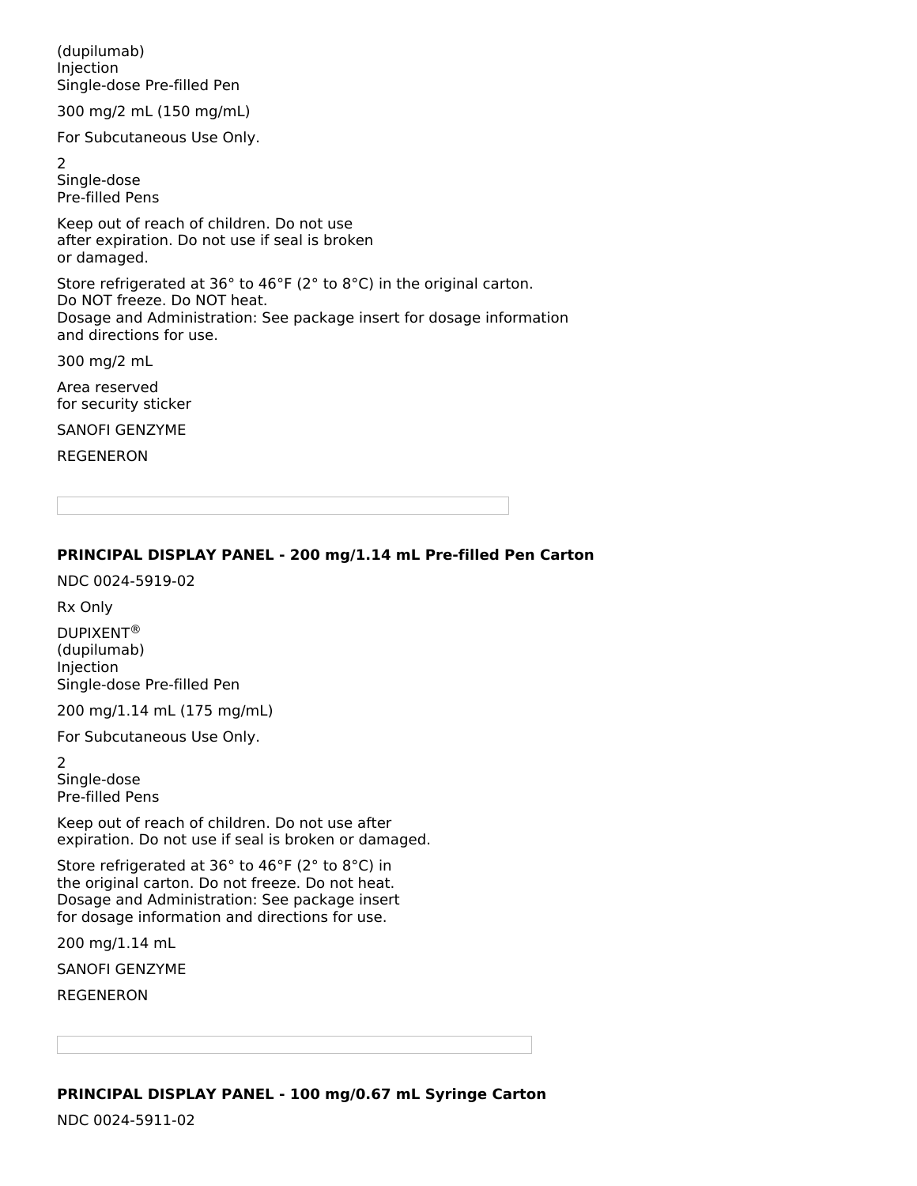(dupilumab)
Injection
Single-dose Pre-filled Pen

300 mg/2 mL (150 mg/mL)

For Subcutaneous Use Only.

2
Single-dose
Pre-filled Pens

Keep out of reach of children. Do not use after expiration. Do not use if seal is broken or damaged.

Store refrigerated at 36° to 46°F (2° to 8°C) in the original carton.
Do NOT freeze. Do NOT heat.
Dosage and Administration: See package insert for dosage information and directions for use.

300 mg/2 mL

Area reserved
for security sticker

SANOFI GENZYME

REGENERON

**PRINCIPAL DISPLAY PANEL - 200 mg/1.14 mL Pre-filled Pen Carton**

NDC 0024-5919-02

Rx Only

DUPIXENT®
(dupilumab)
Injection
Single-dose Pre-filled Pen

200 mg/1.14 mL (175 mg/mL)

For Subcutaneous Use Only.

2
Single-dose
Pre-filled Pens

Keep out of reach of children. Do not use after expiration. Do not use if seal is broken or damaged.

Store refrigerated at 36° to 46°F (2° to 8°C) in the original carton. Do not freeze. Do not heat.
Dosage and Administration: See package insert for dosage information and directions for use.

200 mg/1.14 mL

SANOFI GENZYME

REGENERON

**PRINCIPAL DISPLAY PANEL - 100 mg/0.67 mL Syringe Carton**

NDC 0024-5911-02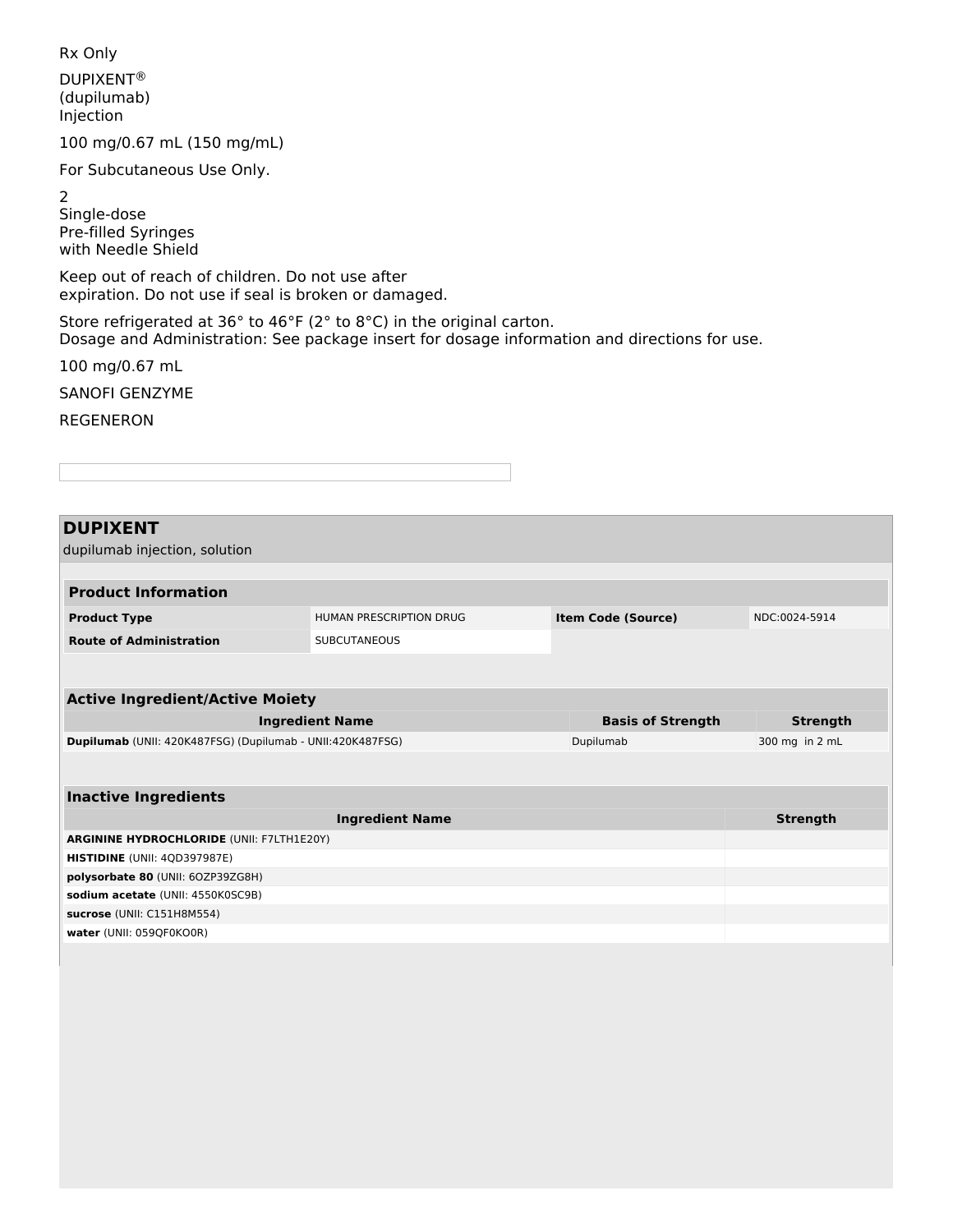Rx Only

DUPIXENT®
(dupilumab)
Injection

100 mg/0.67 mL (150 mg/mL)

For Subcutaneous Use Only.

2
Single-dose
Pre-filled Syringes
with Needle Shield

Keep out of reach of children. Do not use after expiration. Do not use if seal is broken or damaged.

Store refrigerated at 36° to 46°F (2° to 8°C) in the original carton.
Dosage and Administration: See package insert for dosage information and directions for use.

100 mg/0.67 mL

SANOFI GENZYME

REGENERON

## DUPIXENT

dupilumab injection, solution

| **Product Information** | | | |
|---|---|---|---|
| **Product Type** | HUMAN PRESCRIPTION DRUG | **Item Code (Source)** | NDC:0024-5914 |
| **Route of Administration** | SUBCUTANEOUS | | |

| **Active Ingredient/Active Moiety** | | |
|---|---|---|
| **Ingredient Name** | **Basis of Strength** | **Strength** |
| **Dupilumab** (UNII: 420K487FSG) (Dupilumab - UNII:420K487FSG) | Dupilumab | 300 mg in 2 mL |

| **Inactive Ingredients** | |
|---|---|
| **Ingredient Name** | **Strength** |
| **ARGININE HYDROCHLORIDE** (UNII: F7LTH1E20Y) | |
| **HISTIDINE** (UNII: 4QD397987E) | |
| **polysorbate 80** (UNII: 6OZP39ZG8H) | |
| **sodium acetate** (UNII: 4550K0SC9B) | |
| **sucrose** (UNII: C151H8M554) | |
| **water** (UNII: 059QF0KO0R) | |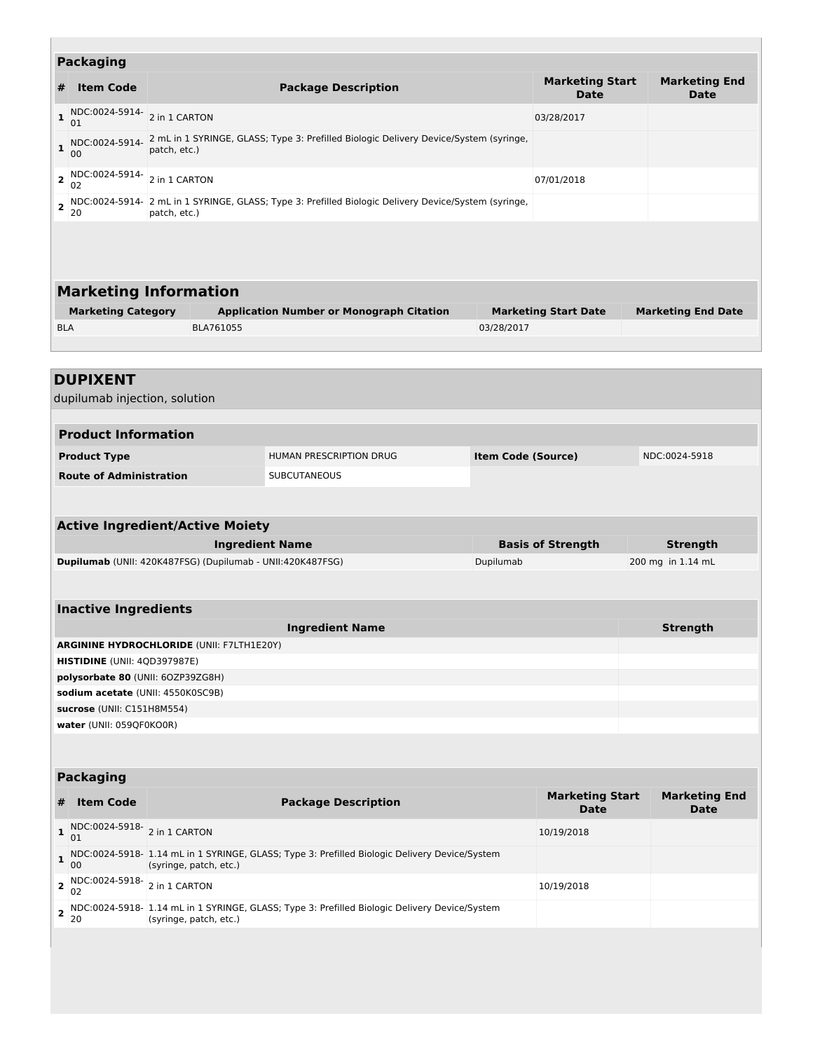### Packaging

| # | Item Code | Package Description | Marketing Start Date | Marketing End Date |
|---|---|---|---|---|
| 1 | NDC:0024-5914-01 | 2 in 1 CARTON | 03/28/2017 | |
| 1 | NDC:0024-5914-00 | 2 mL in 1 SYRINGE, GLASS; Type 3: Prefilled Biologic Delivery Device/System (syringe, patch, etc.) | | |
| 2 | NDC:0024-5914-02 | 2 in 1 CARTON | 07/01/2018 | |
| 2 | NDC:0024-5914-20 | 2 mL in 1 SYRINGE, GLASS; Type 3: Prefilled Biologic Delivery Device/System (syringe, patch, etc.) | | |

### Marketing Information

| Marketing Category | Application Number or Monograph Citation | Marketing Start Date | Marketing End Date |
|---|---|---|---|
| BLA | BLA761055 | 03/28/2017 | |

## DUPIXENT

dupilumab injection, solution

### Product Information

| | | | |
|---|---|---|---|
| **Product Type** | HUMAN PRESCRIPTION DRUG | **Item Code (Source)** | NDC:0024-5918 |
| **Route of Administration** | SUBCUTANEOUS | | |

### Active Ingredient/Active Moiety

| Ingredient Name | Basis of Strength | Strength |
|---|---|---|
| **Dupilumab** (UNII: 420K487FSG) (Dupilumab - UNII:420K487FSG) | Dupilumab | 200 mg in 1.14 mL |

### Inactive Ingredients

| Ingredient Name | Strength |
|---|---|
| **ARGININE HYDROCHLORIDE** (UNII: F7LTH1E20Y) | |
| **HISTIDINE** (UNII: 4QD397987E) | |
| **polysorbate 80** (UNII: 6OZP39ZG8H) | |
| **sodium acetate** (UNII: 4550K0SC9B) | |
| **sucrose** (UNII: C151H8M554) | |
| **water** (UNII: 059QF0KO0R) | |

### Packaging

| # | Item Code | Package Description | Marketing Start Date | Marketing End Date |
|---|---|---|---|---|
| 1 | NDC:0024-5918-01 | 2 in 1 CARTON | 10/19/2018 | |
| 1 | NDC:0024-5918-00 | 1.14 mL in 1 SYRINGE, GLASS; Type 3: Prefilled Biologic Delivery Device/System (syringe, patch, etc.) | | |
| 2 | NDC:0024-5918-02 | 2 in 1 CARTON | 10/19/2018 | |
| 2 | NDC:0024-5918-20 | 1.14 mL in 1 SYRINGE, GLASS; Type 3: Prefilled Biologic Delivery Device/System (syringe, patch, etc.) | | |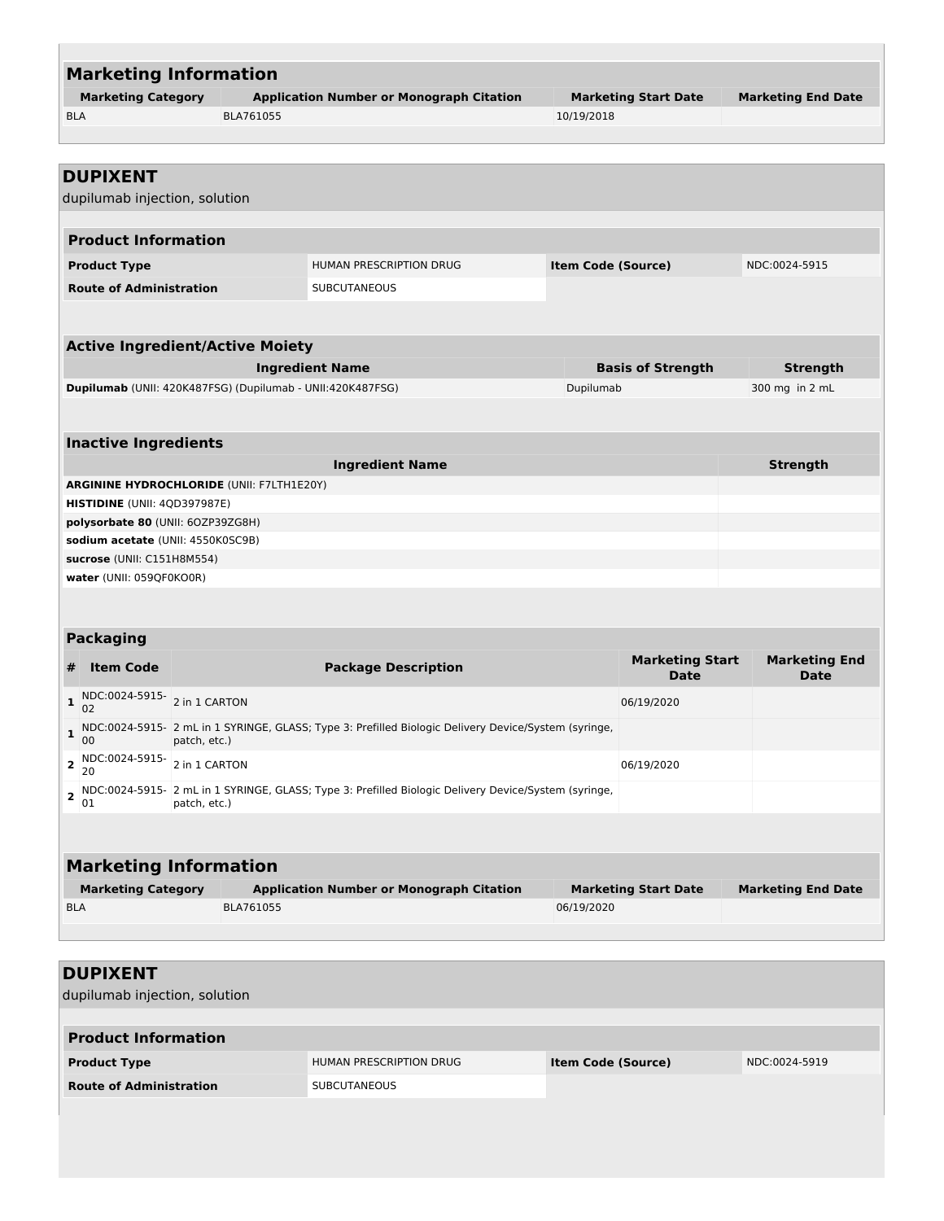## Marketing Information

| Marketing Category | Application Number or Monograph Citation | Marketing Start Date | Marketing End Date |
|---|---|---|---|
| BLA | BLA761055 | 10/19/2018 | |

## DUPIXENT

dupilumab injection, solution

### Product Information

| | | | |
|---|---|---|---|
| **Product Type** | HUMAN PRESCRIPTION DRUG | **Item Code (Source)** | NDC:0024-5915 |
| **Route of Administration** | SUBCUTANEOUS | | |

### Active Ingredient/Active Moiety

| Ingredient Name | Basis of Strength | Strength |
|---|---|---|
| **Dupilumab** (UNII: 420K487FSG) (Dupilumab - UNII:420K487FSG) | Dupilumab | 300 mg in 2 mL |

### Inactive Ingredients

| Ingredient Name | Strength |
|---|---|
| **ARGININE HYDROCHLORIDE** (UNII: F7LTH1E20Y) | |
| **HISTIDINE** (UNII: 4QD397987E) | |
| **polysorbate 80** (UNII: 6OZP39ZG8H) | |
| **sodium acetate** (UNII: 4550K0SC9B) | |
| **sucrose** (UNII: C151H8M554) | |
| **water** (UNII: 059QF0KO0R) | |

### Packaging

| # | Item Code | Package Description | Marketing Start Date | Marketing End Date |
|---|---|---|---|---|
| 1 | NDC:0024-5915-02 | 2 in 1 CARTON | 06/19/2020 | |
| 1 | NDC:0024-5915-00 | 2 mL in 1 SYRINGE, GLASS; Type 3: Prefilled Biologic Delivery Device/System (syringe, patch, etc.) | | |
| 2 | NDC:0024-5915-20 | 2 in 1 CARTON | 06/19/2020 | |
| 2 | NDC:0024-5915-01 | 2 mL in 1 SYRINGE, GLASS; Type 3: Prefilled Biologic Delivery Device/System (syringe, patch, etc.) | | |

## Marketing Information

| Marketing Category | Application Number or Monograph Citation | Marketing Start Date | Marketing End Date |
|---|---|---|---|
| BLA | BLA761055 | 06/19/2020 | |

## DUPIXENT

dupilumab injection, solution

### Product Information

| | | | |
|---|---|---|---|
| **Product Type** | HUMAN PRESCRIPTION DRUG | **Item Code (Source)** | NDC:0024-5919 |
| **Route of Administration** | SUBCUTANEOUS | | |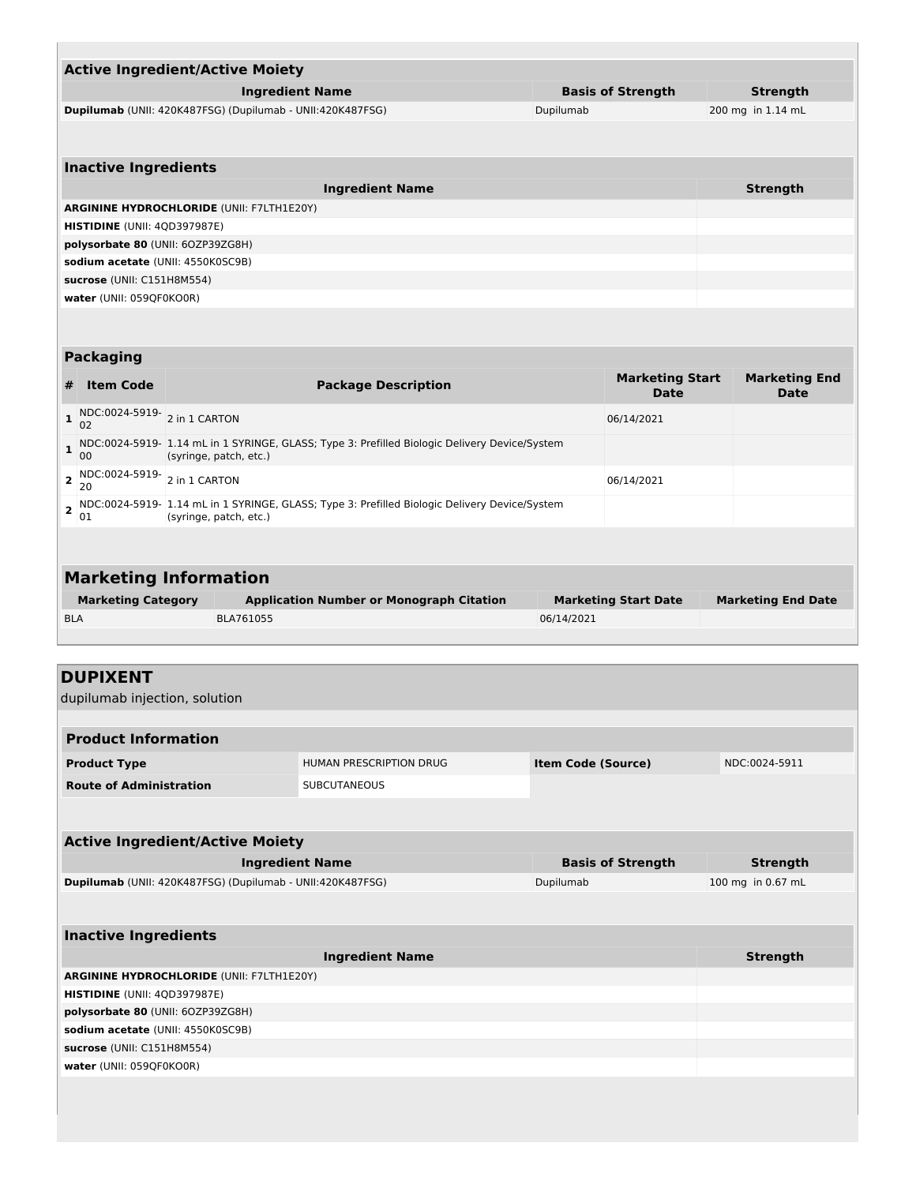## Active Ingredient/Active Moiety

| Ingredient Name | Basis of Strength | Strength |
|---|---|---|
| **Dupilumab** (UNII: 420K487FSG) (Dupilumab - UNII:420K487FSG) | Dupilumab | 200 mg in 1.14 mL |

## Inactive Ingredients

| Ingredient Name | Strength |
|---|---|
| **ARGININE HYDROCHLORIDE** (UNII: F7LTH1E20Y) | |
| **HISTIDINE** (UNII: 4QD397987E) | |
| **polysorbate 80** (UNII: 6OZP39ZG8H) | |
| **sodium acetate** (UNII: 4550K0SC9B) | |
| **sucrose** (UNII: C151H8M554) | |
| **water** (UNII: 059QF0KO0R) | |

## Packaging

| # | Item Code | Package Description | Marketing Start Date | Marketing End Date |
|---|---|---|---|---|
| 1 | NDC:0024-5919-02 | 2 in 1 CARTON | 06/14/2021 | |
| 1 | NDC:0024-5919-00 | 1.14 mL in 1 SYRINGE, GLASS; Type 3: Prefilled Biologic Delivery Device/System (syringe, patch, etc.) | | |
| 2 | NDC:0024-5919-20 | 2 in 1 CARTON | 06/14/2021 | |
| 2 | NDC:0024-5919-01 | 1.14 mL in 1 SYRINGE, GLASS; Type 3: Prefilled Biologic Delivery Device/System (syringe, patch, etc.) | | |

## Marketing Information

| Marketing Category | Application Number or Monograph Citation | Marketing Start Date | Marketing End Date |
|---|---|---|---|
| BLA | BLA761055 | 06/14/2021 | |

# DUPIXENT

dupilumab injection, solution

## Product Information

| Product Type | HUMAN PRESCRIPTION DRUG | Item Code (Source) | NDC:0024-5911 |
|---|---|---|---|
| Route of Administration | SUBCUTANEOUS | | |

## Active Ingredient/Active Moiety

| Ingredient Name | Basis of Strength | Strength |
|---|---|---|
| **Dupilumab** (UNII: 420K487FSG) (Dupilumab - UNII:420K487FSG) | Dupilumab | 100 mg in 0.67 mL |

## Inactive Ingredients

| Ingredient Name | Strength |
|---|---|
| **ARGININE HYDROCHLORIDE** (UNII: F7LTH1E20Y) | |
| **HISTIDINE** (UNII: 4QD397987E) | |
| **polysorbate 80** (UNII: 6OZP39ZG8H) | |
| **sodium acetate** (UNII: 4550K0SC9B) | |
| **sucrose** (UNII: C151H8M554) | |
| **water** (UNII: 059QF0KO0R) | |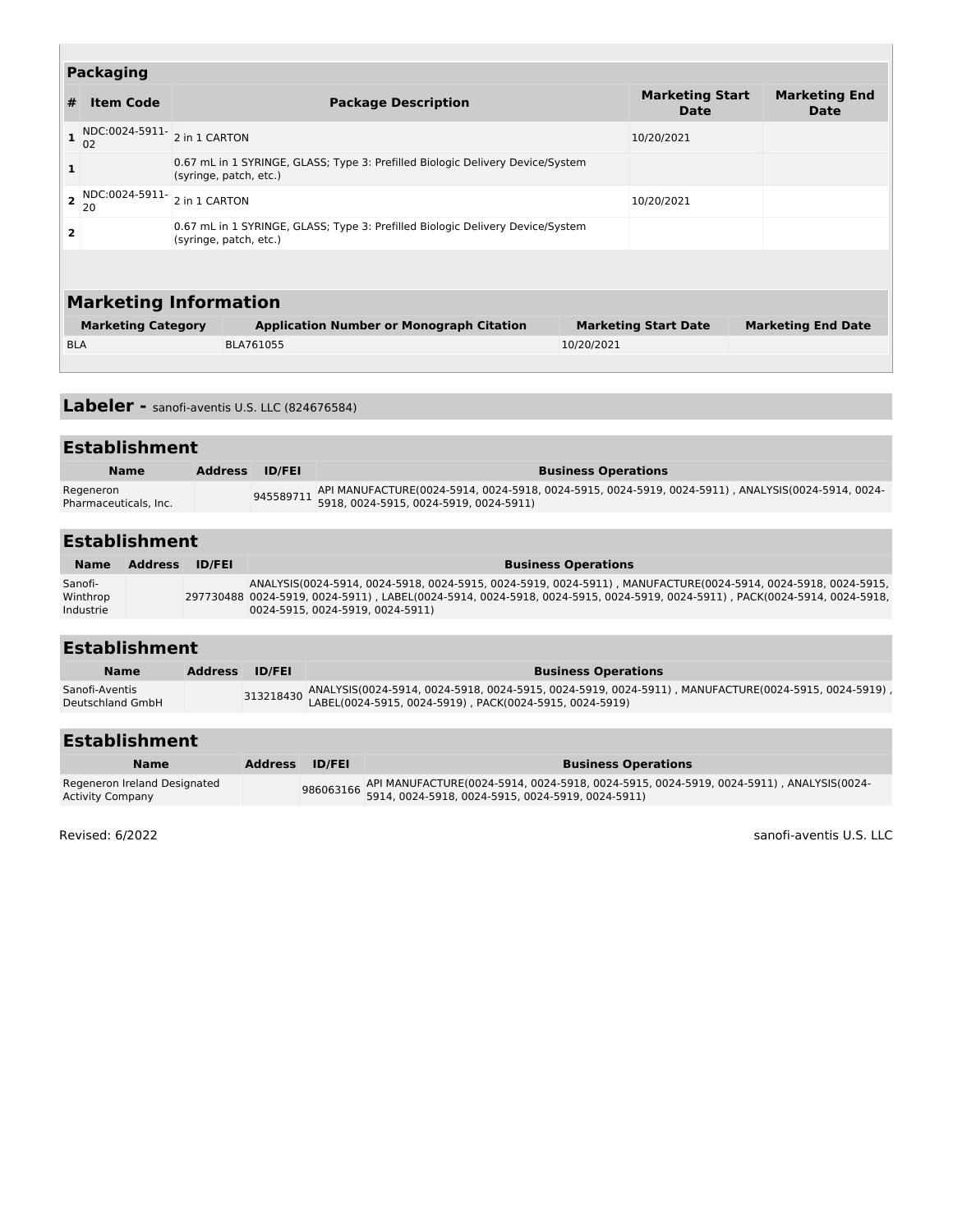## Packaging

| # | Item Code | Package Description | Marketing Start Date | Marketing End Date |
|---|---|---|---|---|
| 1 | NDC:0024-5911-02 | 2 in 1 CARTON | 10/20/2021 | |
| 1 | | 0.67 mL in 1 SYRINGE, GLASS; Type 3: Prefilled Biologic Delivery Device/System (syringe, patch, etc.) | | |
| 2 | NDC:0024-5911-20 | 2 in 1 CARTON | 10/20/2021 | |
| 2 | | 0.67 mL in 1 SYRINGE, GLASS; Type 3: Prefilled Biologic Delivery Device/System (syringe, patch, etc.) | | |

## Marketing Information

| Marketing Category | Application Number or Monograph Citation | Marketing Start Date | Marketing End Date |
|---|---|---|---|
| BLA | BLA761055 | 10/20/2021 | |

## Labeler - sanofi-aventis U.S. LLC (824676584)

## Establishment

| Name | Address | ID/FEI | Business Operations |
|---|---|---|---|
| Regeneron Pharmaceuticals, Inc. | | 945589711 | API MANUFACTURE(0024-5914, 0024-5918, 0024-5915, 0024-5919, 0024-5911) , ANALYSIS(0024-5914, 0024-5918, 0024-5915, 0024-5919, 0024-5911) |

## Establishment

| Name | Address | ID/FEI | Business Operations |
|---|---|---|---|
| Sanofi-Winthrop Industrie | | 297730488 | ANALYSIS(0024-5914, 0024-5918, 0024-5915, 0024-5919, 0024-5911) , MANUFACTURE(0024-5914, 0024-5918, 0024-5915, 0024-5919, 0024-5911) , LABEL(0024-5914, 0024-5918, 0024-5915, 0024-5919, 0024-5911) , PACK(0024-5914, 0024-5918, 0024-5915, 0024-5919, 0024-5911) |

## Establishment

| Name | Address | ID/FEI | Business Operations |
|---|---|---|---|
| Sanofi-Aventis Deutschland GmbH | | 313218430 | ANALYSIS(0024-5914, 0024-5918, 0024-5915, 0024-5919, 0024-5911) , MANUFACTURE(0024-5915, 0024-5919) , LABEL(0024-5915, 0024-5919) , PACK(0024-5915, 0024-5919) |

## Establishment

| Name | Address | ID/FEI | Business Operations |
|---|---|---|---|
| Regeneron Ireland Designated Activity Company | | 986063166 | API MANUFACTURE(0024-5914, 0024-5918, 0024-5915, 0024-5919, 0024-5911) , ANALYSIS(0024-5914, 0024-5918, 0024-5915, 0024-5919, 0024-5911) |

Revised: 6/2022

sanofi-aventis U.S. LLC